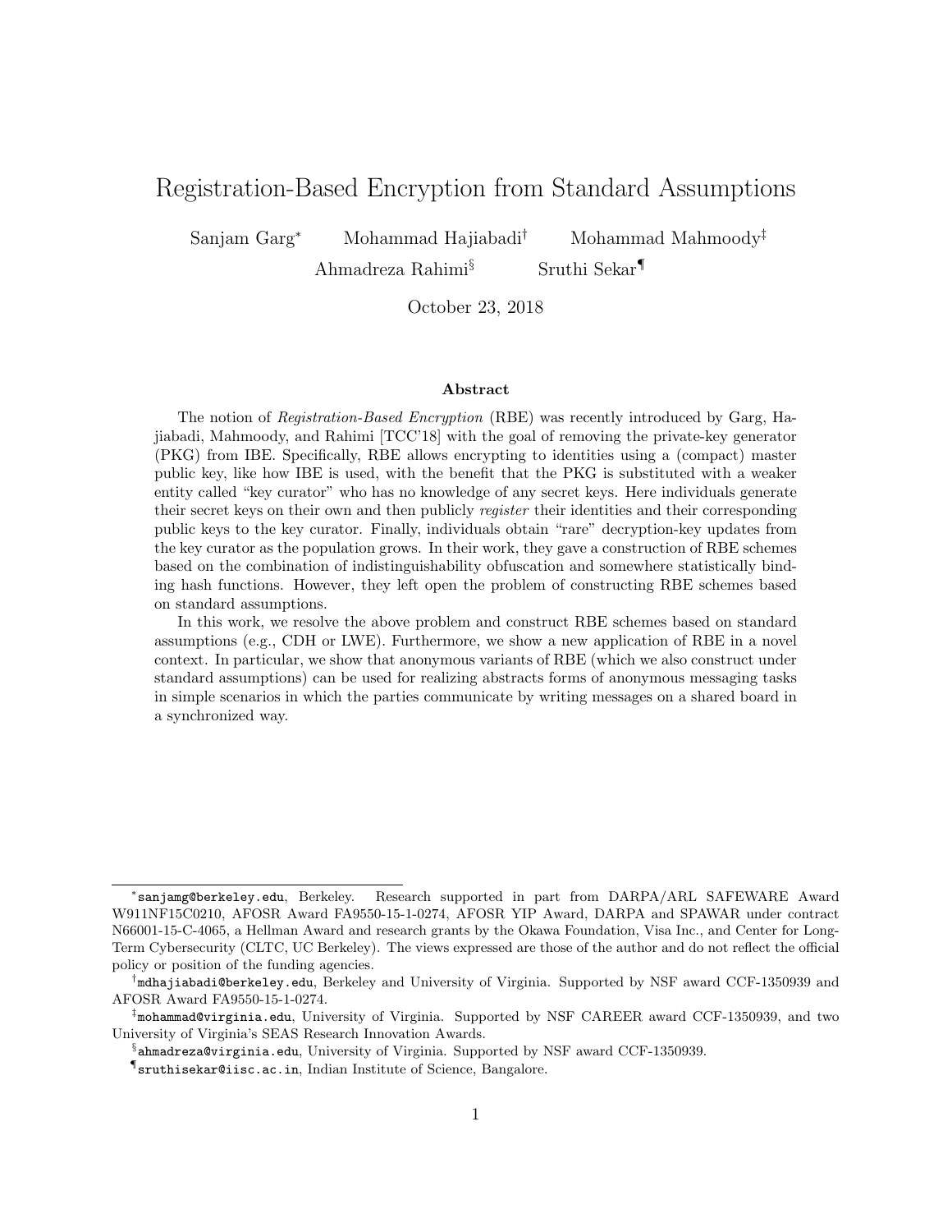# Registration-Based Encryption from Standard Assumptions

Sanjam Garg[*] Mohammad Hajiabadi[†] Mohammad Mahmoody[‡]

Ahmadreza Rahimi[§] Sruthi Sekar[¶]

October 23, 2018

### Abstract

The notion of *Registration-Based Encryption* (RBE) was recently introduced by Garg, Hajiabadi, Mahmoody, and Rahimi [TCC'18] with the goal of removing the private-key generator (PKG) from IBE. Specifically, RBE allows encrypting to identities using a (compact) master public key, like how IBE is used, with the benefit that the PKG is substituted with a weaker entity called "key curator" who has no knowledge of any secret keys. Here individuals generate their secret keys on their own and then publicly *register* their identities and their corresponding public keys to the key curator. Finally, individuals obtain "rare" decryption-key updates from the key curator as the population grows. In their work, they gave a construction of RBE schemes based on the combination of indistinguishability obfuscation and somewhere statistically binding hash functions. However, they left open the problem of constructing RBE schemes based on standard assumptions.

In this work, we resolve the above problem and construct RBE schemes based on standard assumptions (e.g., CDH or LWE). Furthermore, we show a new application of RBE in a novel context. In particular, we show that anonymous variants of RBE (which we also construct under standard assumptions) can be used for realizing abstracts forms of anonymous messaging tasks in simple scenarios in which the parties communicate by writing messages on a shared board in a synchronized way.

---

[*] `sanjamg@berkeley.edu`, Berkeley. Research supported in part from DARPA/ARL SAFEWARE Award W911NF15C0210, AFOSR Award FA9550-15-1-0274, AFOSR YIP Award, DARPA and SPAWAR under contract N66001-15-C-4065, a Hellman Award and research grants by the Okawa Foundation, Visa Inc., and Center for Long-Term Cybersecurity (CLTC, UC Berkeley). The views expressed are those of the author and do not reflect the official policy or position of the funding agencies.

[†] `mdhajiabadi@berkeley.edu`, Berkeley and University of Virginia. Supported by NSF award CCF-1350939 and AFOSR Award FA9550-15-1-0274.

[‡] `mohammad@virginia.edu`, University of Virginia. Supported by NSF CAREER award CCF-1350939, and two University of Virginia's SEAS Research Innovation Awards.

[§] `ahmadreza@virginia.edu`, University of Virginia. Supported by NSF award CCF-1350939.

[¶] `sruthisekar@iisc.ac.in`, Indian Institute of Science, Bangalore.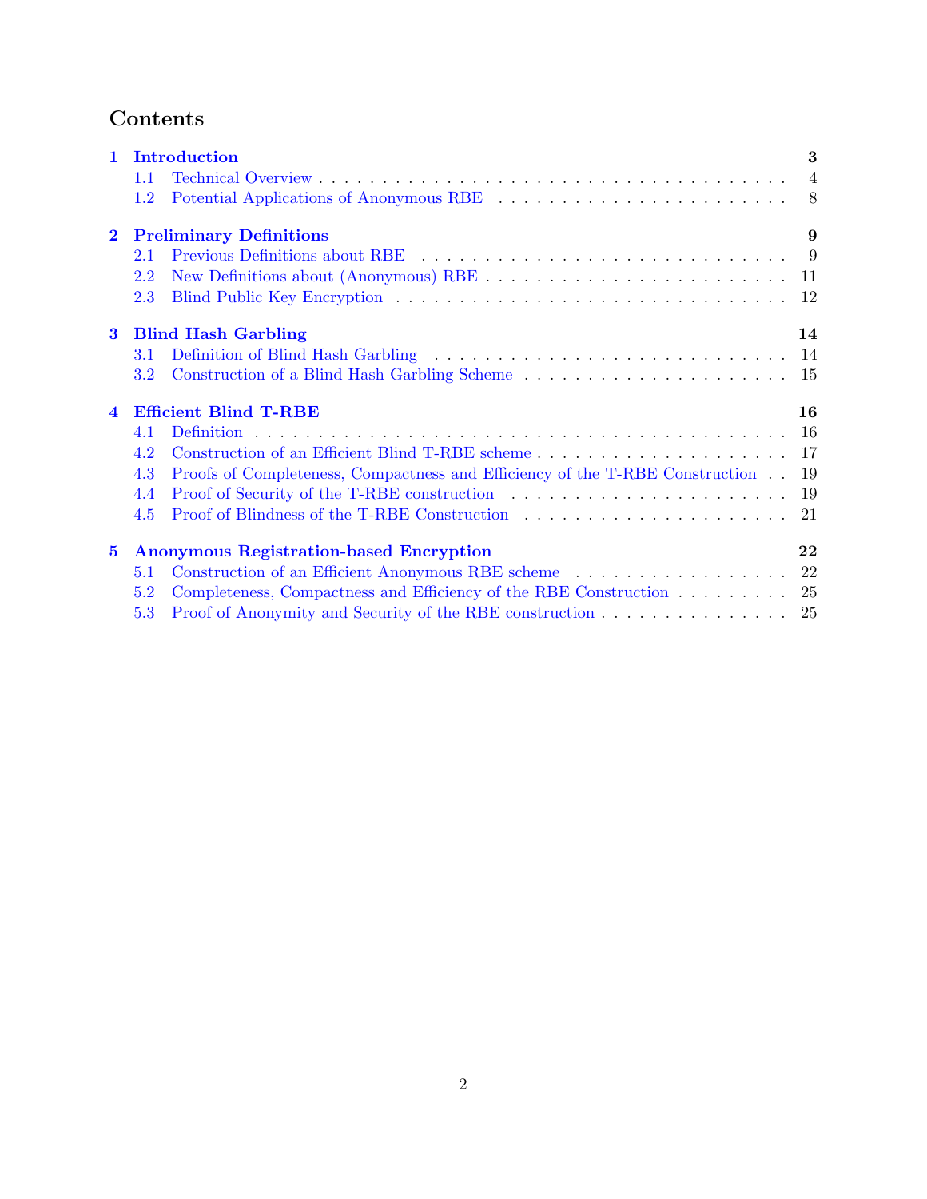# Contents

1 Introduction 3
  1.1 Technical Overview 4
  1.2 Potential Applications of Anonymous RBE 8

2 Preliminary Definitions 9
  2.1 Previous Definitions about RBE 9
  2.2 New Definitions about (Anonymous) RBE 11
  2.3 Blind Public Key Encryption 12

3 Blind Hash Garbling 14
  3.1 Definition of Blind Hash Garbling 14
  3.2 Construction of a Blind Hash Garbling Scheme 15

4 Efficient Blind T-RBE 16
  4.1 Definition 16
  4.2 Construction of an Efficient Blind T-RBE scheme 17
  4.3 Proofs of Completeness, Compactness and Efficiency of the T-RBE Construction 19
  4.4 Proof of Security of the T-RBE construction 19
  4.5 Proof of Blindness of the T-RBE Construction 21

5 Anonymous Registration-based Encryption 22
  5.1 Construction of an Efficient Anonymous RBE scheme 22
  5.2 Completeness, Compactness and Efficiency of the RBE Construction 25
  5.3 Proof of Anonymity and Security of the RBE construction 25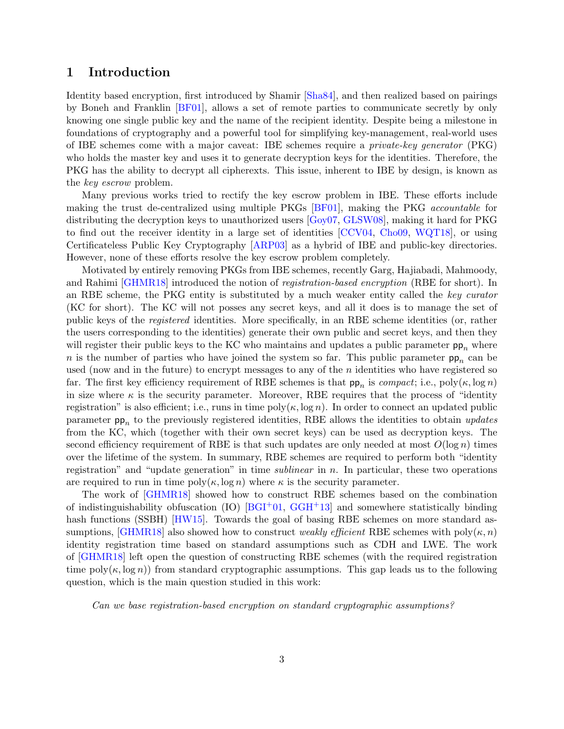# 1 Introduction

Identity based encryption, first introduced by Shamir [Sha84], and then realized based on pairings by Boneh and Franklin [BF01], allows a set of remote parties to communicate secretly by only knowing one single public key and the name of the recipient identity. Despite being a milestone in foundations of cryptography and a powerful tool for simplifying key-management, real-world uses of IBE schemes come with a major caveat: IBE schemes require a *private-key generator* (PKG) who holds the master key and uses it to generate decryption keys for the identities. Therefore, the PKG has the ability to decrypt all cipherexts. This issue, inherent to IBE by design, is known as the *key escrow* problem.

Many previous works tried to rectify the key escrow problem in IBE. These efforts include making the trust de-centralized using multiple PKGs [BF01], making the PKG *accountable* for distributing the decryption keys to unauthorized users [Goy07, GLSW08], making it hard for PKG to find out the receiver identity in a large set of identities [CCV04, Cho09, WQT18], or using Certificateless Public Key Cryptography [ARP03] as a hybrid of IBE and public-key directories. However, none of these efforts resolve the key escrow problem completely.

Motivated by entirely removing PKGs from IBE schemes, recently Garg, Hajiabadi, Mahmoody, and Rahimi [GHMR18] introduced the notion of *registration-based encryption* (RBE for short). In an RBE scheme, the PKG entity is substituted by a much weaker entity called the *key curator* (KC for short). The KC will not posses any secret keys, and all it does is to manage the set of public keys of the *registered* identities. More specifically, in an RBE scheme identities (or, rather the users corresponding to the identities) generate their own public and secret keys, and then they will register their public keys to the KC who maintains and updates a public parameter $\mathsf{pp}_n$ where $n$ is the number of parties who have joined the system so far. This public parameter $\mathsf{pp}_n$ can be used (now and in the future) to encrypt messages to any of the $n$ identities who have registered so far. The first key efficiency requirement of RBE schemes is that $\mathsf{pp}_n$ is *compact*; i.e., $\mathrm{poly}(\kappa, \log n)$ in size where $\kappa$ is the security parameter. Moreover, RBE requires that the process of "identity registration" is also efficient; i.e., runs in time $\mathrm{poly}(\kappa, \log n)$. In order to connect an updated public parameter $\mathsf{pp}_n$ to the previously registered identities, RBE allows the identities to obtain *updates* from the KC, which (together with their own secret keys) can be used as decryption keys. The second efficiency requirement of RBE is that such updates are only needed at most $O(\log n)$ times over the lifetime of the system. In summary, RBE schemes are required to perform both "identity registration" and "update generation" in time *sublinear* in $n$. In particular, these two operations are required to run in time $\mathrm{poly}(\kappa, \log n)$ where $\kappa$ is the security parameter.

The work of [GHMR18] showed how to construct RBE schemes based on the combination of indistinguishability obfuscation (IO) [BGI+01, GGH+13] and somewhere statistically binding hash functions (SSBH) [HW15]. Towards the goal of basing RBE schemes on more standard assumptions, [GHMR18] also showed how to construct *weakly efficient* RBE schemes with $\mathrm{poly}(\kappa, n)$ identity registration time based on standard assumptions such as CDH and LWE. The work of [GHMR18] left open the question of constructing RBE schemes (with the required registration time $\mathrm{poly}(\kappa, \log n)$) from standard cryptographic assumptions. This gap leads us to the following question, which is the main question studied in this work:

*Can we base registration-based encryption on standard cryptographic assumptions?*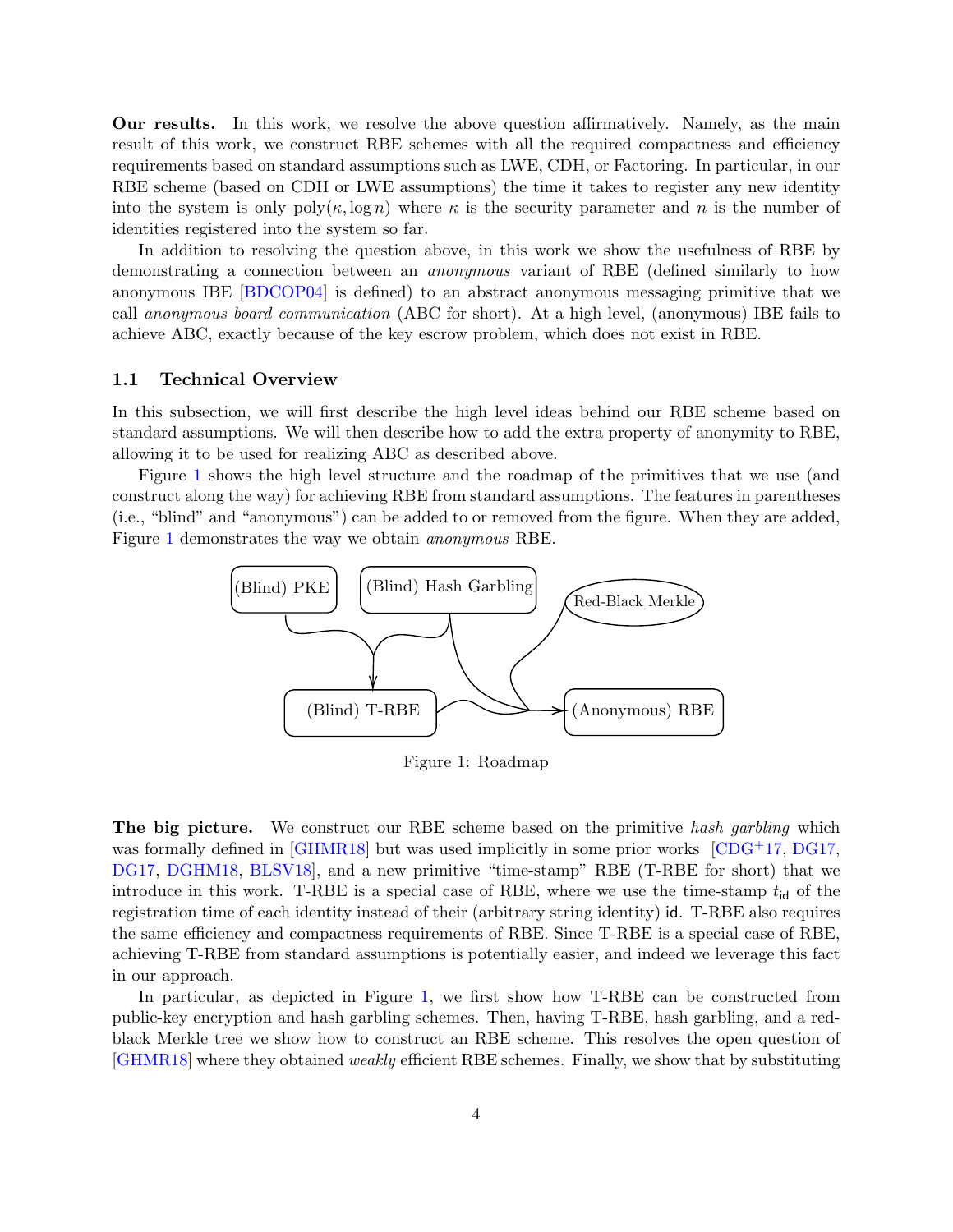**Our results.** In this work, we resolve the above question affirmatively. Namely, as the main result of this work, we construct RBE schemes with all the required compactness and efficiency requirements based on standard assumptions such as LWE, CDH, or Factoring. In particular, in our RBE scheme (based on CDH or LWE assumptions) the time it takes to register any new identity into the system is only $\text{poly}(\kappa, \log n)$ where $\kappa$ is the security parameter and $n$ is the number of identities registered into the system so far.

In addition to resolving the question above, in this work we show the usefulness of RBE by demonstrating a connection between an *anonymous* variant of RBE (defined similarly to how anonymous IBE [BDCOP04] is defined) to an abstract anonymous messaging primitive that we call *anonymous board communication* (ABC for short). At a high level, (anonymous) IBE fails to achieve ABC, exactly because of the key escrow problem, which does not exist in RBE.

### 1.1 Technical Overview

In this subsection, we will first describe the high level ideas behind our RBE scheme based on standard assumptions. We will then describe how to add the extra property of anonymity to RBE, allowing it to be used for realizing ABC as described above.

Figure 1 shows the high level structure and the roadmap of the primitives that we use (and construct along the way) for achieving RBE from standard assumptions. The features in parentheses (i.e., "blind" and "anonymous") can be added to or removed from the figure. When they are added, Figure 1 demonstrates the way we obtain *anonymous* RBE.

(Blind) PKE — (Blind) Hash Garbling — Red-Black Merkle — (Blind) T-RBE — (Anonymous) RBE

Figure 1: Roadmap

**The big picture.** We construct our RBE scheme based on the primitive *hash garbling* which was formally defined in [GHMR18] but was used implicitly in some prior works [CDG+17, DG17, DG17, DGHM18, BLSV18], and a new primitive "time-stamp" RBE (T-RBE for short) that we introduce in this work. T-RBE is a special case of RBE, where we use the time-stamp $t_{\mathsf{id}}$ of the registration time of each identity instead of their (arbitrary string identity) $\mathsf{id}$. T-RBE also requires the same efficiency and compactness requirements of RBE. Since T-RBE is a special case of RBE, achieving T-RBE from standard assumptions is potentially easier, and indeed we leverage this fact in our approach.

In particular, as depicted in Figure 1, we first show how T-RBE can be constructed from public-key encryption and hash garbling schemes. Then, having T-RBE, hash garbling, and a red-black Merkle tree we show how to construct an RBE scheme. This resolves the open question of [GHMR18] where they obtained *weakly* efficient RBE schemes. Finally, we show that by substituting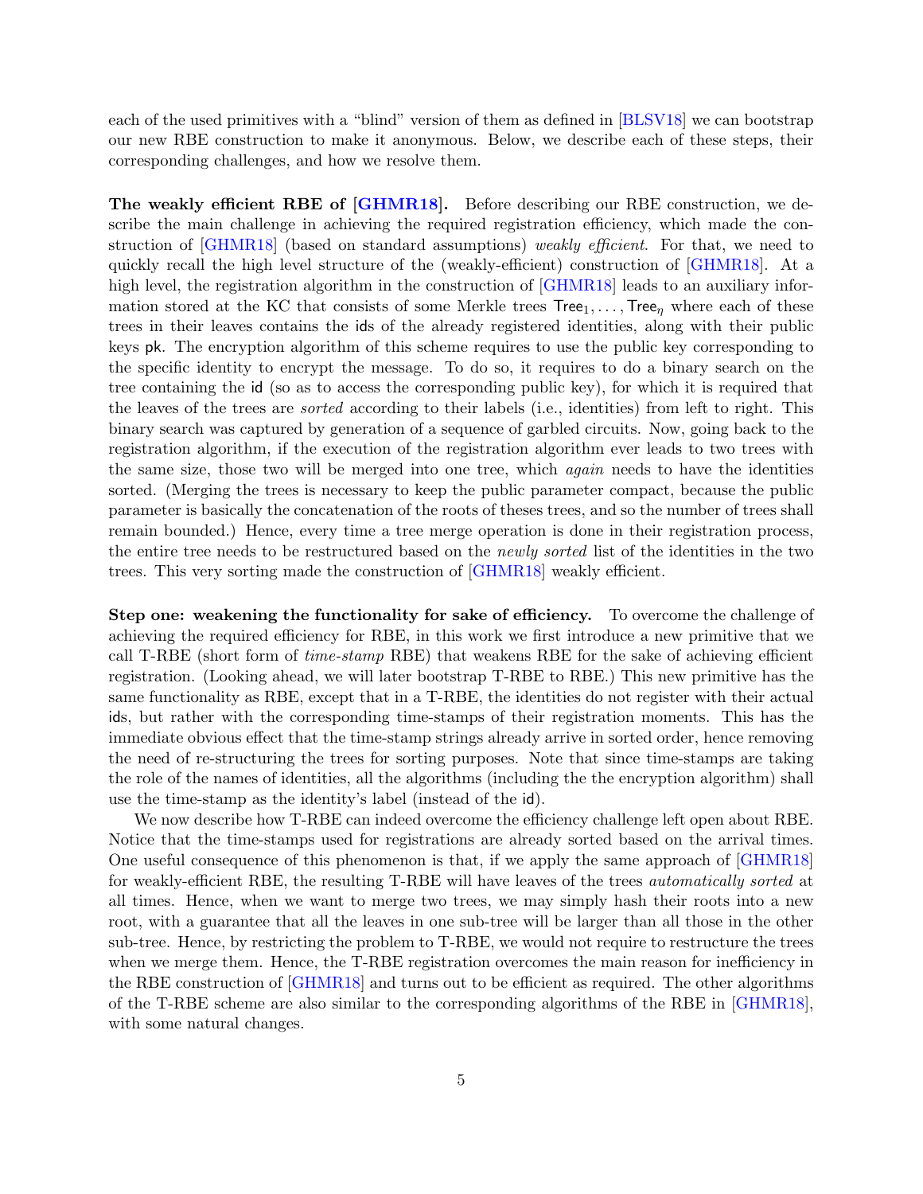each of the used primitives with a "blind" version of them as defined in [BLSV18] we can bootstrap our new RBE construction to make it anonymous. Below, we describe each of these steps, their corresponding challenges, and how we resolve them.

**The weakly efficient RBE of [GHMR18].** Before describing our RBE construction, we describe the main challenge in achieving the required registration efficiency, which made the construction of [GHMR18] (based on standard assumptions) *weakly efficient*. For that, we need to quickly recall the high level structure of the (weakly-efficient) construction of [GHMR18]. At a high level, the registration algorithm in the construction of [GHMR18] leads to an auxiliary information stored at the KC that consists of some Merkle trees $\mathsf{Tree}_1, \ldots, \mathsf{Tree}_\eta$ where each of these trees in their leaves contains the $\mathsf{id}$s of the already registered identities, along with their public keys $\mathsf{pk}$. The encryption algorithm of this scheme requires to use the public key corresponding to the specific identity to encrypt the message. To do so, it requires to do a binary search on the tree containing the $\mathsf{id}$ (so as to access the corresponding public key), for which it is required that the leaves of the trees are *sorted* according to their labels (i.e., identities) from left to right. This binary search was captured by generation of a sequence of garbled circuits. Now, going back to the registration algorithm, if the execution of the registration algorithm ever leads to two trees with the same size, those two will be merged into one tree, which *again* needs to have the identities sorted. (Merging the trees is necessary to keep the public parameter compact, because the public parameter is basically the concatenation of the roots of theses trees, and so the number of trees shall remain bounded.) Hence, every time a tree merge operation is done in their registration process, the entire tree needs to be restructured based on the *newly sorted* list of the identities in the two trees. This very sorting made the construction of [GHMR18] weakly efficient.

**Step one: weakening the functionality for sake of efficiency.** To overcome the challenge of achieving the required efficiency for RBE, in this work we first introduce a new primitive that we call T-RBE (short form of *time-stamp* RBE) that weakens RBE for the sake of achieving efficient registration. (Looking ahead, we will later bootstrap T-RBE to RBE.) This new primitive has the same functionality as RBE, except that in a T-RBE, the identities do not register with their actual $\mathsf{id}$s, but rather with the corresponding time-stamps of their registration moments. This has the immediate obvious effect that the time-stamp strings already arrive in sorted order, hence removing the need of re-structuring the trees for sorting purposes. Note that since time-stamps are taking the role of the names of identities, all the algorithms (including the the encryption algorithm) shall use the time-stamp as the identity's label (instead of the $\mathsf{id}$).

We now describe how T-RBE can indeed overcome the efficiency challenge left open about RBE. Notice that the time-stamps used for registrations are already sorted based on the arrival times. One useful consequence of this phenomenon is that, if we apply the same approach of [GHMR18] for weakly-efficient RBE, the resulting T-RBE will have leaves of the trees *automatically sorted* at all times. Hence, when we want to merge two trees, we may simply hash their roots into a new root, with a guarantee that all the leaves in one sub-tree will be larger than all those in the other sub-tree. Hence, by restricting the problem to T-RBE, we would not require to restructure the trees when we merge them. Hence, the T-RBE registration overcomes the main reason for inefficiency in the RBE construction of [GHMR18] and turns out to be efficient as required. The other algorithms of the T-RBE scheme are also similar to the corresponding algorithms of the RBE in [GHMR18], with some natural changes.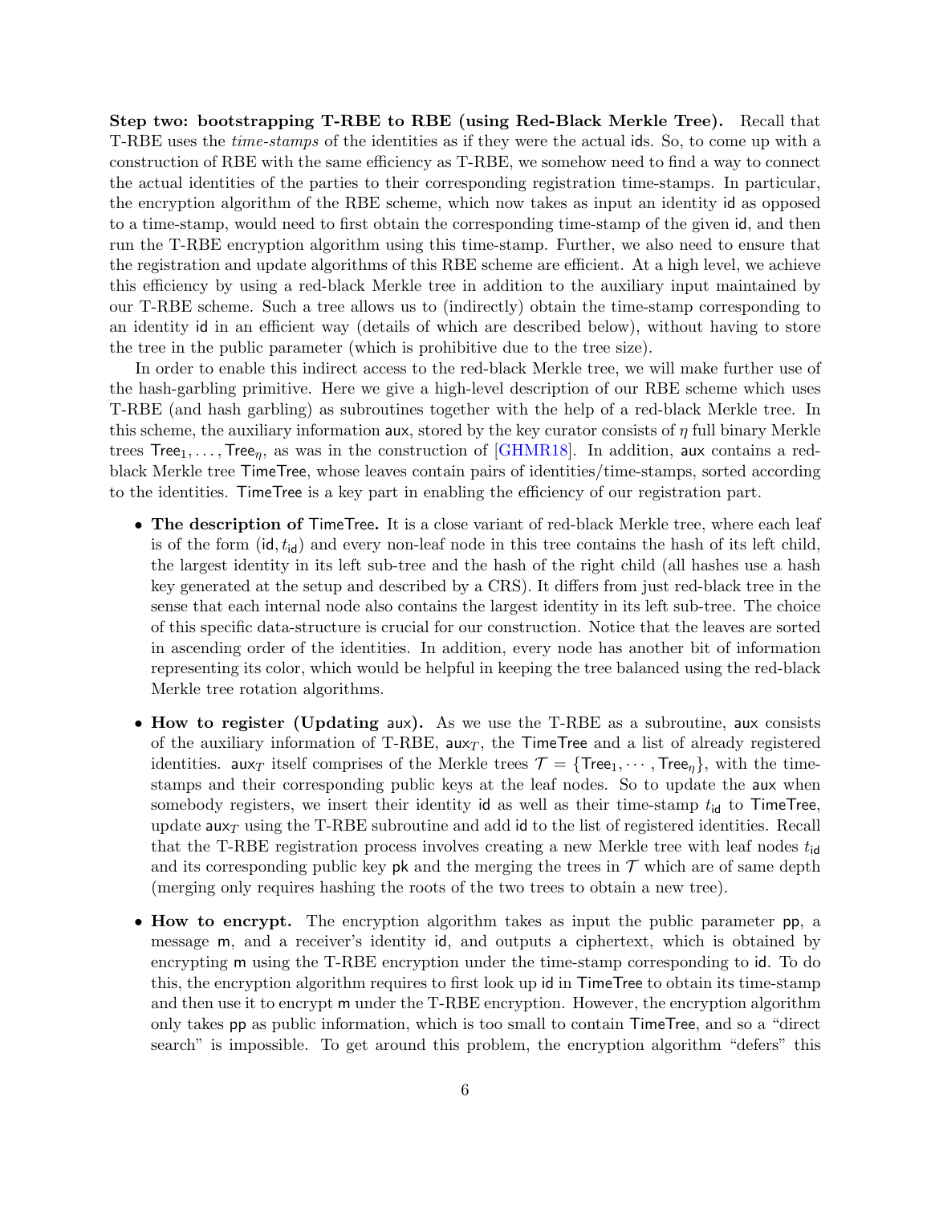**Step two: bootstrapping T-RBE to RBE (using Red-Black Merkle Tree).** Recall that T-RBE uses the *time-stamps* of the identities as if they were the actual $\mathsf{id}$s. So, to come up with a construction of RBE with the same efficiency as T-RBE, we somehow need to find a way to connect the actual identities of the parties to their corresponding registration time-stamps. In particular, the encryption algorithm of the RBE scheme, which now takes as input an identity $\mathsf{id}$ as opposed to a time-stamp, would need to first obtain the corresponding time-stamp of the given $\mathsf{id}$, and then run the T-RBE encryption algorithm using this time-stamp. Further, we also need to ensure that the registration and update algorithms of this RBE scheme are efficient. At a high level, we achieve this efficiency by using a red-black Merkle tree in addition to the auxiliary input maintained by our T-RBE scheme. Such a tree allows us to (indirectly) obtain the time-stamp corresponding to an identity $\mathsf{id}$ in an efficient way (details of which are described below), without having to store the tree in the public parameter (which is prohibitive due to the tree size).

In order to enable this indirect access to the red-black Merkle tree, we will make further use of the hash-garbling primitive. Here we give a high-level description of our RBE scheme which uses T-RBE (and hash garbling) as subroutines together with the help of a red-black Merkle tree. In this scheme, the auxiliary information $\mathsf{aux}$, stored by the key curator consists of $\eta$ full binary Merkle trees $\mathsf{Tree}_1, \ldots, \mathsf{Tree}_\eta$, as was in the construction of [GHMR18]. In addition, $\mathsf{aux}$ contains a red-black Merkle tree $\mathsf{TimeTree}$, whose leaves contain pairs of identities/time-stamps, sorted according to the identities. $\mathsf{TimeTree}$ is a key part in enabling the efficiency of our registration part.

- **The description of $\mathsf{TimeTree}$.** It is a close variant of red-black Merkle tree, where each leaf is of the form $(\mathsf{id}, t_{\mathsf{id}})$ and every non-leaf node in this tree contains the hash of its left child, the largest identity in its left sub-tree and the hash of the right child (all hashes use a hash key generated at the setup and described by a CRS). It differs from just red-black tree in the sense that each internal node also contains the largest identity in its left sub-tree. The choice of this specific data-structure is crucial for our construction. Notice that the leaves are sorted in ascending order of the identities. In addition, every node has another bit of information representing its color, which would be helpful in keeping the tree balanced using the red-black Merkle tree rotation algorithms.

- **How to register (Updating $\mathsf{aux}$).** As we use the T-RBE as a subroutine, $\mathsf{aux}$ consists of the auxiliary information of T-RBE, $\mathsf{aux}_T$, the $\mathsf{TimeTree}$ and a list of already registered identities. $\mathsf{aux}_T$ itself comprises of the Merkle trees $\mathcal{T} = \{\mathsf{Tree}_1, \cdots, \mathsf{Tree}_\eta\}$, with the time-stamps and their corresponding public keys at the leaf nodes. So to update the $\mathsf{aux}$ when somebody registers, we insert their identity $\mathsf{id}$ as well as their time-stamp $t_{\mathsf{id}}$ to $\mathsf{TimeTree}$, update $\mathsf{aux}_T$ using the T-RBE subroutine and add $\mathsf{id}$ to the list of registered identities. Recall that the T-RBE registration process involves creating a new Merkle tree with leaf nodes $t_{\mathsf{id}}$ and its corresponding public key $\mathsf{pk}$ and the merging the trees in $\mathcal{T}$ which are of same depth (merging only requires hashing the roots of the two trees to obtain a new tree).

- **How to encrypt.** The encryption algorithm takes as input the public parameter $\mathsf{pp}$, a message $\mathsf{m}$, and a receiver's identity $\mathsf{id}$, and outputs a ciphertext, which is obtained by encrypting $\mathsf{m}$ using the T-RBE encryption under the time-stamp corresponding to $\mathsf{id}$. To do this, the encryption algorithm requires to first look up $\mathsf{id}$ in $\mathsf{TimeTree}$ to obtain its time-stamp and then use it to encrypt $\mathsf{m}$ under the T-RBE encryption. However, the encryption algorithm only takes $\mathsf{pp}$ as public information, which is too small to contain $\mathsf{TimeTree}$, and so a "direct search" is impossible. To get around this problem, the encryption algorithm "defers" this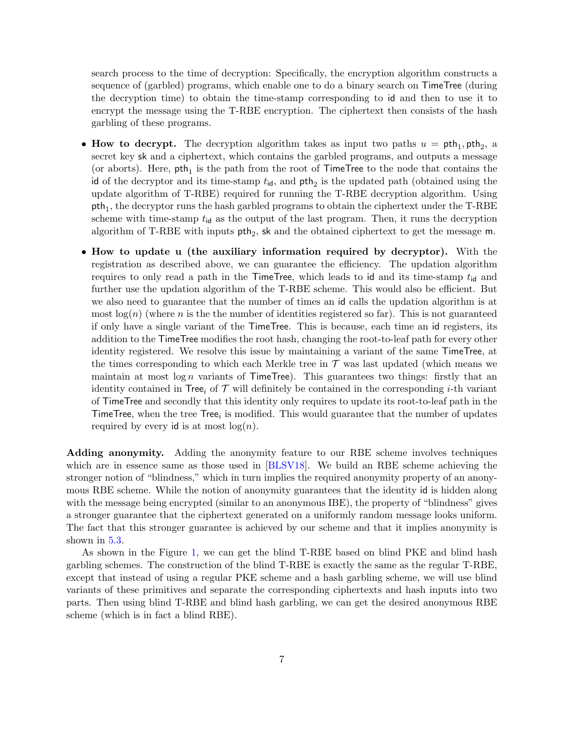search process to the time of decryption: Specifically, the encryption algorithm constructs a sequence of (garbled) programs, which enable one to do a binary search on $\mathsf{TimeTree}$ (during the decryption time) to obtain the time-stamp corresponding to $\mathsf{id}$ and then to use it to encrypt the message using the T-RBE encryption. The ciphertext then consists of the hash garbling of these programs.

- **How to decrypt.** The decryption algorithm takes as input two paths $u = \mathsf{pth}_1, \mathsf{pth}_2$, a secret key $\mathsf{sk}$ and a ciphertext, which contains the garbled programs, and outputs a message (or aborts). Here, $\mathsf{pth}_1$ is the path from the root of $\mathsf{TimeTree}$ to the node that contains the $\mathsf{id}$ of the decryptor and its time-stamp $t_{\mathsf{id}}$, and $\mathsf{pth}_2$ is the updated path (obtained using the update algorithm of T-RBE) required for running the T-RBE decryption algorithm. Using $\mathsf{pth}_1$, the decryptor runs the hash garbled programs to obtain the ciphertext under the T-RBE scheme with time-stamp $t_{\mathsf{id}}$ as the output of the last program. Then, it runs the decryption algorithm of T-RBE with inputs $\mathsf{pth}_2$, $\mathsf{sk}$ and the obtained ciphertext to get the message $\mathsf{m}$.

- **How to update u (the auxiliary information required by decryptor).** With the registration as described above, we can guarantee the efficiency. The updation algorithm requires to only read a path in the $\mathsf{TimeTree}$, which leads to $\mathsf{id}$ and its time-stamp $t_{\mathsf{id}}$ and further use the updation algorithm of the T-RBE scheme. This would also be efficient. But we also need to guarantee that the number of times an $\mathsf{id}$ calls the updation algorithm is at most $\log(n)$ (where $n$ is the the number of identities registered so far). This is not guaranteed if only have a single variant of the $\mathsf{TimeTree}$. This is because, each time an $\mathsf{id}$ registers, its addition to the $\mathsf{TimeTree}$ modifies the root hash, changing the root-to-leaf path for every other identity registered. We resolve this issue by maintaining a variant of the same $\mathsf{TimeTree}$, at the times corresponding to which each Merkle tree in $\mathcal{T}$ was last updated (which means we maintain at most $\log n$ variants of $\mathsf{TimeTree}$). This guarantees two things: firstly that an identity contained in $\mathsf{Tree}_i$ of $\mathcal{T}$ will definitely be contained in the corresponding $i$-th variant of $\mathsf{TimeTree}$ and secondly that this identity only requires to update its root-to-leaf path in the $\mathsf{TimeTree}$, when the tree $\mathsf{Tree}_i$ is modified. This would guarantee that the number of updates required by every $\mathsf{id}$ is at most $\log(n)$.

**Adding anonymity.** Adding the anonymity feature to our RBE scheme involves techniques which are in essence same as those used in [BLSV18]. We build an RBE scheme achieving the stronger notion of "blindness," which in turn implies the required anonymity property of an anonymous RBE scheme. While the notion of anonymity guarantees that the identity $\mathsf{id}$ is hidden along with the message being encrypted (similar to an anonymous IBE), the property of "blindness" gives a stronger guarantee that the ciphertext generated on a uniformly random message looks uniform. The fact that this stronger guarantee is achieved by our scheme and that it implies anonymity is shown in 5.3.

As shown in the Figure 1, we can get the blind T-RBE based on blind PKE and blind hash garbling schemes. The construction of the blind T-RBE is exactly the same as the regular T-RBE, except that instead of using a regular PKE scheme and a hash garbling scheme, we will use blind variants of these primitives and separate the corresponding ciphertexts and hash inputs into two parts. Then using blind T-RBE and blind hash garbling, we can get the desired anonymous RBE scheme (which is in fact a blind RBE).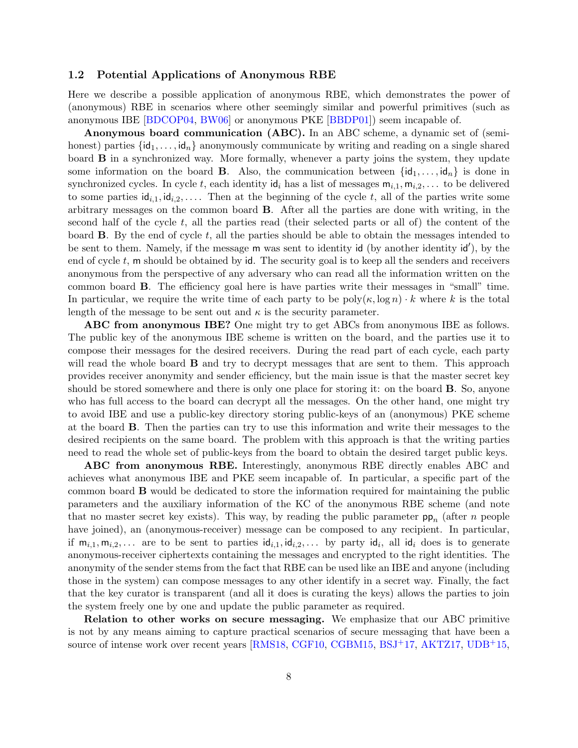### 1.2 Potential Applications of Anonymous RBE

Here we describe a possible application of anonymous RBE, which demonstrates the power of (anonymous) RBE in scenarios where other seemingly similar and powerful primitives (such as anonymous IBE [BDCOP04, BW06] or anonymous PKE [BBDP01]) seem incapable of.

**Anonymous board communication (ABC).** In an ABC scheme, a dynamic set of (semi-honest) parties $\{\mathsf{id}_1, \ldots, \mathsf{id}_n\}$ anonymously communicate by writing and reading on a single shared board $\mathbf{B}$ in a synchronized way. More formally, whenever a party joins the system, they update some information on the board $\mathbf{B}$. Also, the communication between $\{\mathsf{id}_1, \ldots, \mathsf{id}_n\}$ is done in synchronized cycles. In cycle $t$, each identity $\mathsf{id}_i$ has a list of messages $\mathsf{m}_{i,1}, \mathsf{m}_{i,2}, \ldots$ to be delivered to some parties $\mathsf{id}_{i,1}, \mathsf{id}_{i,2}, \ldots$. Then at the beginning of the cycle $t$, all of the parties write some arbitrary messages on the common board $\mathbf{B}$. After all the parties are done with writing, in the second half of the cycle $t$, all the parties read (their selected parts or all of) the content of the board $\mathbf{B}$. By the end of cycle $t$, all the parties should be able to obtain the messages intended to be sent to them. Namely, if the message $\mathsf{m}$ was sent to identity $\mathsf{id}$ (by another identity $\mathsf{id}'$), by the end of cycle $t$, $\mathsf{m}$ should be obtained by $\mathsf{id}$. The security goal is to keep all the senders and receivers anonymous from the perspective of any adversary who can read all the information written on the common board $\mathbf{B}$. The efficiency goal here is have parties write their messages in "small" time. In particular, we require the write time of each party to be $\mathrm{poly}(\kappa, \log n) \cdot k$ where $k$ is the total length of the message to be sent out and $\kappa$ is the security parameter.

**ABC from anonymous IBE?** One might try to get ABCs from anonymous IBE as follows. The public key of the anonymous IBE scheme is written on the board, and the parties use it to compose their messages for the desired receivers. During the read part of each cycle, each party will read the whole board $\mathbf{B}$ and try to decrypt messages that are sent to them. This approach provides receiver anonymity and sender efficiency, but the main issue is that the master secret key should be stored somewhere and there is only one place for storing it: on the board $\mathbf{B}$. So, anyone who has full access to the board can decrypt all the messages. On the other hand, one might try to avoid IBE and use a public-key directory storing public-keys of an (anonymous) PKE scheme at the board $\mathbf{B}$. Then the parties can try to use this information and write their messages to the desired recipients on the same board. The problem with this approach is that the writing parties need to read the whole set of public-keys from the board to obtain the desired target public keys.

**ABC from anonymous RBE.** Interestingly, anonymous RBE directly enables ABC and achieves what anonymous IBE and PKE seem incapable of. In particular, a specific part of the common board $\mathbf{B}$ would be dedicated to store the information required for maintaining the public parameters and the auxiliary information of the KC of the anonymous RBE scheme (and note that no master secret key exists). This way, by reading the public parameter $\mathsf{pp}_n$ (after $n$ people have joined), an (anonymous-receiver) message can be composed to any recipient. In particular, if $\mathsf{m}_{i,1}, \mathsf{m}_{i,2}, \ldots$ are to be sent to parties $\mathsf{id}_{i,1}, \mathsf{id}_{i,2}, \ldots$ by party $\mathsf{id}_i$, all $\mathsf{id}_i$ does is to generate anonymous-receiver ciphertexts containing the messages and encrypted to the right identities. The anonymity of the sender stems from the fact that RBE can be used like an IBE and anyone (including those in the system) can compose messages to any other identify in a secret way. Finally, the fact that the key curator is transparent (and all it does is curating the keys) allows the parties to join the system freely one by one and update the public parameter as required.

**Relation to other works on secure messaging.** We emphasize that our ABC primitive is not by any means aiming to capture practical scenarios of secure messaging that have been a source of intense work over recent years [RMS18, CGF10, CGBM15, BSJ+17, AKTZ17, UDB+15,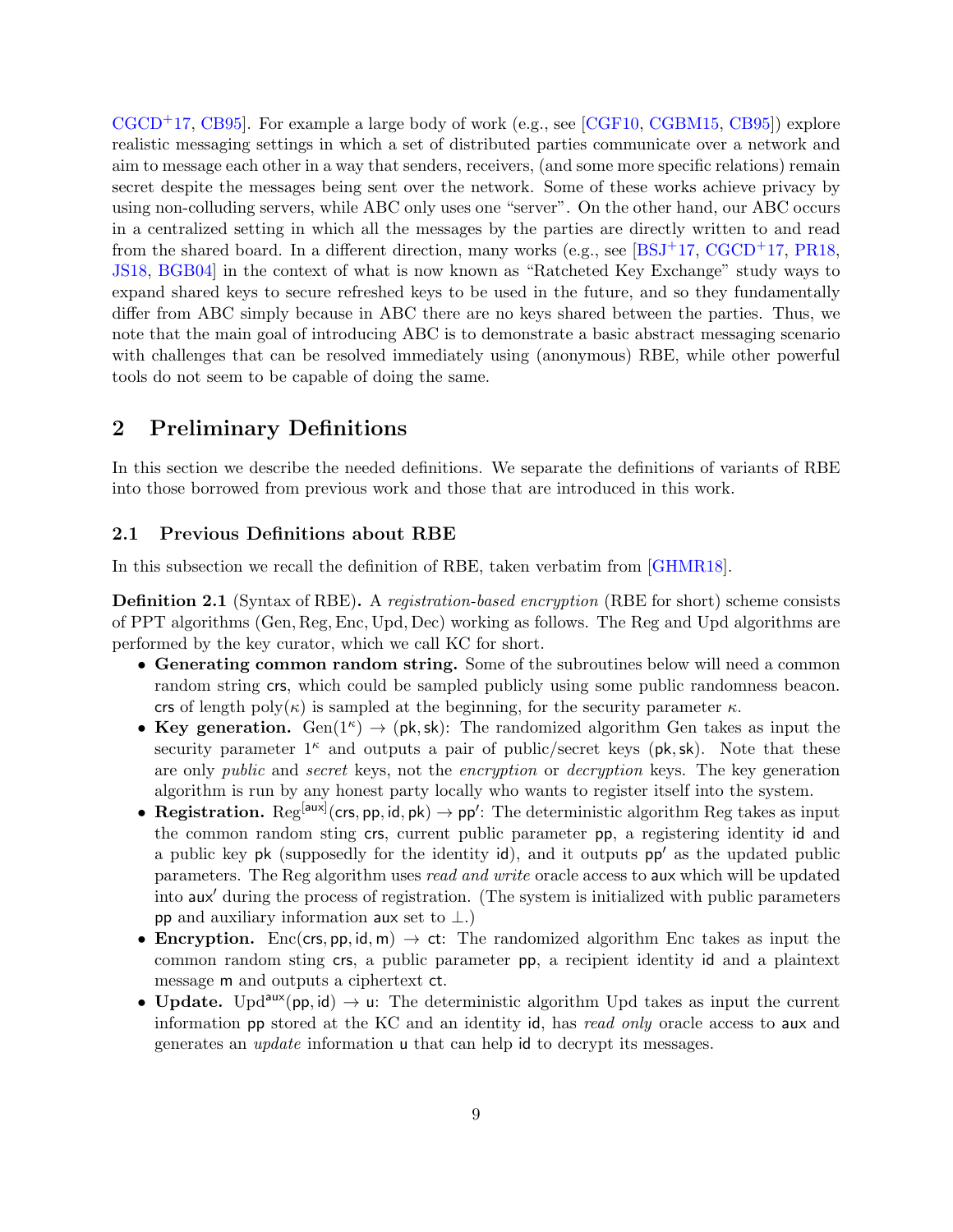CGCD+17, CB95]. For example a large body of work (e.g., see [CGF10, CGBM15, CB95]) explore realistic messaging settings in which a set of distributed parties communicate over a network and aim to message each other in a way that senders, receivers, (and some more specific relations) remain secret despite the messages being sent over the network. Some of these works achieve privacy by using non-colluding servers, while ABC only uses one "server". On the other hand, our ABC occurs in a centralized setting in which all the messages by the parties are directly written to and read from the shared board. In a different direction, many works (e.g., see [BSJ+17, CGCD+17, PR18, JS18, BGB04] in the context of what is now known as "Ratcheted Key Exchange" study ways to expand shared keys to secure refreshed keys to be used in the future, and so they fundamentally differ from ABC simply because in ABC there are no keys shared between the parties. Thus, we note that the main goal of introducing ABC is to demonstrate a basic abstract messaging scenario with challenges that can be resolved immediately using (anonymous) RBE, while other powerful tools do not seem to be capable of doing the same.

## 2 Preliminary Definitions

In this section we describe the needed definitions. We separate the definitions of variants of RBE into those borrowed from previous work and those that are introduced in this work.

### 2.1 Previous Definitions about RBE

In this subsection we recall the definition of RBE, taken verbatim from [GHMR18].

**Definition 2.1** (Syntax of RBE)**.** A *registration-based encryption* (RBE for short) scheme consists of PPT algorithms $(\mathrm{Gen}, \mathrm{Reg}, \mathrm{Enc}, \mathrm{Upd}, \mathrm{Dec})$ working as follows. The Reg and Upd algorithms are performed by the key curator, which we call KC for short.

- **Generating common random string.** Some of the subroutines below will need a common random string $\mathsf{crs}$, which could be sampled publicly using some public randomness beacon. $\mathsf{crs}$ of length $\mathrm{poly}(\kappa)$ is sampled at the beginning, for the security parameter $\kappa$.
- **Key generation.** $\mathrm{Gen}(1^\kappa) \to (\mathsf{pk}, \mathsf{sk})$: The randomized algorithm Gen takes as input the security parameter $1^\kappa$ and outputs a pair of public/secret keys $(\mathsf{pk}, \mathsf{sk})$. Note that these are only *public* and *secret* keys, not the *encryption* or *decryption* keys. The key generation algorithm is run by any honest party locally who wants to register itself into the system.
- **Registration.** $\mathrm{Reg}^{[\mathsf{aux}]}(\mathsf{crs}, \mathsf{pp}, \mathsf{id}, \mathsf{pk}) \to \mathsf{pp}'$: The deterministic algorithm Reg takes as input the common random sting $\mathsf{crs}$, current public parameter $\mathsf{pp}$, a registering identity $\mathsf{id}$ and a public key $\mathsf{pk}$ (supposedly for the identity $\mathsf{id}$), and it outputs $\mathsf{pp}'$ as the updated public parameters. The Reg algorithm uses *read and write* oracle access to $\mathsf{aux}$ which will be updated into $\mathsf{aux}'$ during the process of registration. (The system is initialized with public parameters $\mathsf{pp}$ and auxiliary information $\mathsf{aux}$ set to $\perp$.)
- **Encryption.** $\mathrm{Enc}(\mathsf{crs}, \mathsf{pp}, \mathsf{id}, \mathsf{m}) \to \mathsf{ct}$: The randomized algorithm Enc takes as input the common random sting $\mathsf{crs}$, a public parameter $\mathsf{pp}$, a recipient identity $\mathsf{id}$ and a plaintext message $\mathsf{m}$ and outputs a ciphertext $\mathsf{ct}$.
- **Update.** $\mathrm{Upd}^{\mathsf{aux}}(\mathsf{pp}, \mathsf{id}) \to \mathsf{u}$: The deterministic algorithm Upd takes as input the current information $\mathsf{pp}$ stored at the KC and an identity $\mathsf{id}$, has *read only* oracle access to $\mathsf{aux}$ and generates an *update* information $\mathsf{u}$ that can help $\mathsf{id}$ to decrypt its messages.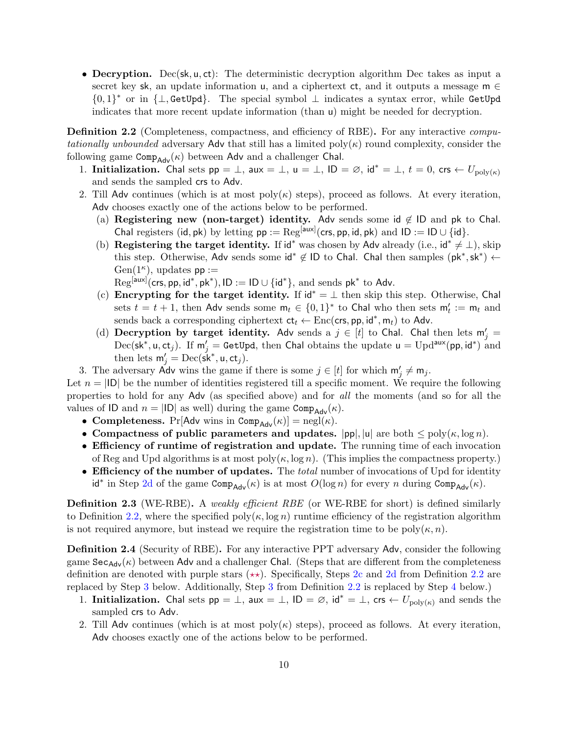- **Decryption.** $\mathrm{Dec}(\mathsf{sk}, \mathsf{u}, \mathsf{ct})$: The deterministic decryption algorithm Dec takes as input a secret key $\mathsf{sk}$, an update information $\mathsf{u}$, and a ciphertext $\mathsf{ct}$, and it outputs a message $\mathsf{m} \in \{0,1\}^*$ or in $\{\perp, \texttt{GetUpd}\}$. The special symbol $\perp$ indicates a syntax error, while $\texttt{GetUpd}$ indicates that more recent update information (than $\mathsf{u}$) might be needed for decryption.

**Definition 2.2** (Completeness, compactness, and efficiency of RBE)**.** For any interactive *computationally unbounded* adversary $\mathsf{Adv}$ that still has a limited $\mathrm{poly}(\kappa)$ round complexity, consider the following game $\mathsf{Comp}_{\mathsf{Adv}}(\kappa)$ between $\mathsf{Adv}$ and a challenger $\mathsf{Chal}$.

1. **Initialization.** $\mathsf{Chal}$ sets $\mathsf{pp} = \perp$, $\mathsf{aux} = \perp$, $\mathsf{u} = \perp$, $\mathsf{ID} = \varnothing$, $\mathsf{id}^* = \perp$, $t = 0$, $\mathsf{crs} \leftarrow U_{\mathrm{poly}(\kappa)}$ and sends the sampled $\mathsf{crs}$ to $\mathsf{Adv}$.
2. Till $\mathsf{Adv}$ continues (which is at most $\mathrm{poly}(\kappa)$ steps), proceed as follows. At every iteration, $\mathsf{Adv}$ chooses exactly one of the actions below to be performed.
   (a) **Registering new (non-target) identity.** $\mathsf{Adv}$ sends some $\mathsf{id} \notin \mathsf{ID}$ and $\mathsf{pk}$ to $\mathsf{Chal}$. $\mathsf{Chal}$ registers $(\mathsf{id}, \mathsf{pk})$ by letting $\mathsf{pp} := \mathrm{Reg}^{[\mathsf{aux}]}(\mathsf{crs}, \mathsf{pp}, \mathsf{id}, \mathsf{pk})$ and $\mathsf{ID} := \mathsf{ID} \cup \{\mathsf{id}\}$.
   (b) **Registering the target identity.** If $\mathsf{id}^*$ was chosen by $\mathsf{Adv}$ already (i.e., $\mathsf{id}^* \neq \perp$), skip this step. Otherwise, $\mathsf{Adv}$ sends some $\mathsf{id}^* \notin \mathsf{ID}$ to $\mathsf{Chal}$. $\mathsf{Chal}$ then samples $(\mathsf{pk}^*, \mathsf{sk}^*) \leftarrow \mathrm{Gen}(1^\kappa)$, updates $\mathsf{pp} :=$ $\mathrm{Reg}^{[\mathsf{aux}]}(\mathsf{crs}, \mathsf{pp}, \mathsf{id}^*, \mathsf{pk}^*)$, $\mathsf{ID} := \mathsf{ID} \cup \{\mathsf{id}^*\}$, and sends $\mathsf{pk}^*$ to $\mathsf{Adv}$.
   (c) **Encrypting for the target identity.** If $\mathsf{id}^* = \perp$ then skip this step. Otherwise, $\mathsf{Chal}$ sets $t = t + 1$, then $\mathsf{Adv}$ sends some $\mathsf{m}_t \in \{0,1\}^*$ to $\mathsf{Chal}$ who then sets $\mathsf{m}'_t := \mathsf{m}_t$ and sends back a corresponding ciphertext $\mathsf{ct}_t \leftarrow \mathrm{Enc}(\mathsf{crs}, \mathsf{pp}, \mathsf{id}^*, \mathsf{m}_t)$ to $\mathsf{Adv}$.
   (d) **Decryption by target identity.** $\mathsf{Adv}$ sends a $j \in [t]$ to $\mathsf{Chal}$. $\mathsf{Chal}$ then lets $\mathsf{m}'_j = \mathrm{Dec}(\mathsf{sk}^*, \mathsf{u}, \mathsf{ct}_j)$. If $\mathsf{m}'_j = \texttt{GetUpd}$, then $\mathsf{Chal}$ obtains the update $\mathsf{u} = \mathrm{Upd}^{\mathsf{aux}}(\mathsf{pp}, \mathsf{id}^*)$ and then lets $\mathsf{m}'_j = \mathrm{Dec}(\mathsf{sk}^*, \mathsf{u}, \mathsf{ct}_j)$.
3. The adversary $\mathsf{Adv}$ wins the game if there is some $j \in [t]$ for which $\mathsf{m}'_j \neq \mathsf{m}_j$.

Let $n = |\mathsf{ID}|$ be the number of identities registered till a specific moment. We require the following properties to hold for any $\mathsf{Adv}$ (as specified above) and for *all* the moments (and so for all the values of $\mathsf{ID}$ and $n = |\mathsf{ID}|$ as well) during the game $\mathsf{Comp}_{\mathsf{Adv}}(\kappa)$.

- **Completeness.** $\Pr[\mathsf{Adv} \text{ wins in } \mathsf{Comp}_{\mathsf{Adv}}(\kappa)] = \mathrm{negl}(\kappa)$.
- **Compactness of public parameters and updates.** $|\mathsf{pp}|, |\mathsf{u}|$ are both $\leq \mathrm{poly}(\kappa, \log n)$.
- **Efficiency of runtime of registration and update.** The running time of each invocation of Reg and Upd algorithms is at most $\mathrm{poly}(\kappa, \log n)$. (This implies the compactness property.)
- **Efficiency of the number of updates.** The *total* number of invocations of Upd for identity $\mathsf{id}^*$ in Step 2d of the game $\mathsf{Comp}_{\mathsf{Adv}}(\kappa)$ is at most $O(\log n)$ for every $n$ during $\mathsf{Comp}_{\mathsf{Adv}}(\kappa)$.

**Definition 2.3** (WE-RBE)**.** A *weakly efficient RBE* (or WE-RBE for short) is defined similarly to Definition 2.2, where the specified $\mathrm{poly}(\kappa, \log n)$ runtime efficiency of the registration algorithm is not required anymore, but instead we require the registration time to be $\mathrm{poly}(\kappa, n)$.

**Definition 2.4** (Security of RBE)**.** For any interactive PPT adversary $\mathsf{Adv}$, consider the following game $\mathsf{Sec}_{\mathsf{Adv}}(\kappa)$ between $\mathsf{Adv}$ and a challenger $\mathsf{Chal}$. (Steps that are different from the completeness definition are denoted with purple stars ($\star\star$). Specifically, Steps 2c and 2d from Definition 2.2 are replaced by Step 3 below. Additionally, Step 3 from Definition 2.2 is replaced by Step 4 below.)

1. **Initialization.** $\mathsf{Chal}$ sets $\mathsf{pp} = \perp$, $\mathsf{aux} = \perp$, $\mathsf{ID} = \varnothing$, $\mathsf{id}^* = \perp$, $\mathsf{crs} \leftarrow U_{\mathrm{poly}(\kappa)}$ and sends the sampled $\mathsf{crs}$ to $\mathsf{Adv}$.
2. Till $\mathsf{Adv}$ continues (which is at most $\mathrm{poly}(\kappa)$ steps), proceed as follows. At every iteration, $\mathsf{Adv}$ chooses exactly one of the actions below to be performed.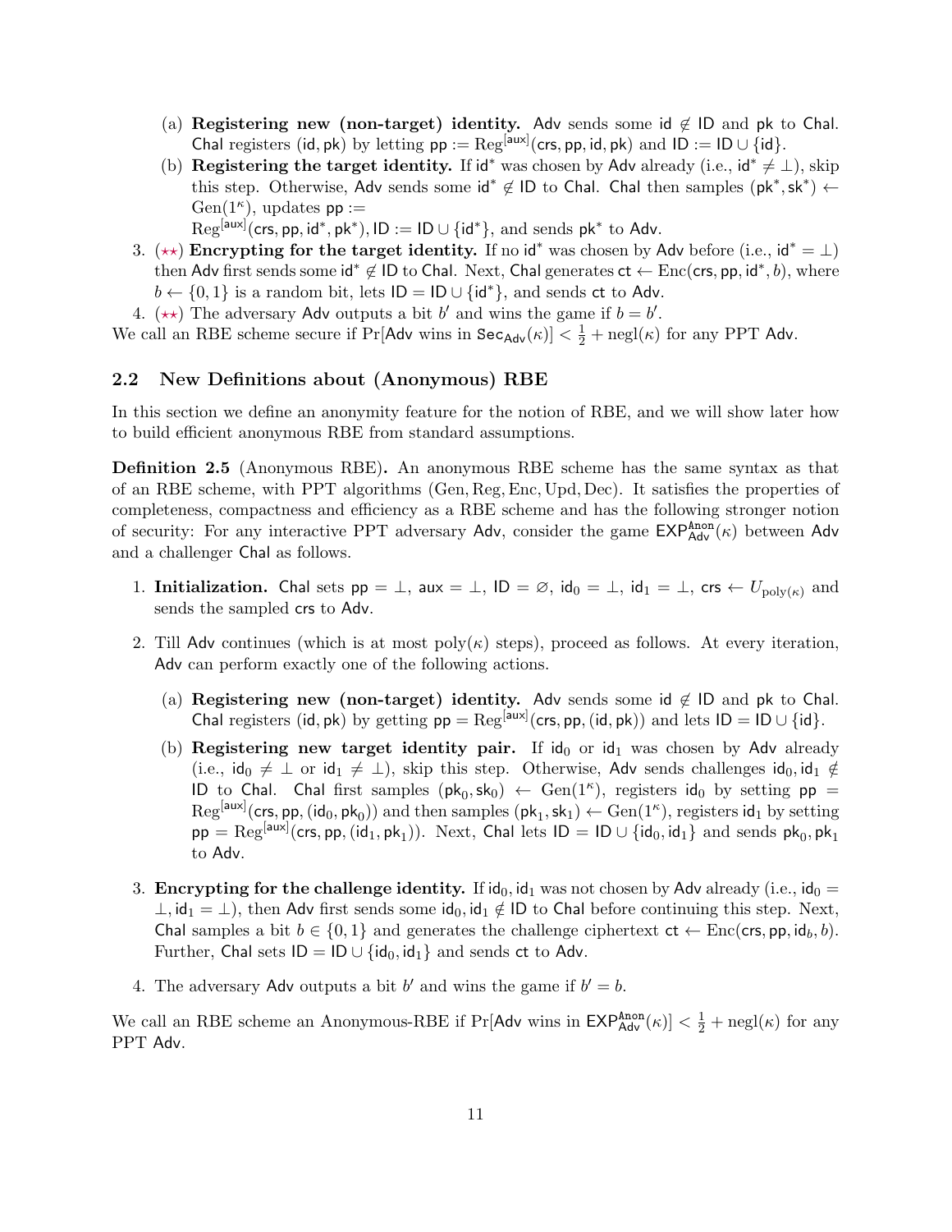(a) **Registering new (non-target) identity.** $\mathsf{Adv}$ sends some $\mathsf{id} \notin \mathsf{ID}$ and $\mathsf{pk}$ to $\mathsf{Chal}$. $\mathsf{Chal}$ registers $(\mathsf{id}, \mathsf{pk})$ by letting $\mathsf{pp} := \mathrm{Reg}^{[\mathsf{aux}]}(\mathsf{crs}, \mathsf{pp}, \mathsf{id}, \mathsf{pk})$ and $\mathsf{ID} := \mathsf{ID} \cup \{\mathsf{id}\}$.

   (b) **Registering the target identity.** If $\mathsf{id}^*$ was chosen by $\mathsf{Adv}$ already (i.e., $\mathsf{id}^* \neq \perp$), skip this step. Otherwise, $\mathsf{Adv}$ sends some $\mathsf{id}^* \notin \mathsf{ID}$ to $\mathsf{Chal}$. $\mathsf{Chal}$ then samples $(\mathsf{pk}^*, \mathsf{sk}^*) \leftarrow \mathrm{Gen}(1^\kappa)$, updates $\mathsf{pp} :=$ $\mathrm{Reg}^{[\mathsf{aux}]}(\mathsf{crs}, \mathsf{pp}, \mathsf{id}^*, \mathsf{pk}^*)$, $\mathsf{ID} := \mathsf{ID} \cup \{\mathsf{id}^*\}$, and sends $\mathsf{pk}^*$ to $\mathsf{Adv}$.

3. ($\star\star$) **Encrypting for the target identity.** If no $\mathsf{id}^*$ was chosen by $\mathsf{Adv}$ before (i.e., $\mathsf{id}^* = \perp$) then $\mathsf{Adv}$ first sends some $\mathsf{id}^* \notin \mathsf{ID}$ to $\mathsf{Chal}$. Next, $\mathsf{Chal}$ generates $\mathsf{ct} \leftarrow \mathrm{Enc}(\mathsf{crs}, \mathsf{pp}, \mathsf{id}^*, b)$, where $b \leftarrow \{0, 1\}$ is a random bit, lets $\mathsf{ID} = \mathsf{ID} \cup \{\mathsf{id}^*\}$, and sends $\mathsf{ct}$ to $\mathsf{Adv}$.
4. ($\star\star$) The adversary $\mathsf{Adv}$ outputs a bit $b'$ and wins the game if $b = b'$.

We call an RBE scheme secure if $\Pr[\mathsf{Adv} \text{ wins in } \mathsf{Sec}_{\mathsf{Adv}}(\kappa)] < \frac{1}{2} + \mathrm{negl}(\kappa)$ for any PPT $\mathsf{Adv}$.

## 2.2 New Definitions about (Anonymous) RBE

In this section we define an anonymity feature for the notion of RBE, and we will show later how to build efficient anonymous RBE from standard assumptions.

**Definition 2.5** (Anonymous RBE)**.** An anonymous RBE scheme has the same syntax as that of an RBE scheme, with PPT algorithms $(\mathrm{Gen}, \mathrm{Reg}, \mathrm{Enc}, \mathrm{Upd}, \mathrm{Dec})$. It satisfies the properties of completeness, compactness and efficiency as a RBE scheme and has the following stronger notion of security: For any interactive PPT adversary $\mathsf{Adv}$, consider the game $\mathsf{EXP}^{\mathsf{Anon}}_{\mathsf{Adv}}(\kappa)$ between $\mathsf{Adv}$ and a challenger $\mathsf{Chal}$ as follows.

1. **Initialization.** $\mathsf{Chal}$ sets $\mathsf{pp} = \perp$, $\mathsf{aux} = \perp$, $\mathsf{ID} = \varnothing$, $\mathsf{id}_0 = \perp$, $\mathsf{id}_1 = \perp$, $\mathsf{crs} \leftarrow U_{\mathrm{poly}(\kappa)}$ and sends the sampled $\mathsf{crs}$ to $\mathsf{Adv}$.
2. Till $\mathsf{Adv}$ continues (which is at most $\mathrm{poly}(\kappa)$ steps), proceed as follows. At every iteration, $\mathsf{Adv}$ can perform exactly one of the following actions.

   (a) **Registering new (non-target) identity.** $\mathsf{Adv}$ sends some $\mathsf{id} \notin \mathsf{ID}$ and $\mathsf{pk}$ to $\mathsf{Chal}$. $\mathsf{Chal}$ registers $(\mathsf{id}, \mathsf{pk})$ by getting $\mathsf{pp} = \mathrm{Reg}^{[\mathsf{aux}]}(\mathsf{crs}, \mathsf{pp}, (\mathsf{id}, \mathsf{pk}))$ and lets $\mathsf{ID} = \mathsf{ID} \cup \{\mathsf{id}\}$.

   (b) **Registering new target identity pair.** If $\mathsf{id}_0$ or $\mathsf{id}_1$ was chosen by $\mathsf{Adv}$ already (i.e., $\mathsf{id}_0 \neq \perp$ or $\mathsf{id}_1 \neq \perp$), skip this step. Otherwise, $\mathsf{Adv}$ sends challenges $\mathsf{id}_0, \mathsf{id}_1 \notin \mathsf{ID}$ to $\mathsf{Chal}$. $\mathsf{Chal}$ first samples $(\mathsf{pk}_0, \mathsf{sk}_0) \leftarrow \mathrm{Gen}(1^\kappa)$, registers $\mathsf{id}_0$ by setting $\mathsf{pp} = \mathrm{Reg}^{[\mathsf{aux}]}(\mathsf{crs}, \mathsf{pp}, (\mathsf{id}_0, \mathsf{pk}_0))$ and then samples $(\mathsf{pk}_1, \mathsf{sk}_1) \leftarrow \mathrm{Gen}(1^\kappa)$, registers $\mathsf{id}_1$ by setting $\mathsf{pp} = \mathrm{Reg}^{[\mathsf{aux}]}(\mathsf{crs}, \mathsf{pp}, (\mathsf{id}_1, \mathsf{pk}_1))$. Next, $\mathsf{Chal}$ lets $\mathsf{ID} = \mathsf{ID} \cup \{\mathsf{id}_0, \mathsf{id}_1\}$ and sends $\mathsf{pk}_0, \mathsf{pk}_1$ to $\mathsf{Adv}$.

3. **Encrypting for the challenge identity.** If $\mathsf{id}_0, \mathsf{id}_1$ was not chosen by $\mathsf{Adv}$ already (i.e., $\mathsf{id}_0 = \perp, \mathsf{id}_1 = \perp$), then $\mathsf{Adv}$ first sends some $\mathsf{id}_0, \mathsf{id}_1 \notin \mathsf{ID}$ to $\mathsf{Chal}$ before continuing this step. Next, $\mathsf{Chal}$ samples a bit $b \in \{0, 1\}$ and generates the challenge ciphertext $\mathsf{ct} \leftarrow \mathrm{Enc}(\mathsf{crs}, \mathsf{pp}, \mathsf{id}_b, b)$. Further, $\mathsf{Chal}$ sets $\mathsf{ID} = \mathsf{ID} \cup \{\mathsf{id}_0, \mathsf{id}_1\}$ and sends $\mathsf{ct}$ to $\mathsf{Adv}$.
4. The adversary $\mathsf{Adv}$ outputs a bit $b'$ and wins the game if $b' = b$.

We call an RBE scheme an Anonymous-RBE if $\Pr[\mathsf{Adv} \text{ wins in } \mathsf{EXP}^{\mathsf{Anon}}_{\mathsf{Adv}}(\kappa)] < \frac{1}{2} + \mathrm{negl}(\kappa)$ for any PPT $\mathsf{Adv}$.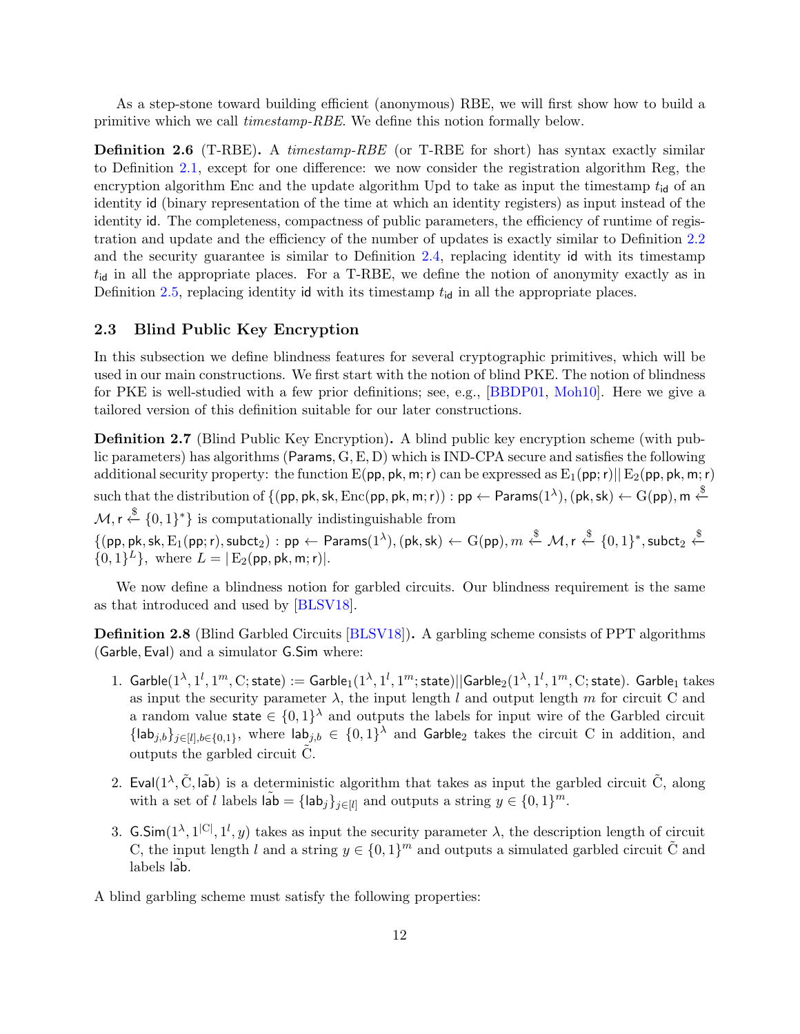As a step-stone toward building efficient (anonymous) RBE, we will first show how to build a primitive which we call *timestamp-RBE*. We define this notion formally below.

**Definition 2.6** (T-RBE)**.** A *timestamp-RBE* (or T-RBE for short) has syntax exactly similar to Definition 2.1, except for one difference: we now consider the registration algorithm Reg, the encryption algorithm Enc and the update algorithm Upd to take as input the timestamp $t_{\mathsf{id}}$ of an identity $\mathsf{id}$ (binary representation of the time at which an identity registers) as input instead of the identity $\mathsf{id}$. The completeness, compactness of public parameters, the efficiency of runtime of registration and update and the efficiency of the number of updates is exactly similar to Definition 2.2 and the security guarantee is similar to Definition 2.4, replacing identity $\mathsf{id}$ with its timestamp $t_{\mathsf{id}}$ in all the appropriate places. For a T-RBE, we define the notion of anonymity exactly as in Definition 2.5, replacing identity $\mathsf{id}$ with its timestamp $t_{\mathsf{id}}$ in all the appropriate places.

### 2.3 Blind Public Key Encryption

In this subsection we define blindness features for several cryptographic primitives, which will be used in our main constructions. We first start with the notion of blind PKE. The notion of blindness for PKE is well-studied with a few prior definitions; see, e.g., [BBDP01, Moh10]. Here we give a tailored version of this definition suitable for our later constructions.

**Definition 2.7** (Blind Public Key Encryption)**.** A blind public key encryption scheme (with public parameters) has algorithms $(\mathsf{Params}, \mathrm{G}, \mathrm{E}, \mathrm{D})$ which is IND-CPA secure and satisfies the following additional security property: the function $\mathrm{E}(\mathsf{pp}, \mathsf{pk}, \mathsf{m}; \mathsf{r})$ can be expressed as $\mathrm{E}_1(\mathsf{pp}; \mathsf{r}) || \mathrm{E}_2(\mathsf{pp}, \mathsf{pk}, \mathsf{m}; \mathsf{r})$ such that the distribution of $\{(\mathsf{pp}, \mathsf{pk}, \mathsf{sk}, \mathsf{Enc}(\mathsf{pp}, \mathsf{pk}, \mathsf{m}; \mathsf{r})) : \mathsf{pp} \leftarrow \mathsf{Params}(1^\lambda), (\mathsf{pk}, \mathsf{sk}) \leftarrow \mathrm{G}(\mathsf{pp}), \mathsf{m} \xleftarrow{\$} \mathcal{M}, \mathsf{r} \xleftarrow{\$} \{0,1\}^*\}$ is computationally indistinguishable from
$\{(\mathsf{pp}, \mathsf{pk}, \mathsf{sk}, \mathrm{E}_1(\mathsf{pp}; \mathsf{r}), \mathsf{subct}_2) : \mathsf{pp} \leftarrow \mathsf{Params}(1^\lambda), (\mathsf{pk}, \mathsf{sk}) \leftarrow \mathrm{G}(\mathsf{pp}), m \xleftarrow{\$} \mathcal{M}, \mathsf{r} \xleftarrow{\$} \{0,1\}^*, \mathsf{subct}_2 \xleftarrow{\$} \{0,1\}^L\}$, where $L = |\,\mathrm{E}_2(\mathsf{pp}, \mathsf{pk}, \mathsf{m}; \mathsf{r})|$.

We now define a blindness notion for garbled circuits. Our blindness requirement is the same as that introduced and used by [BLSV18].

**Definition 2.8** (Blind Garbled Circuits [BLSV18])**.** A garbling scheme consists of PPT algorithms $(\mathsf{Garble}, \mathsf{Eval})$ and a simulator $\mathsf{G.Sim}$ where:

1. $\mathsf{Garble}(1^\lambda, 1^l, 1^m, \mathrm{C}; \mathsf{state}) := \mathsf{Garble}_1(1^\lambda, 1^l, 1^m; \mathsf{state}) || \mathsf{Garble}_2(1^\lambda, 1^l, 1^m, \mathrm{C}; \mathsf{state})$. $\mathsf{Garble}_1$ takes as input the security parameter $\lambda$, the input length $l$ and output length $m$ for circuit C and a random value $\mathsf{state} \in \{0,1\}^\lambda$ and outputs the labels for input wire of the Garbled circuit $\{\mathsf{lab}_{j,b}\}_{j \in [l], b \in \{0,1\}}$, where $\mathsf{lab}_{j,b} \in \{0,1\}^\lambda$ and $\mathsf{Garble}_2$ takes the circuit C in addition, and outputs the garbled circuit $\tilde{\mathrm{C}}$.
2. $\mathsf{Eval}(1^\lambda, \tilde{\mathrm{C}}, \tilde{\mathsf{lab}})$ is a deterministic algorithm that takes as input the garbled circuit $\tilde{\mathrm{C}}$, along with a set of $l$ labels $\tilde{\mathsf{lab}} = \{\mathsf{lab}_j\}_{j \in [l]}$ and outputs a string $y \in \{0,1\}^m$.
3. $\mathsf{G.Sim}(1^\lambda, 1^{|\mathrm{C}|}, 1^l, y)$ takes as input the security parameter $\lambda$, the description length of circuit C, the input length $l$ and a string $y \in \{0,1\}^m$ and outputs a simulated garbled circuit $\tilde{\mathrm{C}}$ and labels $\tilde{\mathsf{lab}}$.

A blind garbling scheme must satisfy the following properties: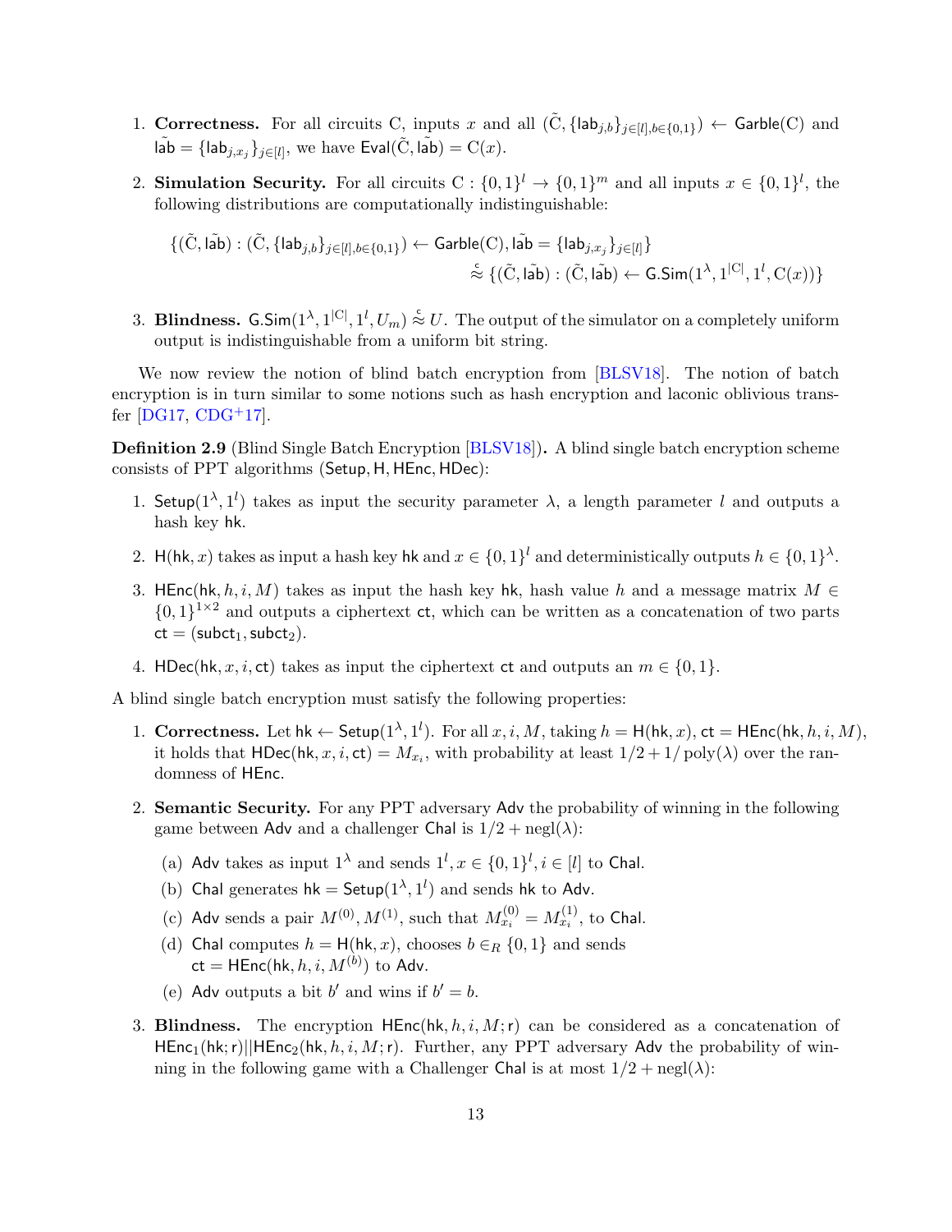1. **Correctness.** For all circuits C, inputs $x$ and all $(\tilde{\mathrm{C}}, \{\mathsf{lab}_{j,b}\}_{j\in[l],b\in\{0,1\}}) \leftarrow \mathsf{Garble}(\mathrm{C})$ and $\tilde{\mathsf{lab}} = \{\mathsf{lab}_{j,x_j}\}_{j\in[l]}$, we have $\mathsf{Eval}(\tilde{\mathrm{C}}, \tilde{\mathsf{lab}}) = \mathrm{C}(x)$.

2. **Simulation Security.** For all circuits $\mathrm{C} : \{0,1\}^l \to \{0,1\}^m$ and all inputs $x \in \{0,1\}^l$, the following distributions are computationally indistinguishable:

$$\{(\tilde{\mathrm{C}}, \tilde{\mathsf{lab}}) : (\tilde{\mathrm{C}}, \{\mathsf{lab}_{j,b}\}_{j\in[l],b\in\{0,1\}}) \leftarrow \mathsf{Garble}(\mathrm{C}), \tilde{\mathsf{lab}} = \{\mathsf{lab}_{j,x_j}\}_{j\in[l]}\}$$
$$\stackrel{c}{\approx} \{(\tilde{\mathrm{C}}, \tilde{\mathsf{lab}}) : (\tilde{\mathrm{C}}, \tilde{\mathsf{lab}}) \leftarrow \mathsf{G.Sim}(1^\lambda, 1^{|\mathrm{C}|}, 1^l, \mathrm{C}(x))\}$$

3. **Blindness.** $\mathsf{G.Sim}(1^\lambda, 1^{|\mathrm{C}|}, 1^l, U_m) \stackrel{c}{\approx} U$. The output of the simulator on a completely uniform output is indistinguishable from a uniform bit string.

We now review the notion of blind batch encryption from [BLSV18]. The notion of batch encryption is in turn similar to some notions such as hash encryption and laconic oblivious transfer [DG17, CDG+17].

**Definition 2.9** (Blind Single Batch Encryption [BLSV18])**.** A blind single batch encryption scheme consists of PPT algorithms $(\mathsf{Setup}, \mathsf{H}, \mathsf{HEnc}, \mathsf{HDec})$:

1. $\mathsf{Setup}(1^\lambda, 1^l)$ takes as input the security parameter $\lambda$, a length parameter $l$ and outputs a hash key $\mathsf{hk}$.

2. $\mathsf{H}(\mathsf{hk}, x)$ takes as input a hash key $\mathsf{hk}$ and $x \in \{0,1\}^l$ and deterministically outputs $h \in \{0,1\}^\lambda$.

3. $\mathsf{HEnc}(\mathsf{hk}, h, i, M)$ takes as input the hash key $\mathsf{hk}$, hash value $h$ and a message matrix $M \in \{0,1\}^{1\times 2}$ and outputs a ciphertext $\mathsf{ct}$, which can be written as a concatenation of two parts $\mathsf{ct} = (\mathsf{subct}_1, \mathsf{subct}_2)$.

4. $\mathsf{HDec}(\mathsf{hk}, x, i, \mathsf{ct})$ takes as input the ciphertext $\mathsf{ct}$ and outputs an $m \in \{0,1\}$.

A blind single batch encryption must satisfy the following properties:

1. **Correctness.** Let $\mathsf{hk} \leftarrow \mathsf{Setup}(1^\lambda, 1^l)$. For all $x, i, M$, taking $h = \mathsf{H}(\mathsf{hk}, x)$, $\mathsf{ct} = \mathsf{HEnc}(\mathsf{hk}, h, i, M)$, it holds that $\mathsf{HDec}(\mathsf{hk}, x, i, \mathsf{ct}) = M_{x_i}$, with probability at least $1/2 + 1/\mathrm{poly}(\lambda)$ over the randomness of $\mathsf{HEnc}$.

2. **Semantic Security.** For any PPT adversary $\mathsf{Adv}$ the probability of winning in the following game between $\mathsf{Adv}$ and a challenger $\mathsf{Chal}$ is $1/2 + \mathrm{negl}(\lambda)$:
   (a) $\mathsf{Adv}$ takes as input $1^\lambda$ and sends $1^l, x \in \{0,1\}^l, i \in [l]$ to $\mathsf{Chal}$.
   (b) $\mathsf{Chal}$ generates $\mathsf{hk} = \mathsf{Setup}(1^\lambda, 1^l)$ and sends $\mathsf{hk}$ to $\mathsf{Adv}$.
   (c) $\mathsf{Adv}$ sends a pair $M^{(0)}, M^{(1)}$, such that $M^{(0)}_{x_i} = M^{(1)}_{x_i}$, to $\mathsf{Chal}$.
   (d) $\mathsf{Chal}$ computes $h = \mathsf{H}(\mathsf{hk}, x)$, chooses $b \in_R \{0,1\}$ and sends $\mathsf{ct} = \mathsf{HEnc}(\mathsf{hk}, h, i, M^{(b)})$ to $\mathsf{Adv}$.
   (e) $\mathsf{Adv}$ outputs a bit $b'$ and wins if $b' = b$.

3. **Blindness.** The encryption $\mathsf{HEnc}(\mathsf{hk}, h, i, M; \mathsf{r})$ can be considered as a concatenation of $\mathsf{HEnc}_1(\mathsf{hk}; \mathsf{r}) || \mathsf{HEnc}_2(\mathsf{hk}, h, i, M; \mathsf{r})$. Further, any PPT adversary $\mathsf{Adv}$ the probability of winning in the following game with a Challenger $\mathsf{Chal}$ is at most $1/2 + \mathrm{negl}(\lambda)$: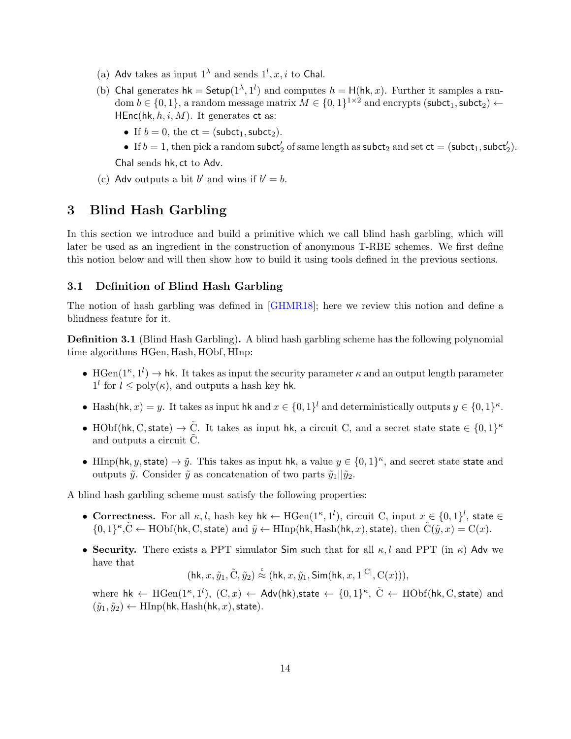(a) $\mathsf{Adv}$ takes as input $1^\lambda$ and sends $1^l, x, i$ to $\mathsf{Chal}$.

(b) $\mathsf{Chal}$ generates $\mathsf{hk} = \mathsf{Setup}(1^\lambda, 1^l)$ and computes $h = \mathsf{H}(\mathsf{hk}, x)$. Further it samples a random $b \in \{0,1\}$, a random message matrix $M \in \{0,1\}^{1\times 2}$ and encrypts $(\mathsf{subct}_1, \mathsf{subct}_2) \leftarrow \mathsf{HEnc}(\mathsf{hk}, h, i, M)$. It generates $\mathsf{ct}$ as:

- If $b = 0$, the $\mathsf{ct} = (\mathsf{subct}_1, \mathsf{subct}_2)$.
- If $b = 1$, then pick a random $\mathsf{subct}'_2$ of same length as $\mathsf{subct}_2$ and set $\mathsf{ct} = (\mathsf{subct}_1, \mathsf{subct}'_2)$.

$\mathsf{Chal}$ sends $\mathsf{hk}, \mathsf{ct}$ to $\mathsf{Adv}$.

(c) $\mathsf{Adv}$ outputs a bit $b'$ and wins if $b' = b$.

# 3 Blind Hash Garbling

In this section we introduce and build a primitive which we call blind hash garbling, which will later be used as an ingredient in the construction of anonymous T-RBE schemes. We first define this notion below and will then show how to build it using tools defined in the previous sections.

## 3.1 Definition of Blind Hash Garbling

The notion of hash garbling was defined in [GHMR18]; here we review this notion and define a blindness feature for it.

**Definition 3.1** (Blind Hash Garbling)**.** A blind hash garbling scheme has the following polynomial time algorithms HGen, Hash, HObf, HInp:

- $\mathrm{HGen}(1^\kappa, 1^l) \rightarrow \mathsf{hk}$. It takes as input the security parameter $\kappa$ and an output length parameter $1^l$ for $l \leq \mathrm{poly}(\kappa)$, and outputs a hash key $\mathsf{hk}$.
- $\mathrm{Hash}(\mathsf{hk}, x) = y$. It takes as input $\mathsf{hk}$ and $x \in \{0,1\}^l$ and deterministically outputs $y \in \{0,1\}^\kappa$.
- $\mathrm{HObf}(\mathsf{hk}, \mathrm{C}, \mathsf{state}) \rightarrow \tilde{\mathrm{C}}$. It takes as input $\mathsf{hk}$, a circuit C, and a secret state $\mathsf{state} \in \{0,1\}^\kappa$ and outputs a circuit $\tilde{\mathrm{C}}$.
- $\mathrm{HInp}(\mathsf{hk}, y, \mathsf{state}) \rightarrow \tilde{y}$. This takes as input $\mathsf{hk}$, a value $y \in \{0,1\}^\kappa$, and secret state $\mathsf{state}$ and outputs $\tilde{y}$. Consider $\tilde{y}$ as concatenation of two parts $\tilde{y}_1 || \tilde{y}_2$.

A blind hash garbling scheme must satisfy the following properties:

- **Correctness.** For all $\kappa, l$, hash key $\mathsf{hk} \leftarrow \mathrm{HGen}(1^\kappa, 1^l)$, circuit C, input $x \in \{0,1\}^l$, $\mathsf{state} \in \{0,1\}^\kappa$, $\tilde{\mathrm{C}} \leftarrow \mathrm{HObf}(\mathsf{hk}, \mathrm{C}, \mathsf{state})$ and $\tilde{y} \leftarrow \mathrm{HInp}(\mathsf{hk}, \mathrm{Hash}(\mathsf{hk}, x), \mathsf{state})$, then $\tilde{\mathrm{C}}(\tilde{y}, x) = \mathrm{C}(x)$.
- **Security.** There exists a PPT simulator $\mathsf{Sim}$ such that for all $\kappa, l$ and PPT (in $\kappa$) $\mathsf{Adv}$ we have that
$$(\mathsf{hk}, x, \tilde{y}_1, \tilde{\mathrm{C}}, \tilde{y}_2) \stackrel{c}{\approx} (\mathsf{hk}, x, \tilde{y}_1, \mathsf{Sim}(\mathsf{hk}, x, 1^{|\mathrm{C}|}, \mathrm{C}(x))),$$
where $\mathsf{hk} \leftarrow \mathrm{HGen}(1^\kappa, 1^l)$, $(\mathrm{C}, x) \leftarrow \mathsf{Adv}(\mathsf{hk})$, $\mathsf{state} \leftarrow \{0,1\}^\kappa$, $\tilde{\mathrm{C}} \leftarrow \mathrm{HObf}(\mathsf{hk}, \mathrm{C}, \mathsf{state})$ and $(\tilde{y}_1, \tilde{y}_2) \leftarrow \mathrm{HInp}(\mathsf{hk}, \mathrm{Hash}(\mathsf{hk}, x), \mathsf{state})$.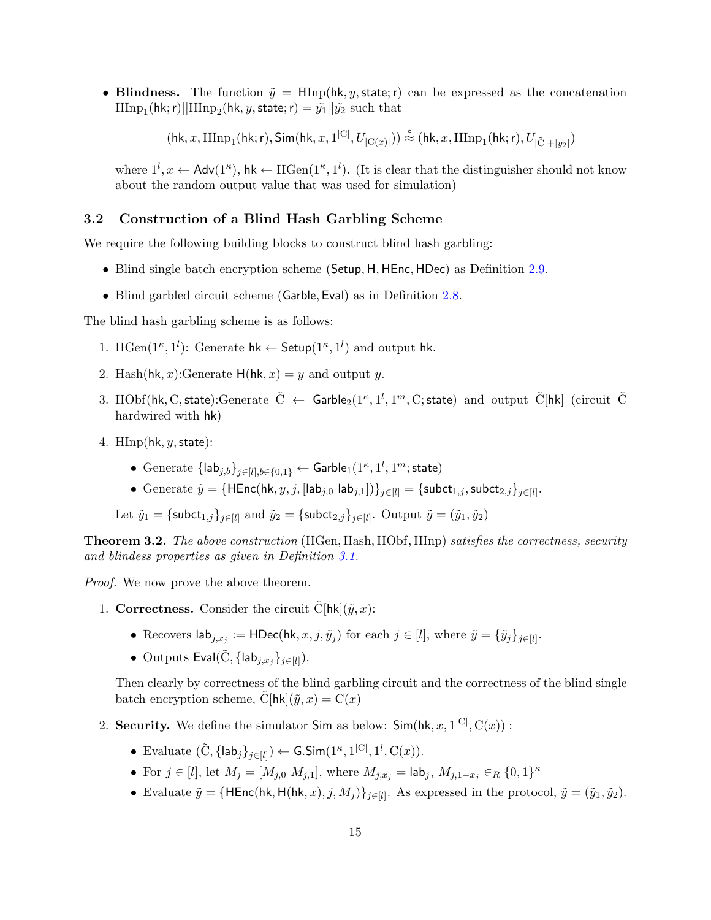- **Blindness.** The function $\tilde{y} = \text{HInp}(\mathsf{hk}, y, \mathsf{state}; \mathsf{r})$ can be expressed as the concatenation $\text{HInp}_1(\mathsf{hk}; \mathsf{r}) || \text{HInp}_2(\mathsf{hk}, y, \mathsf{state}; \mathsf{r}) = \tilde{y_1} || \tilde{y_2}$ such that

$$(\mathsf{hk}, x, \text{HInp}_1(\mathsf{hk}; \mathsf{r}), \mathsf{Sim}(\mathsf{hk}, x, 1^{|\mathrm{C}|}, U_{|\mathrm{C}(x)|})) \overset{c}{\approx} (\mathsf{hk}, x, \text{HInp}_1(\mathsf{hk}; \mathsf{r}), U_{|\tilde{\mathrm{C}}| + |\tilde{y_2}|})$$

  where $1^l, x \leftarrow \mathsf{Adv}(1^\kappa)$, $\mathsf{hk} \leftarrow \text{HGen}(1^\kappa, 1^l)$. (It is clear that the distinguisher should not know about the random output value that was used for simulation)

## 3.2 Construction of a Blind Hash Garbling Scheme

We require the following building blocks to construct blind hash garbling:

- Blind single batch encryption scheme $(\mathsf{Setup}, \mathsf{H}, \mathsf{HEnc}, \mathsf{HDec})$ as Definition 2.9.
- Blind garbled circuit scheme $(\mathsf{Garble}, \mathsf{Eval})$ as in Definition 2.8.

The blind hash garbling scheme is as follows:

1. $\text{HGen}(1^\kappa, 1^l)$: Generate $\mathsf{hk} \leftarrow \mathsf{Setup}(1^\kappa, 1^l)$ and output $\mathsf{hk}$.
2. $\text{Hash}(\mathsf{hk}, x)$:Generate $\mathsf{H}(\mathsf{hk}, x) = y$ and output $y$.
3. $\text{HObf}(\mathsf{hk}, \mathrm{C}, \mathsf{state})$:Generate $\tilde{\mathrm{C}} \leftarrow \mathsf{Garble}_2(1^\kappa, 1^l, 1^m, \mathrm{C}; \mathsf{state})$ and output $\tilde{\mathrm{C}}[\mathsf{hk}]$ (circuit $\tilde{\mathrm{C}}$ hardwired with $\mathsf{hk}$)
4. $\text{HInp}(\mathsf{hk}, y, \mathsf{state})$:
   - Generate $\{\mathsf{lab}_{j,b}\}_{j \in [l], b \in \{0,1\}} \leftarrow \mathsf{Garble}_1(1^\kappa, 1^l, 1^m; \mathsf{state})$
   - Generate $\tilde{y} = \{\mathsf{HEnc}(\mathsf{hk}, y, j, [\mathsf{lab}_{j,0}\ \mathsf{lab}_{j,1}])\}_{j \in [l]} = \{\mathsf{subct}_{1,j}, \mathsf{subct}_{2,j}\}_{j \in [l]}$.

   Let $\tilde{y}_1 = \{\mathsf{subct}_{1,j}\}_{j \in [l]}$ and $\tilde{y}_2 = \{\mathsf{subct}_{2,j}\}_{j \in [l]}$. Output $\tilde{y} = (\tilde{y}_1, \tilde{y}_2)$

**Theorem 3.2.** *The above construction* (HGen, Hash, HObf, HInp) *satisfies the correctness, security and blindess properties as given in Definition 3.1.*

*Proof.* We now prove the above theorem.

1. **Correctness.** Consider the circuit $\tilde{\mathrm{C}}[\mathsf{hk}](\tilde{y}, x)$:
   - Recovers $\mathsf{lab}_{j,x_j} := \mathsf{HDec}(\mathsf{hk}, x, j, \tilde{y}_j)$ for each $j \in [l]$, where $\tilde{y} = \{\tilde{y}_j\}_{j \in [l]}$.
   - Outputs $\mathsf{Eval}(\tilde{\mathrm{C}}, \{\mathsf{lab}_{j,x_j}\}_{j \in [l]})$.

   Then clearly by correctness of the blind garbling circuit and the correctness of the blind single batch encryption scheme, $\tilde{\mathrm{C}}[\mathsf{hk}](\tilde{y}, x) = \mathrm{C}(x)$

2. **Security.** We define the simulator $\mathsf{Sim}$ as below: $\mathsf{Sim}(\mathsf{hk}, x, 1^{|\mathrm{C}|}, \mathrm{C}(x))$ :
   - Evaluate $(\tilde{\mathrm{C}}, \{\mathsf{lab}_j\}_{j \in [l]}) \leftarrow \mathsf{G.Sim}(1^\kappa, 1^{|\mathrm{C}|}, 1^l, \mathrm{C}(x))$.
   - For $j \in [l]$, let $M_j = [M_{j,0}\ M_{j,1}]$, where $M_{j,x_j} = \mathsf{lab}_j$, $M_{j,1-x_j} \in_R \{0,1\}^\kappa$
   - Evaluate $\tilde{y} = \{\mathsf{HEnc}(\mathsf{hk}, \mathsf{H}(\mathsf{hk}, x), j, M_j)\}_{j \in [l]}$. As expressed in the protocol, $\tilde{y} = (\tilde{y}_1, \tilde{y}_2)$.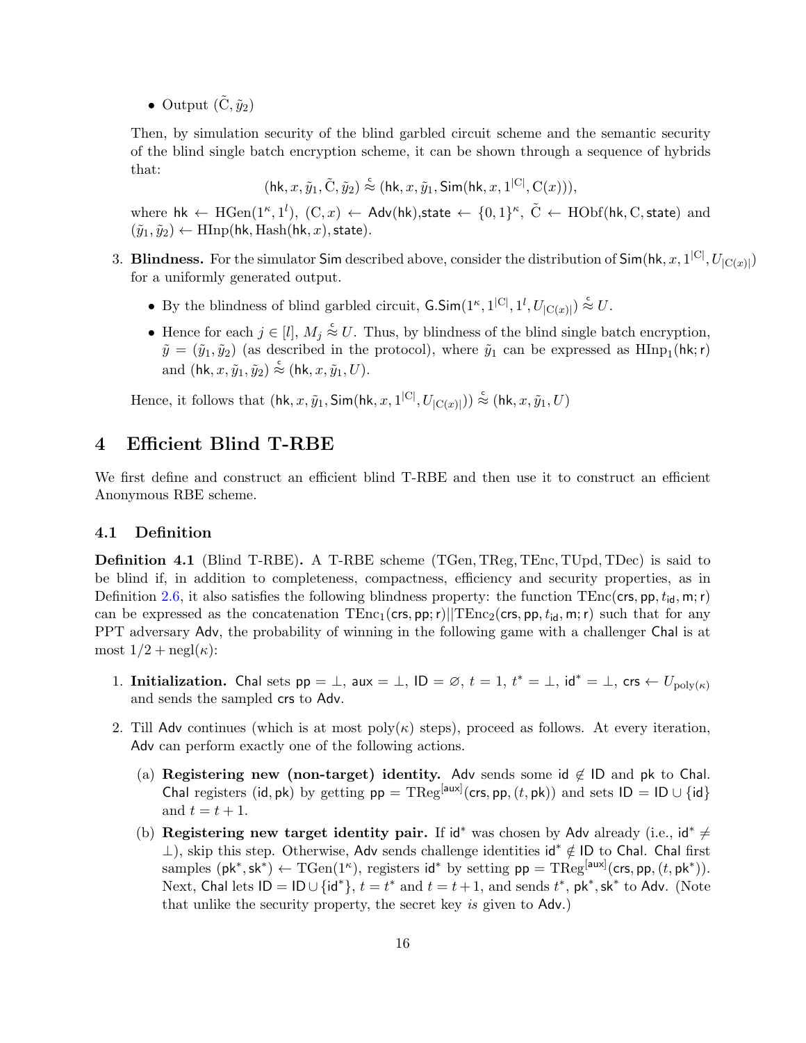- Output $(\tilde{C}, \tilde{y}_2)$

Then, by simulation security of the blind garbled circuit scheme and the semantic security of the blind single batch encryption scheme, it can be shown through a sequence of hybrids that:

$$(\mathsf{hk}, x, \tilde{y}_1, \tilde{C}, \tilde{y}_2) \stackrel{c}{\approx} (\mathsf{hk}, x, \tilde{y}_1, \mathsf{Sim}(\mathsf{hk}, x, 1^{|C|}, C(x))),$$

where $\mathsf{hk} \leftarrow \mathrm{HGen}(1^\kappa, 1^l)$, $(C, x) \leftarrow \mathsf{Adv}(\mathsf{hk})$,$\mathsf{state} \leftarrow \{0,1\}^\kappa$, $\tilde{C} \leftarrow \mathrm{HObf}(\mathsf{hk}, C, \mathsf{state})$ and $(\tilde{y}_1, \tilde{y}_2) \leftarrow \mathrm{HInp}(\mathsf{hk}, \mathrm{Hash}(\mathsf{hk}, x), \mathsf{state})$.

3. **Blindness.** For the simulator $\mathsf{Sim}$ described above, consider the distribution of $\mathsf{Sim}(\mathsf{hk}, x, 1^{|C|}, U_{|C(x)|})$ for a uniformly generated output.
   - By the blindness of blind garbled circuit, $\mathsf{G.Sim}(1^\kappa, 1^{|C|}, 1^l, U_{|C(x)|}) \stackrel{c}{\approx} U$.
   - Hence for each $j \in [l]$, $M_j \stackrel{c}{\approx} U$. Thus, by blindness of the blind single batch encryption, $\tilde{y} = (\tilde{y}_1, \tilde{y}_2)$ (as described in the protocol), where $\tilde{y}_1$ can be expressed as $\mathrm{HInp}_1(\mathsf{hk}; \mathsf{r})$ and $(\mathsf{hk}, x, \tilde{y}_1, \tilde{y}_2) \stackrel{c}{\approx} (\mathsf{hk}, x, \tilde{y}_1, U)$.

Hence, it follows that $(\mathsf{hk}, x, \tilde{y}_1, \mathsf{Sim}(\mathsf{hk}, x, 1^{|C|}, U_{|C(x)|})) \stackrel{c}{\approx} (\mathsf{hk}, x, \tilde{y}_1, U)$

# 4 Efficient Blind T-RBE

We first define and construct an efficient blind T-RBE and then use it to construct an efficient Anonymous RBE scheme.

## 4.1 Definition

**Definition 4.1** (Blind T-RBE)**.** A T-RBE scheme (TGen, TReg, TEnc, TUpd, TDec) is said to be blind if, in addition to completeness, compactness, efficiency and security properties, as in Definition 2.6, it also satisfies the following blindness property: the function $\mathrm{TEnc}(\mathsf{crs}, \mathsf{pp}, t_{\mathsf{id}}, \mathsf{m}; \mathsf{r})$ can be expressed as the concatenation $\mathrm{TEnc}_1(\mathsf{crs}, \mathsf{pp}; \mathsf{r})||\mathrm{TEnc}_2(\mathsf{crs}, \mathsf{pp}, t_{\mathsf{id}}, \mathsf{m}; \mathsf{r})$ such that for any PPT adversary $\mathsf{Adv}$, the probability of winning in the following game with a challenger $\mathsf{Chal}$ is at most $1/2 + \mathrm{negl}(\kappa)$:

1. **Initialization.** $\mathsf{Chal}$ sets $\mathsf{pp} = \perp$, $\mathsf{aux} = \perp$, $\mathsf{ID} = \varnothing$, $t = 1$, $t^* = \perp$, $\mathsf{id}^* = \perp$, $\mathsf{crs} \leftarrow U_{\mathrm{poly}(\kappa)}$ and sends the sampled $\mathsf{crs}$ to $\mathsf{Adv}$.

2. Till $\mathsf{Adv}$ continues (which is at most $\mathrm{poly}(\kappa)$ steps), proceed as follows. At every iteration, $\mathsf{Adv}$ can perform exactly one of the following actions.

   (a) **Registering new (non-target) identity.** $\mathsf{Adv}$ sends some $\mathsf{id} \notin \mathsf{ID}$ and $\mathsf{pk}$ to $\mathsf{Chal}$. $\mathsf{Chal}$ registers $(\mathsf{id}, \mathsf{pk})$ by getting $\mathsf{pp} = \mathrm{TReg}^{[\mathsf{aux}]}(\mathsf{crs}, \mathsf{pp}, (t, \mathsf{pk}))$ and sets $\mathsf{ID} = \mathsf{ID} \cup \{\mathsf{id}\}$ and $t = t + 1$.

   (b) **Registering new target identity pair.** If $\mathsf{id}^*$ was chosen by $\mathsf{Adv}$ already (i.e., $\mathsf{id}^* \neq \perp$), skip this step. Otherwise, $\mathsf{Adv}$ sends challenge identities $\mathsf{id}^* \notin \mathsf{ID}$ to $\mathsf{Chal}$. $\mathsf{Chal}$ first samples $(\mathsf{pk}^*, \mathsf{sk}^*) \leftarrow \mathrm{TGen}(1^\kappa)$, registers $\mathsf{id}^*$ by setting $\mathsf{pp} = \mathrm{TReg}^{[\mathsf{aux}]}(\mathsf{crs}, \mathsf{pp}, (t, \mathsf{pk}^*))$. Next, $\mathsf{Chal}$ lets $\mathsf{ID} = \mathsf{ID} \cup \{\mathsf{id}^*\}$, $t = t^*$ and $t = t + 1$, and sends $t^*, \mathsf{pk}^*, \mathsf{sk}^*$ to $\mathsf{Adv}$. (Note that unlike the security property, the secret key *is* given to $\mathsf{Adv}$.)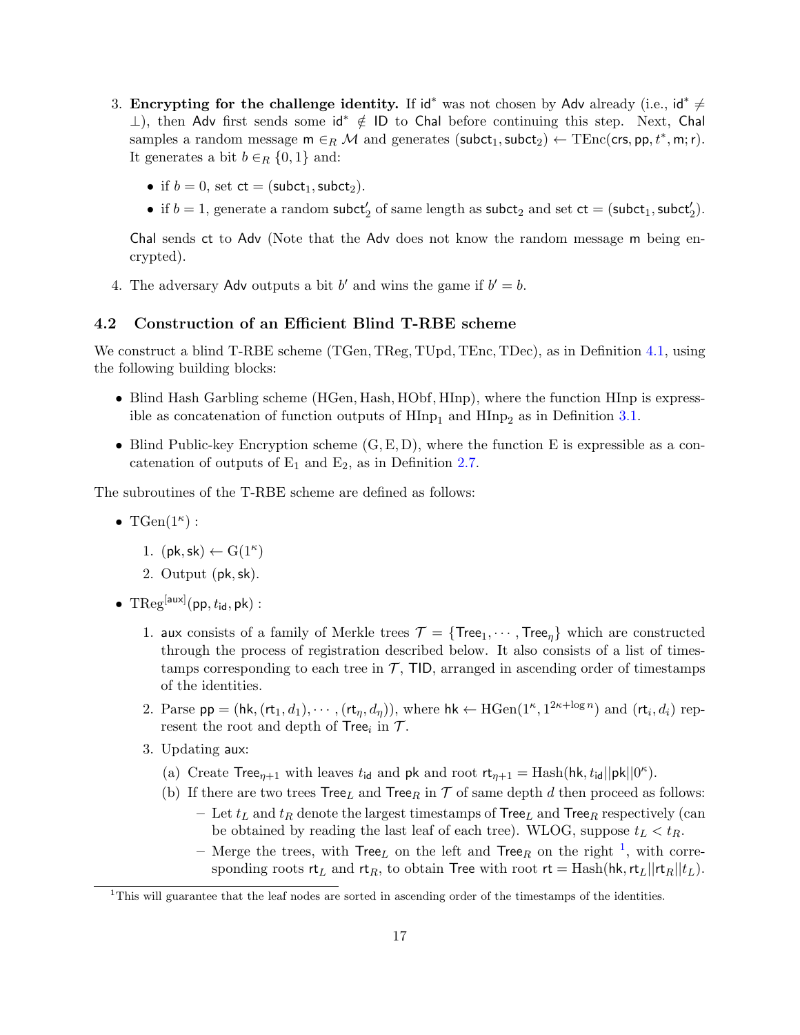3. **Encrypting for the challenge identity.** If $\mathsf{id}^*$ was not chosen by $\mathsf{Adv}$ already (i.e., $\mathsf{id}^* \neq \perp$), then $\mathsf{Adv}$ first sends some $\mathsf{id}^* \notin \mathsf{ID}$ to $\mathsf{Chal}$ before continuing this step. Next, $\mathsf{Chal}$ samples a random message $\mathsf{m} \in_R \mathcal{M}$ and generates $(\mathsf{subct}_1, \mathsf{subct}_2) \leftarrow \mathrm{TEnc}(\mathsf{crs}, \mathsf{pp}, t^*, \mathsf{m}; \mathsf{r})$. It generates a bit $b \in_R \{0, 1\}$ and:

   - if $b = 0$, set $\mathsf{ct} = (\mathsf{subct}_1, \mathsf{subct}_2)$.
   - if $b = 1$, generate a random $\mathsf{subct}_2'$ of same length as $\mathsf{subct}_2$ and set $\mathsf{ct} = (\mathsf{subct}_1, \mathsf{subct}_2')$.

   $\mathsf{Chal}$ sends $\mathsf{ct}$ to $\mathsf{Adv}$ (Note that the $\mathsf{Adv}$ does not know the random message $\mathsf{m}$ being encrypted).

4. The adversary $\mathsf{Adv}$ outputs a bit $b'$ and wins the game if $b' = b$.

### 4.2 Construction of an Efficient Blind T-RBE scheme

We construct a blind T-RBE scheme (TGen, TReg, TUpd, TEnc, TDec), as in Definition 4.1, using the following building blocks:

- Blind Hash Garbling scheme (HGen, Hash, HObf, HInp), where the function HInp is expressible as concatenation of function outputs of $\mathrm{HInp}_1$ and $\mathrm{HInp}_2$ as in Definition 3.1.
- Blind Public-key Encryption scheme (G, E, D), where the function E is expressible as a concatenation of outputs of $\mathrm{E}_1$ and $\mathrm{E}_2$, as in Definition 2.7.

The subroutines of the T-RBE scheme are defined as follows:

- $\mathrm{TGen}(1^\kappa)$ :
  1. $(\mathsf{pk}, \mathsf{sk}) \leftarrow \mathrm{G}(1^\kappa)$
  2. Output $(\mathsf{pk}, \mathsf{sk})$.

- $\mathrm{TReg}^{[\mathsf{aux}]}(\mathsf{pp}, t_{\mathsf{id}}, \mathsf{pk})$ :
  1. $\mathsf{aux}$ consists of a family of Merkle trees $\mathcal{T} = \{\mathsf{Tree}_1, \cdots, \mathsf{Tree}_\eta\}$ which are constructed through the process of registration described below. It also consists of a list of timestamps corresponding to each tree in $\mathcal{T}$, $\mathsf{TID}$, arranged in ascending order of timestamps of the identities.
  2. Parse $\mathsf{pp} = (\mathsf{hk}, (\mathsf{rt}_1, d_1), \cdots, (\mathsf{rt}_\eta, d_\eta))$, where $\mathsf{hk} \leftarrow \mathrm{HGen}(1^\kappa, 1^{2\kappa + \log n})$ and $(\mathsf{rt}_i, d_i)$ represent the root and depth of $\mathsf{Tree}_i$ in $\mathcal{T}$.
  3. Updating $\mathsf{aux}$:
     (a) Create $\mathsf{Tree}_{\eta+1}$ with leaves $t_{\mathsf{id}}$ and $\mathsf{pk}$ and root $\mathsf{rt}_{\eta+1} = \mathrm{Hash}(\mathsf{hk}, t_{\mathsf{id}}||\mathsf{pk}||0^\kappa)$.
     (b) If there are two trees $\mathsf{Tree}_L$ and $\mathsf{Tree}_R$ in $\mathcal{T}$ of same depth $d$ then proceed as follows:
        - Let $t_L$ and $t_R$ denote the largest timestamps of $\mathsf{Tree}_L$ and $\mathsf{Tree}_R$ respectively (can be obtained by reading the last leaf of each tree). WLOG, suppose $t_L < t_R$.
        - Merge the trees, with $\mathsf{Tree}_L$ on the left and $\mathsf{Tree}_R$ on the right [1], with corresponding roots $\mathsf{rt}_L$ and $\mathsf{rt}_R$, to obtain $\mathsf{Tree}$ with root $\mathsf{rt} = \mathrm{Hash}(\mathsf{hk}, \mathsf{rt}_L||\mathsf{rt}_R||t_L)$.

[1] This will guarantee that the leaf nodes are sorted in ascending order of the timestamps of the identities.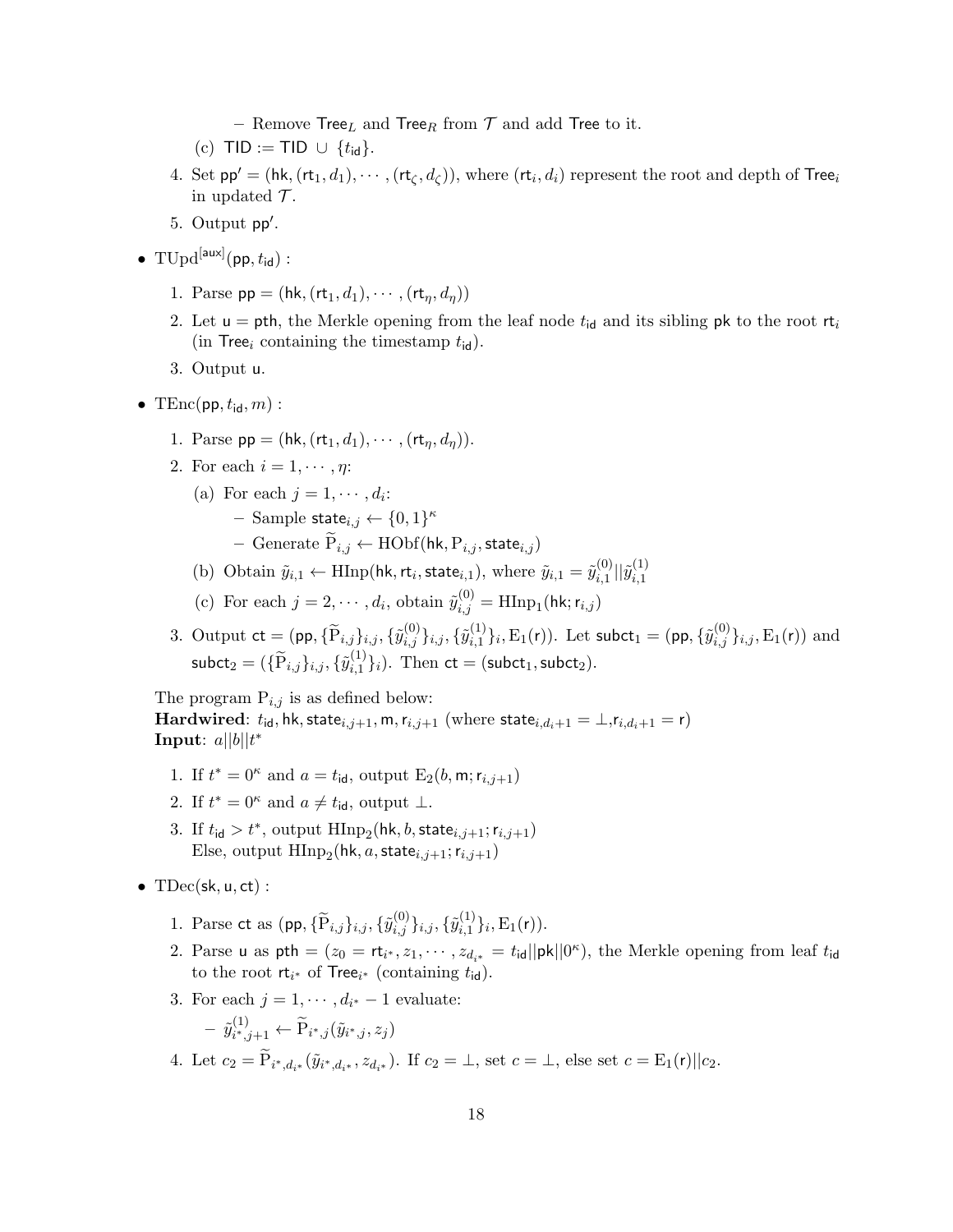- Remove $\mathsf{Tree}_L$ and $\mathsf{Tree}_R$ from $\mathcal{T}$ and add $\mathsf{Tree}$ to it.

  (c) $\mathsf{TID} := \mathsf{TID} \cup \{t_{\mathsf{id}}\}$.

4. Set $\mathsf{pp}' = (\mathsf{hk}, (\mathsf{rt}_1, d_1), \cdots, (\mathsf{rt}_\zeta, d_\zeta))$, where $(\mathsf{rt}_i, d_i)$ represent the root and depth of $\mathsf{Tree}_i$ in updated $\mathcal{T}$.
5. Output $\mathsf{pp}'$.

- $\mathrm{TUpd}^{[\mathsf{aux}]}(\mathsf{pp}, t_{\mathsf{id}})$ :
  1. Parse $\mathsf{pp} = (\mathsf{hk}, (\mathsf{rt}_1, d_1), \cdots, (\mathsf{rt}_\eta, d_\eta))$
  2. Let $\mathsf{u} = \mathsf{pth}$, the Merkle opening from the leaf node $t_{\mathsf{id}}$ and its sibling $\mathsf{pk}$ to the root $\mathsf{rt}_i$ (in $\mathsf{Tree}_i$ containing the timestamp $t_{\mathsf{id}}$).
  3. Output $\mathsf{u}$.

- $\mathrm{TEnc}(\mathsf{pp}, t_{\mathsf{id}}, m)$ :
  1. Parse $\mathsf{pp} = (\mathsf{hk}, (\mathsf{rt}_1, d_1), \cdots, (\mathsf{rt}_\eta, d_\eta))$.
  2. For each $i = 1, \cdots, \eta$:
     (a) For each $j = 1, \cdots, d_i$:
       - Sample $\mathsf{state}_{i,j} \leftarrow \{0,1\}^\kappa$
       - Generate $\widetilde{\mathrm{P}}_{i,j} \leftarrow \mathrm{HObf}(\mathsf{hk}, \mathrm{P}_{i,j}, \mathsf{state}_{i,j})$

     (b) Obtain $\tilde{y}_{i,1} \leftarrow \mathrm{HInp}(\mathsf{hk}, \mathsf{rt}_i, \mathsf{state}_{i,1})$, where $\tilde{y}_{i,1} = \tilde{y}^{(0)}_{i,1} || \tilde{y}^{(1)}_{i,1}$

     (c) For each $j = 2, \cdots, d_i$, obtain $\tilde{y}^{(0)}_{i,j} = \mathrm{HInp}_1(\mathsf{hk}; \mathsf{r}_{i,j})$
  3. Output $\mathsf{ct} = (\mathsf{pp}, \{\widetilde{\mathrm{P}}_{i,j}\}_{i,j}, \{\tilde{y}^{(0)}_{i,j}\}_{i,j}, \{\tilde{y}^{(1)}_{i,1}\}_i, \mathrm{E}_1(\mathsf{r}))$. Let $\mathsf{subct}_1 = (\mathsf{pp}, \{\tilde{y}^{(0)}_{i,j}\}_{i,j}, \mathrm{E}_1(\mathsf{r}))$ and $\mathsf{subct}_2 = (\{\widetilde{\mathrm{P}}_{i,j}\}_{i,j}, \{\tilde{y}^{(1)}_{i,1}\}_i)$. Then $\mathsf{ct} = (\mathsf{subct}_1, \mathsf{subct}_2)$.

  The program $\mathrm{P}_{i,j}$ is as defined below:
  **Hardwired**: $t_{\mathsf{id}}, \mathsf{hk}, \mathsf{state}_{i,j+1}, \mathsf{m}, \mathsf{r}_{i,j+1}$ (where $\mathsf{state}_{i,d_i+1} = \perp$,$\mathsf{r}_{i,d_i+1} = \mathsf{r}$)
  **Input**: $a||b||t^*$

  1. If $t^* = 0^\kappa$ and $a = t_{\mathsf{id}}$, output $\mathrm{E}_2(b, \mathsf{m}; \mathsf{r}_{i,j+1})$
  2. If $t^* = 0^\kappa$ and $a \neq t_{\mathsf{id}}$, output $\perp$.
  3. If $t_{\mathsf{id}} > t^*$, output $\mathrm{HInp}_2(\mathsf{hk}, b, \mathsf{state}_{i,j+1}; \mathsf{r}_{i,j+1})$
     Else, output $\mathrm{HInp}_2(\mathsf{hk}, a, \mathsf{state}_{i,j+1}; \mathsf{r}_{i,j+1})$

- $\mathrm{TDec}(\mathsf{sk}, \mathsf{u}, \mathsf{ct})$ :
  1. Parse $\mathsf{ct}$ as $(\mathsf{pp}, \{\widetilde{\mathrm{P}}_{i,j}\}_{i,j}, \{\tilde{y}^{(0)}_{i,j}\}_{i,j}, \{\tilde{y}^{(1)}_{i,1}\}_i, \mathrm{E}_1(\mathsf{r}))$.
  2. Parse $\mathsf{u}$ as $\mathsf{pth} = (z_0 = \mathsf{rt}_{i^*}, z_1, \cdots, z_{d_{i^*}} = t_{\mathsf{id}}||\mathsf{pk}||0^\kappa)$, the Merkle opening from leaf $t_{\mathsf{id}}$ to the root $\mathsf{rt}_{i^*}$ of $\mathsf{Tree}_{i^*}$ (containing $t_{\mathsf{id}}$).
  3. For each $j = 1, \cdots, d_{i^*} - 1$ evaluate:
     - $\tilde{y}^{(1)}_{i^*,j+1} \leftarrow \widetilde{\mathrm{P}}_{i^*,j}(\tilde{y}_{i^*,j}, z_j)$
  4. Let $c_2 = \widetilde{\mathrm{P}}_{i^*,d_{i^*}}(\tilde{y}_{i^*,d_{i^*}}, z_{d_{i^*}})$. If $c_2 = \perp$, set $c = \perp$, else set $c = \mathrm{E}_1(\mathsf{r})||c_2$.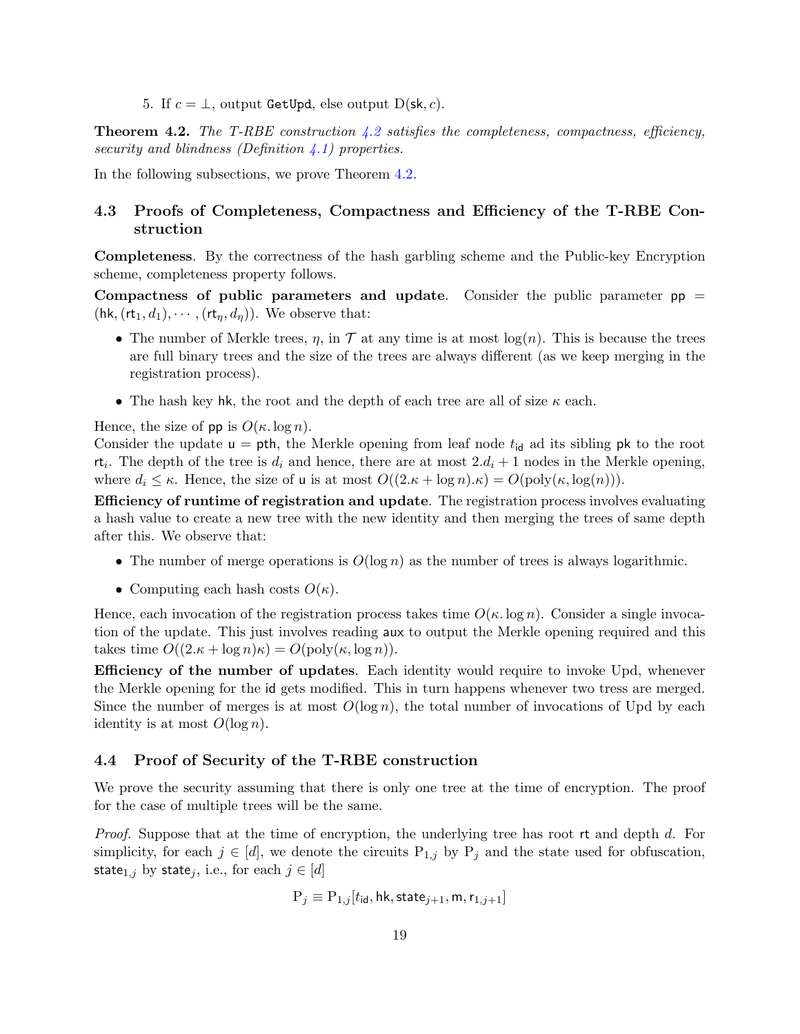5. If $c = \bot$, output GetUpd, else output $\mathrm{D}(\mathsf{sk}, c)$.

**Theorem 4.2.** *The T-RBE construction 4.2 satisfies the completeness, compactness, efficiency, security and blindness (Definition 4.1) properties.*

In the following subsections, we prove Theorem 4.2.

### 4.3 Proofs of Completeness, Compactness and Efficiency of the T-RBE Construction

**Completeness**. By the correctness of the hash garbling scheme and the Public-key Encryption scheme, completeness property follows.

**Compactness of public parameters and update**. Consider the public parameter $\mathsf{pp} = (\mathsf{hk}, (\mathsf{rt}_1, d_1), \cdots, (\mathsf{rt}_\eta, d_\eta))$. We observe that:

- The number of Merkle trees, $\eta$, in $\mathcal{T}$ at any time is at most $\log(n)$. This is because the trees are full binary trees and the size of the trees are always different (as we keep merging in the registration process).
- The hash key $\mathsf{hk}$, the root and the depth of each tree are all of size $\kappa$ each.

Hence, the size of $\mathsf{pp}$ is $O(\kappa. \log n)$.

Consider the update $\mathsf{u} = \mathsf{pth}$, the Merkle opening from leaf node $t_{\mathsf{id}}$ ad its sibling $\mathsf{pk}$ to the root $\mathsf{rt}_i$. The depth of the tree is $d_i$ and hence, there are at most $2.d_i + 1$ nodes in the Merkle opening, where $d_i \leq \kappa$. Hence, the size of $\mathsf{u}$ is at most $O((2.\kappa + \log n).\kappa) = O(\mathrm{poly}(\kappa, \log(n)))$.

**Efficiency of runtime of registration and update**. The registration process involves evaluating a hash value to create a new tree with the new identity and then merging the trees of same depth after this. We observe that:

- The number of merge operations is $O(\log n)$ as the number of trees is always logarithmic.
- Computing each hash costs $O(\kappa)$.

Hence, each invocation of the registration process takes time $O(\kappa. \log n)$. Consider a single invocation of the update. This just involves reading $\mathsf{aux}$ to output the Merkle opening required and this takes time $O((2.\kappa + \log n)\kappa) = O(\mathrm{poly}(\kappa, \log n))$.

**Efficiency of the number of updates**. Each identity would require to invoke Upd, whenever the Merkle opening for the $\mathsf{id}$ gets modified. This in turn happens whenever two tress are merged. Since the number of merges is at most $O(\log n)$, the total number of invocations of Upd by each identity is at most $O(\log n)$.

### 4.4 Proof of Security of the T-RBE construction

We prove the security assuming that there is only one tree at the time of encryption. The proof for the case of multiple trees will be the same.

*Proof.* Suppose that at the time of encryption, the underlying tree has root $\mathsf{rt}$ and depth $d$. For simplicity, for each $j \in [d]$, we denote the circuits $\mathrm{P}_{1,j}$ by $\mathrm{P}_j$ and the state used for obfuscation, $\mathsf{state}_{1,j}$ by $\mathsf{state}_j$, i.e., for each $j \in [d]$

$$\mathrm{P}_j \equiv \mathrm{P}_{1,j}[t_{\mathsf{id}}, \mathsf{hk}, \mathsf{state}_{j+1}, \mathsf{m}, \mathsf{r}_{1,j+1}]$$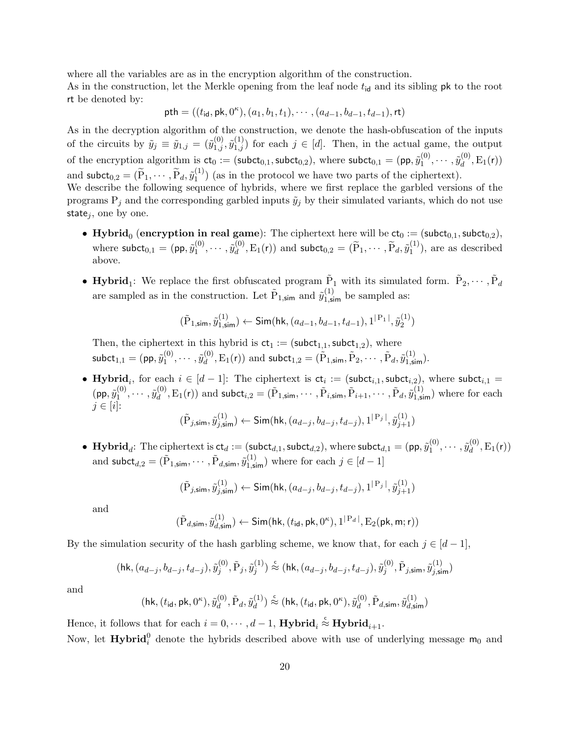where all the variables are as in the encryption algorithm of the construction.
As in the construction, let the Merkle opening from the leaf node $t_{\mathsf{id}}$ and its sibling $\mathsf{pk}$ to the root $\mathsf{rt}$ be denoted by:

$$\mathsf{pth} = ((t_{\mathsf{id}}, \mathsf{pk}, 0^{\kappa}), (a_1, b_1, t_1), \cdots, (a_{d-1}, b_{d-1}, t_{d-1}), \mathsf{rt})$$

As in the decryption algorithm of the construction, we denote the hash-obfuscation of the inputs of the circuits by $\tilde{y}_j \equiv \tilde{y}_{1,j} = (\tilde{y}^{(0)}_{1,j}, \tilde{y}^{(1)}_{1,j})$ for each $j \in [d]$. Then, in the actual game, the output of the encryption algorithm is $\mathsf{ct}_0 := (\mathsf{subct}_{0,1}, \mathsf{subct}_{0,2})$, where $\mathsf{subct}_{0,1} = (\mathsf{pp}, \tilde{y}^{(0)}_1, \cdots, \tilde{y}^{(0)}_d, \mathrm{E}_1(\mathsf{r}))$ and $\mathsf{subct}_{0,2} = (\widetilde{\mathrm{P}}_1, \cdots, \widetilde{\mathrm{P}}_d, \tilde{y}^{(1)}_1)$ (as in the protocol we have two parts of the ciphertext).
We describe the following sequence of hybrids, where we first replace the garbled versions of the programs $\mathrm{P}_j$ and the corresponding garbled inputs $\tilde{y}_j$ by their simulated variants, which do not use $\mathsf{state}_j$, one by one.

- **Hybrid**$_0$ (**encryption in real game**): The ciphertext here will be $\mathsf{ct}_0 := (\mathsf{subct}_{0,1}, \mathsf{subct}_{0,2})$, where $\mathsf{subct}_{0,1} = (\mathsf{pp}, \tilde{y}^{(0)}_1, \cdots, \tilde{y}^{(0)}_d, \mathrm{E}_1(\mathsf{r}))$ and $\mathsf{subct}_{0,2} = (\widetilde{\mathrm{P}}_1, \cdots, \widetilde{\mathrm{P}}_d, \tilde{y}^{(1)}_1)$, are as described above.

- **Hybrid**$_1$: We replace the first obfuscated program $\tilde{\mathrm{P}}_1$ with its simulated form. $\tilde{\mathrm{P}}_2, \cdots, \tilde{\mathrm{P}}_d$ are sampled as in the construction. Let $\tilde{\mathrm{P}}_{1,\mathsf{sim}}$ and $\tilde{y}^{(1)}_{1,\mathsf{sim}}$ be sampled as:

$$(\tilde{\mathrm{P}}_{1,\mathsf{sim}}, \tilde{y}^{(1)}_{1,\mathsf{sim}}) \leftarrow \mathsf{Sim}(\mathsf{hk}, (a_{d-1}, b_{d-1}, t_{d-1}), 1^{|\mathrm{P}_1|}, \tilde{y}^{(1)}_2)$$

  Then, the ciphertext in this hybrid is $\mathsf{ct}_1 := (\mathsf{subct}_{1,1}, \mathsf{subct}_{1,2})$, where $\mathsf{subct}_{1,1} = (\mathsf{pp}, \tilde{y}^{(0)}_1, \cdots, \tilde{y}^{(0)}_d, \mathrm{E}_1(\mathsf{r}))$ and $\mathsf{subct}_{1,2} = (\tilde{\mathrm{P}}_{1,\mathsf{sim}}, \tilde{\mathrm{P}}_2, \cdots, \tilde{\mathrm{P}}_d, \tilde{y}^{(1)}_{1,\mathsf{sim}})$.

- **Hybrid**$_i$, for each $i \in [d-1]$: The ciphertext is $\mathsf{ct}_i := (\mathsf{subct}_{i,1}, \mathsf{subct}_{i,2})$, where $\mathsf{subct}_{i,1} = (\mathsf{pp}, \tilde{y}^{(0)}_1, \cdots, \tilde{y}^{(0)}_d, \mathrm{E}_1(\mathsf{r}))$ and $\mathsf{subct}_{i,2} = (\tilde{\mathrm{P}}_{1,\mathsf{sim}}, \cdots, \tilde{\mathrm{P}}_{i,\mathsf{sim}}, \tilde{\mathrm{P}}_{i+1}, \cdots, \tilde{\mathrm{P}}_d, \tilde{y}^{(1)}_{1,\mathsf{sim}})$ where for each $j \in [i]$:

$$(\tilde{\mathrm{P}}_{j,\mathsf{sim}}, \tilde{y}^{(1)}_{j,\mathsf{sim}}) \leftarrow \mathsf{Sim}(\mathsf{hk}, (a_{d-j}, b_{d-j}, t_{d-j}), 1^{|\mathrm{P}_j|}, \tilde{y}^{(1)}_{j+1})$$

- **Hybrid**$_d$: The ciphertext is $\mathsf{ct}_d := (\mathsf{subct}_{d,1}, \mathsf{subct}_{d,2})$, where $\mathsf{subct}_{d,1} = (\mathsf{pp}, \tilde{y}^{(0)}_1, \cdots, \tilde{y}^{(0)}_d, \mathrm{E}_1(\mathsf{r}))$ and $\mathsf{subct}_{d,2} = (\tilde{\mathrm{P}}_{1,\mathsf{sim}}, \cdots, \tilde{\mathrm{P}}_{d,\mathsf{sim}}, \tilde{y}^{(1)}_{1,\mathsf{sim}})$ where for each $j \in [d-1]$

$$(\tilde{\mathrm{P}}_{j,\mathsf{sim}}, \tilde{y}^{(1)}_{j,\mathsf{sim}}) \leftarrow \mathsf{Sim}(\mathsf{hk}, (a_{d-j}, b_{d-j}, t_{d-j}), 1^{|\mathrm{P}_j|}, \tilde{y}^{(1)}_{j+1})$$

  and

$$(\tilde{\mathrm{P}}_{d,\mathsf{sim}}, \tilde{y}^{(1)}_{d,\mathsf{sim}}) \leftarrow \mathsf{Sim}(\mathsf{hk}, (t_{\mathsf{id}}, \mathsf{pk}, 0^{\kappa}), 1^{|\mathrm{P}_d|}, \mathrm{E}_2(\mathsf{pk}, \mathsf{m}; \mathsf{r}))$$

By the simulation security of the hash garbling scheme, we know that, for each $j \in [d-1]$,

$$(\mathsf{hk}, (a_{d-j}, b_{d-j}, t_{d-j}), \tilde{y}^{(0)}_j, \tilde{\mathrm{P}}_j, \tilde{y}^{(1)}_j) \overset{c}{\approx} (\mathsf{hk}, (a_{d-j}, b_{d-j}, t_{d-j}), \tilde{y}^{(0)}_j, \tilde{\mathrm{P}}_{j,\mathsf{sim}}, \tilde{y}^{(1)}_{j,\mathsf{sim}})$$

and

$$(\mathsf{hk}, (t_{\mathsf{id}}, \mathsf{pk}, 0^{\kappa}), \tilde{y}^{(0)}_d, \tilde{\mathrm{P}}_d, \tilde{y}^{(1)}_d) \overset{c}{\approx} (\mathsf{hk}, (t_{\mathsf{id}}, \mathsf{pk}, 0^{\kappa}), \tilde{y}^{(0)}_d, \tilde{\mathrm{P}}_{d,\mathsf{sim}}, \tilde{y}^{(1)}_{d,\mathsf{sim}})$$

Hence, it follows that for each $i = 0, \cdots, d-1$, $\mathbf{Hybrid}_i \overset{c}{\approx} \mathbf{Hybrid}_{i+1}$.
Now, let $\mathbf{Hybrid}^0_i$ denote the hybrids described above with use of underlying message $\mathsf{m}_0$ and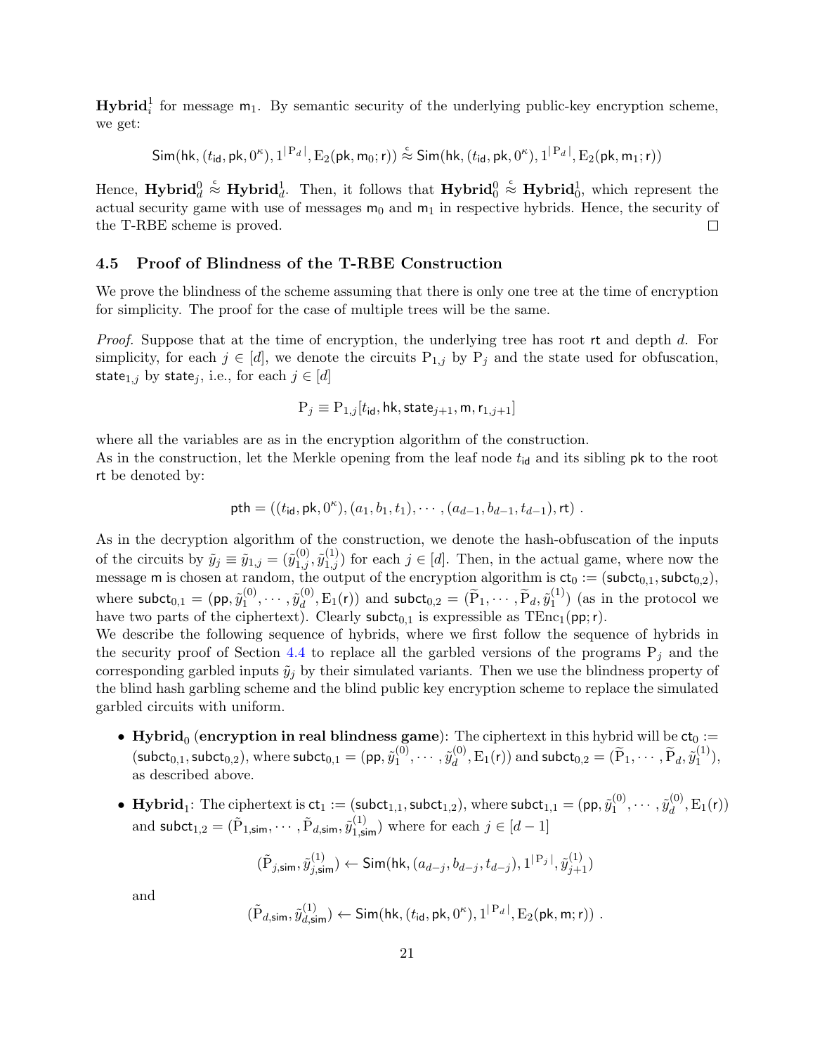$\mathbf{Hybrid}_i^1$ for message $\mathsf{m}_1$. By semantic security of the underlying public-key encryption scheme, we get:

$$\mathsf{Sim}(\mathsf{hk}, (t_{\mathsf{id}}, \mathsf{pk}, 0^\kappa), 1^{|\mathrm{P}_d|}, \mathrm{E}_2(\mathsf{pk}, \mathsf{m}_0; \mathsf{r})) \overset{c}{\approx} \mathsf{Sim}(\mathsf{hk}, (t_{\mathsf{id}}, \mathsf{pk}, 0^\kappa), 1^{|\mathrm{P}_d|}, \mathrm{E}_2(\mathsf{pk}, \mathsf{m}_1; \mathsf{r}))$$

Hence, $\mathbf{Hybrid}_d^0 \overset{c}{\approx} \mathbf{Hybrid}_d^1$. Then, it follows that $\mathbf{Hybrid}_0^0 \overset{c}{\approx} \mathbf{Hybrid}_0^1$, which represent the actual security game with use of messages $\mathsf{m}_0$ and $\mathsf{m}_1$ in respective hybrids. Hence, the security of the T-RBE scheme is proved. □

### 4.5 Proof of Blindness of the T-RBE Construction

We prove the blindness of the scheme assuming that there is only one tree at the time of encryption for simplicity. The proof for the case of multiple trees will be the same.

*Proof.* Suppose that at the time of encryption, the underlying tree has root $\mathsf{rt}$ and depth $d$. For simplicity, for each $j \in [d]$, we denote the circuits $\mathrm{P}_{1,j}$ by $\mathrm{P}_j$ and the state used for obfuscation, $\mathsf{state}_{1,j}$ by $\mathsf{state}_j$, i.e., for each $j \in [d]$

$$\mathrm{P}_j \equiv \mathrm{P}_{1,j}[t_{\mathsf{id}}, \mathsf{hk}, \mathsf{state}_{j+1}, \mathsf{m}, \mathsf{r}_{1,j+1}]$$

where all the variables are as in the encryption algorithm of the construction.
As in the construction, let the Merkle opening from the leaf node $t_{\mathsf{id}}$ and its sibling $\mathsf{pk}$ to the root $\mathsf{rt}$ be denoted by:

$$\mathsf{pth} = ((t_{\mathsf{id}}, \mathsf{pk}, 0^\kappa), (a_1, b_1, t_1), \cdots, (a_{d-1}, b_{d-1}, t_{d-1}), \mathsf{rt}) \ .$$

As in the decryption algorithm of the construction, we denote the hash-obfuscation of the inputs of the circuits by $\tilde{y}_j \equiv \tilde{y}_{1,j} = (\tilde{y}_{1,j}^{(0)}, \tilde{y}_{1,j}^{(1)})$ for each $j \in [d]$. Then, in the actual game, where now the message $\mathsf{m}$ is chosen at random, the output of the encryption algorithm is $\mathsf{ct}_0 := (\mathsf{subct}_{0,1}, \mathsf{subct}_{0,2})$, where $\mathsf{subct}_{0,1} = (\mathsf{pp}, \tilde{y}_1^{(0)}, \cdots, \tilde{y}_d^{(0)}, \mathrm{E}_1(\mathsf{r}))$ and $\mathsf{subct}_{0,2} = (\widetilde{\mathrm{P}}_1, \cdots, \widetilde{\mathrm{P}}_d, \tilde{y}_1^{(1)})$ (as in the protocol we have two parts of the ciphertext). Clearly $\mathsf{subct}_{0,1}$ is expressible as $\mathrm{TEnc}_1(\mathsf{pp}; \mathsf{r})$.
We describe the following sequence of hybrids, where we first follow the sequence of hybrids in the security proof of Section 4.4 to replace all the garbled versions of the programs $\mathrm{P}_j$ and the corresponding garbled inputs $\tilde{y}_j$ by their simulated variants. Then we use the blindness property of the blind hash garbling scheme and the blind public key encryption scheme to replace the simulated garbled circuits with uniform.

- $\mathbf{Hybrid}_0$ (**encryption in real blindness game**): The ciphertext in this hybrid will be $\mathsf{ct}_0 := (\mathsf{subct}_{0,1}, \mathsf{subct}_{0,2})$, where $\mathsf{subct}_{0,1} = (\mathsf{pp}, \tilde{y}_1^{(0)}, \cdots, \tilde{y}_d^{(0)}, \mathrm{E}_1(\mathsf{r}))$ and $\mathsf{subct}_{0,2} = (\widetilde{\mathrm{P}}_1, \cdots, \widetilde{\mathrm{P}}_d, \tilde{y}_1^{(1)})$, as described above.
- $\mathbf{Hybrid}_1$: The ciphertext is $\mathsf{ct}_1 := (\mathsf{subct}_{1,1}, \mathsf{subct}_{1,2})$, where $\mathsf{subct}_{1,1} = (\mathsf{pp}, \tilde{y}_1^{(0)}, \cdots, \tilde{y}_d^{(0)}, \mathrm{E}_1(\mathsf{r}))$ and $\mathsf{subct}_{1,2} = (\tilde{\mathrm{P}}_{1,\mathsf{sim}}, \cdots, \tilde{\mathrm{P}}_{d,\mathsf{sim}}, \tilde{y}_{1,\mathsf{sim}}^{(1)})$ where for each $j \in [d-1]$

$$(\tilde{\mathrm{P}}_{j,\mathsf{sim}}, \tilde{y}_{j,\mathsf{sim}}^{(1)}) \leftarrow \mathsf{Sim}(\mathsf{hk}, (a_{d-j}, b_{d-j}, t_{d-j}), 1^{|\mathrm{P}_j|}, \tilde{y}_{j+1}^{(1)})$$

  and

$$(\tilde{\mathrm{P}}_{d,\mathsf{sim}}, \tilde{y}_{d,\mathsf{sim}}^{(1)}) \leftarrow \mathsf{Sim}(\mathsf{hk}, (t_{\mathsf{id}}, \mathsf{pk}, 0^\kappa), 1^{|\mathrm{P}_d|}, \mathrm{E}_2(\mathsf{pk}, \mathsf{m}; \mathsf{r})) \ .$$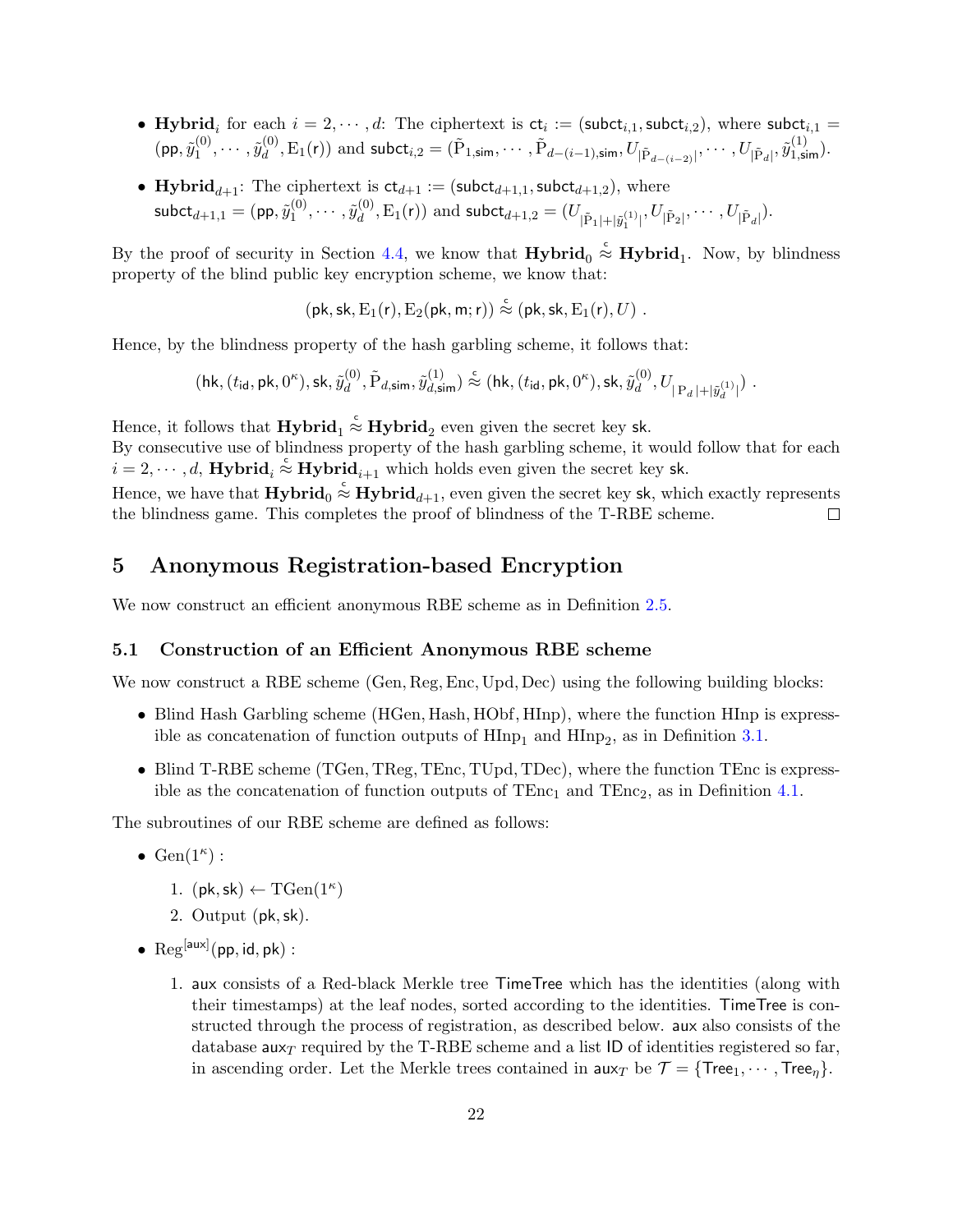- **Hybrid**$_i$ for each $i = 2, \cdots, d$: The ciphertext is $\mathsf{ct}_i := (\mathsf{subct}_{i,1}, \mathsf{subct}_{i,2})$, where $\mathsf{subct}_{i,1} = (\mathsf{pp}, \tilde{y}_1^{(0)}, \cdots, \tilde{y}_d^{(0)}, \mathrm{E}_1(\mathsf{r}))$ and $\mathsf{subct}_{i,2} = (\tilde{\mathrm{P}}_{1,\mathsf{sim}}, \cdots, \tilde{\mathrm{P}}_{d-(i-1),\mathsf{sim}}, U_{|\tilde{\mathrm{P}}_{d-(i-2)}|}, \cdots, U_{|\tilde{\mathrm{P}}_d|}, \tilde{y}^{(1)}_{1,\mathsf{sim}})$.

- **Hybrid**$_{d+1}$: The ciphertext is $\mathsf{ct}_{d+1} := (\mathsf{subct}_{d+1,1}, \mathsf{subct}_{d+1,2})$, where $\mathsf{subct}_{d+1,1} = (\mathsf{pp}, \tilde{y}_1^{(0)}, \cdots, \tilde{y}_d^{(0)}, \mathrm{E}_1(\mathsf{r}))$ and $\mathsf{subct}_{d+1,2} = (U_{|\tilde{\mathrm{P}}_1|+|\tilde{y}_1^{(1)}|}, U_{|\tilde{\mathrm{P}}_2|}, \cdots, U_{|\tilde{\mathrm{P}}_d|})$.

By the proof of security in Section 4.4, we know that $\mathbf{Hybrid}_0 \overset{c}{\approx} \mathbf{Hybrid}_1$. Now, by blindness property of the blind public key encryption scheme, we know that:

$$(\mathsf{pk}, \mathsf{sk}, \mathrm{E}_1(\mathsf{r}), \mathrm{E}_2(\mathsf{pk}, \mathsf{m}; \mathsf{r})) \overset{c}{\approx} (\mathsf{pk}, \mathsf{sk}, \mathrm{E}_1(\mathsf{r}), U) \ .$$

Hence, by the blindness property of the hash garbling scheme, it follows that:

$$(\mathsf{hk}, (t_{\mathsf{id}}, \mathsf{pk}, 0^\kappa), \mathsf{sk}, \tilde{y}_d^{(0)}, \tilde{\mathrm{P}}_{d,\mathsf{sim}}, \tilde{y}^{(1)}_{d,\mathsf{sim}}) \overset{c}{\approx} (\mathsf{hk}, (t_{\mathsf{id}}, \mathsf{pk}, 0^\kappa), \mathsf{sk}, \tilde{y}_d^{(0)}, U_{|\mathrm{P}_d|+|\tilde{y}_d^{(1)}|}) \ .$$

Hence, it follows that $\mathbf{Hybrid}_1 \overset{c}{\approx} \mathbf{Hybrid}_2$ even given the secret key $\mathsf{sk}$.
By consecutive use of blindness property of the hash garbling scheme, it would follow that for each $i = 2, \cdots, d$, $\mathbf{Hybrid}_i \overset{c}{\approx} \mathbf{Hybrid}_{i+1}$ which holds even given the secret key $\mathsf{sk}$.
Hence, we have that $\mathbf{Hybrid}_0 \overset{c}{\approx} \mathbf{Hybrid}_{d+1}$, even given the secret key $\mathsf{sk}$, which exactly represents the blindness game. This completes the proof of blindness of the T-RBE scheme. □

# 5 Anonymous Registration-based Encryption

We now construct an efficient anonymous RBE scheme as in Definition 2.5.

## 5.1 Construction of an Efficient Anonymous RBE scheme

We now construct a RBE scheme (Gen, Reg, Enc, Upd, Dec) using the following building blocks:

- Blind Hash Garbling scheme (HGen, Hash, HObf, HInp), where the function HInp is expressible as concatenation of function outputs of $\mathrm{HInp}_1$ and $\mathrm{HInp}_2$, as in Definition 3.1.
- Blind T-RBE scheme (TGen, TReg, TEnc, TUpd, TDec), where the function TEnc is expressible as the concatenation of function outputs of $\mathrm{TEnc}_1$ and $\mathrm{TEnc}_2$, as in Definition 4.1.

The subroutines of our RBE scheme are defined as follows:

- $\mathrm{Gen}(1^\kappa)$ :
  1. $(\mathsf{pk}, \mathsf{sk}) \leftarrow \mathrm{TGen}(1^\kappa)$
  2. Output $(\mathsf{pk}, \mathsf{sk})$.
- $\mathrm{Reg}^{[\mathsf{aux}]}(\mathsf{pp}, \mathsf{id}, \mathsf{pk})$ :
  1. $\mathsf{aux}$ consists of a Red-black Merkle tree $\mathsf{TimeTree}$ which has the identities (along with their timestamps) at the leaf nodes, sorted according to the identities. $\mathsf{TimeTree}$ is constructed through the process of registration, as described below. $\mathsf{aux}$ also consists of the database $\mathsf{aux}_T$ required by the T-RBE scheme and a list $\mathsf{ID}$ of identities registered so far, in ascending order. Let the Merkle trees contained in $\mathsf{aux}_T$ be $\mathcal{T} = \{\mathsf{Tree}_1, \cdots, \mathsf{Tree}_\eta\}$.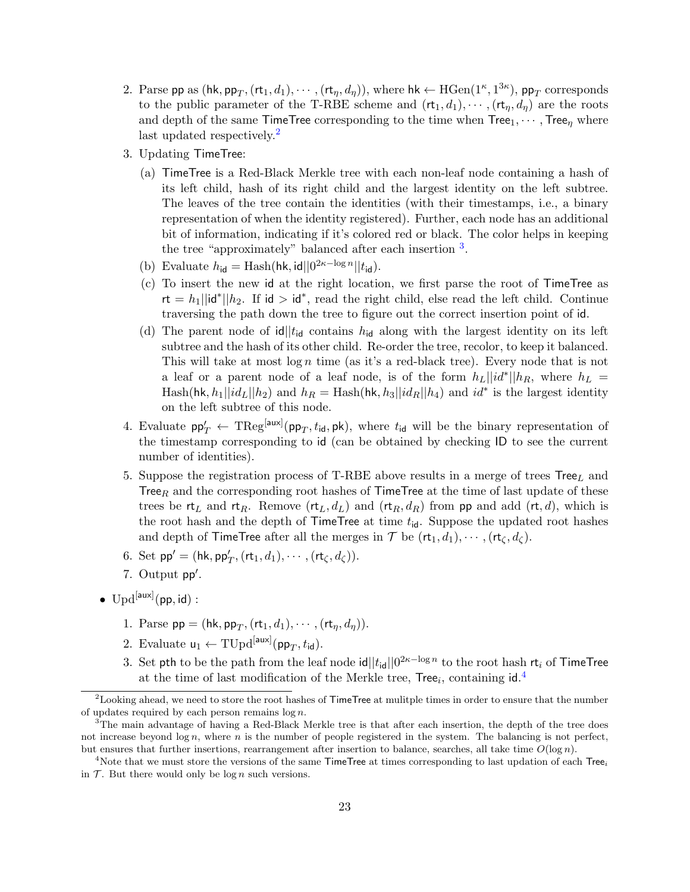2. Parse $\mathsf{pp}$ as $(\mathsf{hk}, \mathsf{pp}_T, (\mathsf{rt}_1, d_1), \cdots, (\mathsf{rt}_\eta, d_\eta))$, where $\mathsf{hk} \leftarrow \mathrm{HGen}(1^\kappa, 1^{3\kappa})$, $\mathsf{pp}_T$ corresponds to the public parameter of the T-RBE scheme and $(\mathsf{rt}_1, d_1), \cdots, (\mathsf{rt}_\eta, d_\eta)$ are the roots and depth of the same $\mathsf{TimeTree}$ corresponding to the time when $\mathsf{Tree}_1, \cdots, \mathsf{Tree}_\eta$ where last updated respectively.[2]

3. Updating $\mathsf{TimeTree}$:

   (a) $\mathsf{TimeTree}$ is a Red-Black Merkle tree with each non-leaf node containing a hash of its left child, hash of its right child and the largest identity on the left subtree. The leaves of the tree contain the identities (with their timestamps, i.e., a binary representation of when the identity registered). Further, each node has an additional bit of information, indicating if it's colored red or black. The color helps in keeping the tree "approximately" balanced after each insertion [3].

   (b) Evaluate $h_{\mathsf{id}} = \mathrm{Hash}(\mathsf{hk}, \mathsf{id}||0^{2\kappa - \log n}||t_{\mathsf{id}})$.

   (c) To insert the new $\mathsf{id}$ at the right location, we first parse the root of $\mathsf{TimeTree}$ as $\mathsf{rt} = h_1||\mathsf{id}^*||h_2$. If $\mathsf{id} > \mathsf{id}^*$, read the right child, else read the left child. Continue traversing the path down the tree to figure out the correct insertion point of $\mathsf{id}$.

   (d) The parent node of $\mathsf{id}||t_{\mathsf{id}}$ contains $h_{\mathsf{id}}$ along with the largest identity on its left subtree and the hash of its other child. Re-order the tree, recolor, to keep it balanced. This will take at most $\log n$ time (as it's a red-black tree). Every node that is not a leaf or a parent node of a leaf node, is of the form $h_L||id^*||h_R$, where $h_L = \mathrm{Hash}(\mathsf{hk}, h_1||id_L||h_2)$ and $h_R = \mathrm{Hash}(\mathsf{hk}, h_3||id_R||h_4)$ and $id^*$ is the largest identity on the left subtree of this node.

4. Evaluate $\mathsf{pp}'_T \leftarrow \mathrm{TReg}^{[\mathsf{aux}]}(\mathsf{pp}_T, t_{\mathsf{id}}, \mathsf{pk})$, where $t_{\mathsf{id}}$ will be the binary representation of the timestamp corresponding to $\mathsf{id}$ (can be obtained by checking $\mathsf{ID}$ to see the current number of identities).

5. Suppose the registration process of T-RBE above results in a merge of trees $\mathsf{Tree}_L$ and $\mathsf{Tree}_R$ and the corresponding root hashes of $\mathsf{TimeTree}$ at the time of last update of these trees be $\mathsf{rt}_L$ and $\mathsf{rt}_R$. Remove $(\mathsf{rt}_L, d_L)$ and $(\mathsf{rt}_R, d_R)$ from $\mathsf{pp}$ and add $(\mathsf{rt}, d)$, which is the root hash and the depth of $\mathsf{TimeTree}$ at time $t_{\mathsf{id}}$. Suppose the updated root hashes and depth of $\mathsf{TimeTree}$ after all the merges in $\mathcal{T}$ be $(\mathsf{rt}_1, d_1), \cdots, (\mathsf{rt}_\zeta, d_\zeta)$.

6. Set $\mathsf{pp}' = (\mathsf{hk}, \mathsf{pp}'_T, (\mathsf{rt}_1, d_1), \cdots, (\mathsf{rt}_\zeta, d_\zeta))$.

7. Output $\mathsf{pp}'$.

- $\mathrm{Upd}^{[\mathsf{aux}]}(\mathsf{pp}, \mathsf{id})$ :

  1. Parse $\mathsf{pp} = (\mathsf{hk}, \mathsf{pp}_T, (\mathsf{rt}_1, d_1), \cdots, (\mathsf{rt}_\eta, d_\eta))$.
  2. Evaluate $\mathsf{u}_1 \leftarrow \mathrm{TUpd}^{[\mathsf{aux}]}(\mathsf{pp}_T, t_{\mathsf{id}})$.
  3. Set $\mathsf{pth}$ to be the path from the leaf node $\mathsf{id}||t_{\mathsf{id}}||0^{2\kappa - \log n}$ to the root hash $\mathsf{rt}_i$ of $\mathsf{TimeTree}$ at the time of last modification of the Merkle tree, $\mathsf{Tree}_i$, containing $\mathsf{id}$.[4]

---

[2] Looking ahead, we need to store the root hashes of $\mathsf{TimeTree}$ at mulitple times in order to ensure that the number of updates required by each person remains $\log n$.

[3] The main advantage of having a Red-Black Merkle tree is that after each insertion, the depth of the tree does not increase beyond $\log n$, where $n$ is the number of people registered in the system. The balancing is not perfect, but ensures that further insertions, rearrangement after insertion to balance, searches, all take time $O(\log n)$.

[4] Note that we must store the versions of the same $\mathsf{TimeTree}$ at times corresponding to last updation of each $\mathsf{Tree}_i$ in $\mathcal{T}$. But there would only be $\log n$ such versions.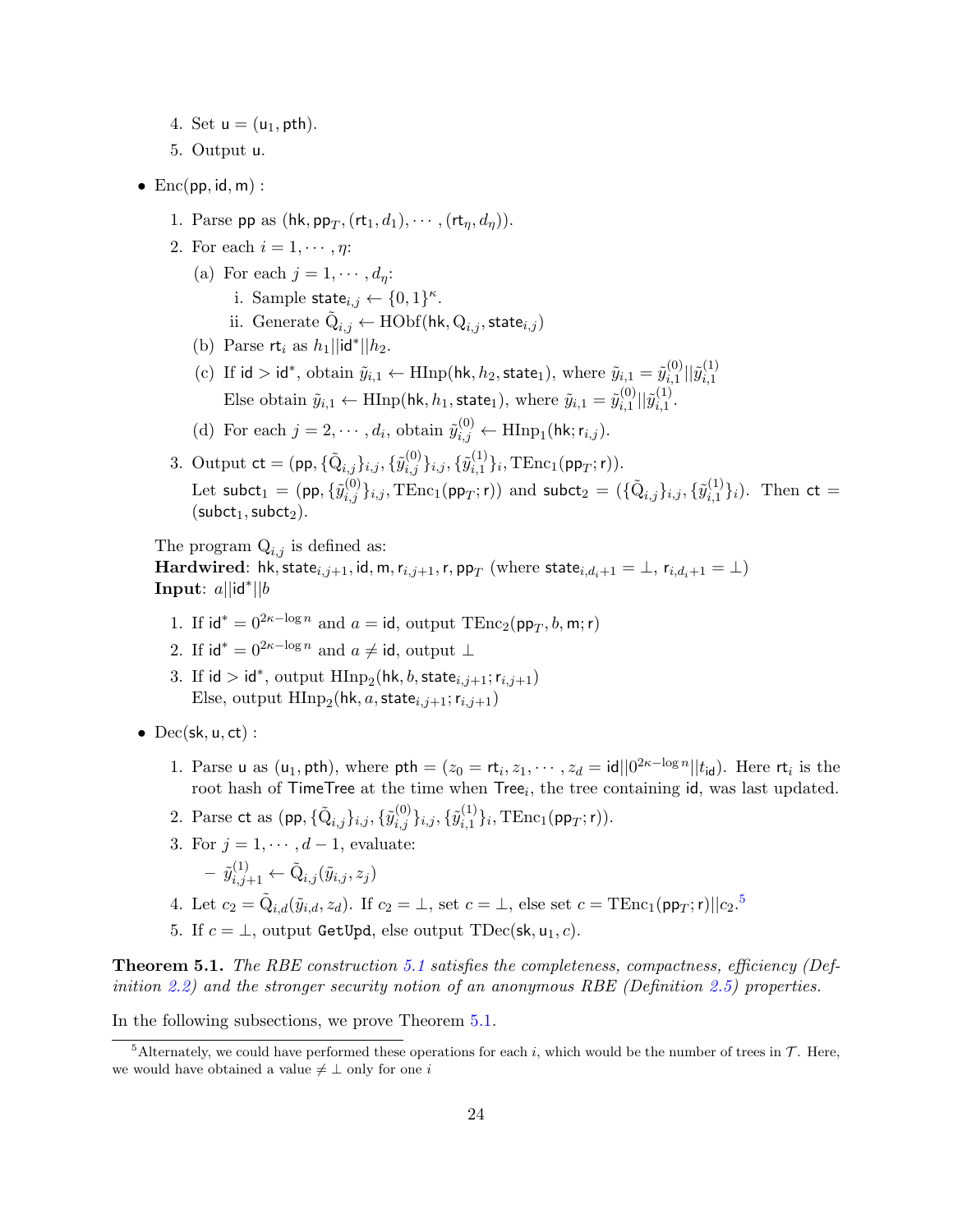4. Set $\mathsf{u} = (\mathsf{u}_1, \mathsf{pth})$.
5. Output $\mathsf{u}$.

- $\mathsf{Enc}(\mathsf{pp}, \mathsf{id}, \mathsf{m})$ :
  1. Parse $\mathsf{pp}$ as $(\mathsf{hk}, \mathsf{pp}_T, (\mathsf{rt}_1, d_1), \cdots, (\mathsf{rt}_\eta, d_\eta))$.
  2. For each $i = 1, \cdots, \eta$:
     (a) For each $j = 1, \cdots, d_\eta$:
        i. Sample $\mathsf{state}_{i,j} \leftarrow \{0,1\}^\kappa$.
        ii. Generate $\tilde{\mathrm{Q}}_{i,j} \leftarrow \mathrm{HObf}(\mathsf{hk}, \mathrm{Q}_{i,j}, \mathsf{state}_{i,j})$
     (b) Parse $\mathsf{rt}_i$ as $h_1 || \mathsf{id}^* || h_2$.
     (c) If $\mathsf{id} > \mathsf{id}^*$, obtain $\tilde{y}_{i,1} \leftarrow \mathrm{HInp}(\mathsf{hk}, h_2, \mathsf{state}_1)$, where $\tilde{y}_{i,1} = \tilde{y}^{(0)}_{i,1} || \tilde{y}^{(1)}_{i,1}$
     Else obtain $\tilde{y}_{i,1} \leftarrow \mathrm{HInp}(\mathsf{hk}, h_1, \mathsf{state}_1)$, where $\tilde{y}_{i,1} = \tilde{y}^{(0)}_{i,1} || \tilde{y}^{(1)}_{i,1}$.
     (d) For each $j = 2, \cdots, d_i$, obtain $\tilde{y}^{(0)}_{i,j} \leftarrow \mathrm{HInp}_1(\mathsf{hk}; \mathsf{r}_{i,j})$.
  3. Output $\mathsf{ct} = (\mathsf{pp}, \{\tilde{\mathrm{Q}}_{i,j}\}_{i,j}, \{\tilde{y}^{(0)}_{i,j}\}_{i,j}, \{\tilde{y}^{(1)}_{i,1}\}_i, \mathrm{TEnc}_1(\mathsf{pp}_T; \mathsf{r}))$.
     Let $\mathsf{subct}_1 = (\mathsf{pp}, \{\tilde{y}^{(0)}_{i,j}\}_{i,j}, \mathrm{TEnc}_1(\mathsf{pp}_T; \mathsf{r}))$ and $\mathsf{subct}_2 = (\{\tilde{\mathrm{Q}}_{i,j}\}_{i,j}, \{\tilde{y}^{(1)}_{i,1}\}_i)$. Then $\mathsf{ct} = (\mathsf{subct}_1, \mathsf{subct}_2)$.

  The program $\mathrm{Q}_{i,j}$ is defined as:
  **Hardwired**: $\mathsf{hk}, \mathsf{state}_{i,j+1}, \mathsf{id}, \mathsf{m}, \mathsf{r}_{i,j+1}, \mathsf{r}, \mathsf{pp}_T$ (where $\mathsf{state}_{i,d_i+1} = \perp$, $\mathsf{r}_{i,d_i+1} = \perp$)
  **Input**: $a || \mathsf{id}^* || b$

  1. If $\mathsf{id}^* = 0^{2\kappa - \log n}$ and $a = \mathsf{id}$, output $\mathrm{TEnc}_2(\mathsf{pp}_T, b, \mathsf{m}; \mathsf{r})$
  2. If $\mathsf{id}^* = 0^{2\kappa - \log n}$ and $a \neq \mathsf{id}$, output $\perp$
  3. If $\mathsf{id} > \mathsf{id}^*$, output $\mathrm{HInp}_2(\mathsf{hk}, b, \mathsf{state}_{i,j+1}; \mathsf{r}_{i,j+1})$
     Else, output $\mathrm{HInp}_2(\mathsf{hk}, a, \mathsf{state}_{i,j+1}; \mathsf{r}_{i,j+1})$

- $\mathsf{Dec}(\mathsf{sk}, \mathsf{u}, \mathsf{ct})$ :
  1. Parse $\mathsf{u}$ as $(\mathsf{u}_1, \mathsf{pth})$, where $\mathsf{pth} = (z_0 = \mathsf{rt}_i, z_1, \cdots, z_d = \mathsf{id} || 0^{2\kappa - \log n} || t_{\mathsf{id}})$. Here $\mathsf{rt}_i$ is the root hash of $\mathsf{TimeTree}$ at the time when $\mathsf{Tree}_i$, the tree containing $\mathsf{id}$, was last updated.
  2. Parse $\mathsf{ct}$ as $(\mathsf{pp}, \{\tilde{\mathrm{Q}}_{i,j}\}_{i,j}, \{\tilde{y}^{(0)}_{i,j}\}_{i,j}, \{\tilde{y}^{(1)}_{i,1}\}_i, \mathrm{TEnc}_1(\mathsf{pp}_T; \mathsf{r}))$.
  3. For $j = 1, \cdots, d-1$, evaluate:
     – $\tilde{y}^{(1)}_{i,j+1} \leftarrow \tilde{\mathrm{Q}}_{i,j}(\tilde{y}_{i,j}, z_j)$
  4. Let $c_2 = \tilde{\mathrm{Q}}_{i,d}(\tilde{y}_{i,d}, z_d)$. If $c_2 = \perp$, set $c = \perp$, else set $c = \mathrm{TEnc}_1(\mathsf{pp}_T; \mathsf{r}) || c_2$.[5]
  5. If $c = \perp$, output $\mathtt{GetUpd}$, else output $\mathrm{TDec}(\mathsf{sk}, \mathsf{u}_1, c)$.

**Theorem 5.1.** *The RBE construction 5.1 satisfies the completeness, compactness, efficiency (Definition 2.2) and the stronger security notion of an anonymous RBE (Definition 2.5) properties.*

In the following subsections, we prove Theorem 5.1.

[5] Alternately, we could have performed these operations for each $i$, which would be the number of trees in $\mathcal{T}$. Here, we would have obtained a value $\neq \perp$ only for one $i$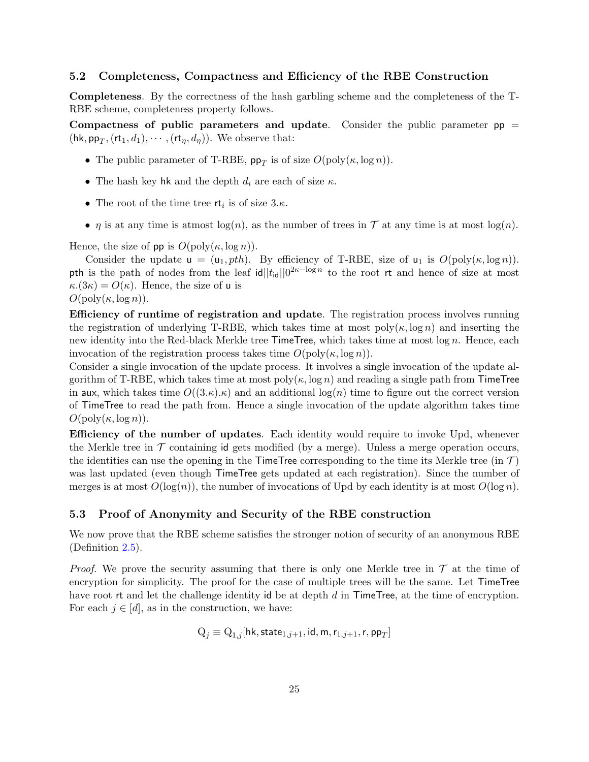### 5.2 Completeness, Compactness and Efficiency of the RBE Construction

**Completeness**. By the correctness of the hash garbling scheme and the completeness of the T-RBE scheme, completeness property follows.

**Compactness of public parameters and update**. Consider the public parameter $\mathsf{pp} = (\mathsf{hk}, \mathsf{pp}_T, (\mathsf{rt}_1, d_1), \cdots, (\mathsf{rt}_\eta, d_\eta))$. We observe that:

- The public parameter of T-RBE, $\mathsf{pp}_T$ is of size $O(\text{poly}(\kappa, \log n))$.
- The hash key $\mathsf{hk}$ and the depth $d_i$ are each of size $\kappa$.
- The root of the time tree $\mathsf{rt}_i$ is of size $3.\kappa$.
- $\eta$ is at any time is atmost $\log(n)$, as the number of trees in $\mathcal{T}$ at any time is at most $\log(n)$.

Hence, the size of $\mathsf{pp}$ is $O(\text{poly}(\kappa, \log n))$.

Consider the update $\mathsf{u} = (\mathsf{u}_1, pth)$. By efficiency of T-RBE, size of $\mathsf{u}_1$ is $O(\text{poly}(\kappa, \log n))$. $\mathsf{pth}$ is the path of nodes from the leaf $\mathsf{id}||t_{\mathsf{id}}||0^{2\kappa - \log n}$ to the root $\mathsf{rt}$ and hence of size at most $\kappa.(3\kappa) = O(\kappa)$. Hence, the size of $\mathsf{u}$ is $O(\text{poly}(\kappa, \log n))$.

**Efficiency of runtime of registration and update**. The registration process involves running the registration of underlying T-RBE, which takes time at most $\text{poly}(\kappa, \log n)$ and inserting the new identity into the Red-black Merkle tree $\mathsf{TimeTree}$, which takes time at most $\log n$. Hence, each invocation of the registration process takes time $O(\text{poly}(\kappa, \log n))$.

Consider a single invocation of the update process. It involves a single invocation of the update algorithm of T-RBE, which takes time at most $\text{poly}(\kappa, \log n)$ and reading a single path from $\mathsf{TimeTree}$ in $\mathsf{aux}$, which takes time $O((3.\kappa).\kappa)$ and an additional $\log(n)$ time to figure out the correct version of $\mathsf{TimeTree}$ to read the path from. Hence a single invocation of the update algorithm takes time $O(\text{poly}(\kappa, \log n))$.

**Efficiency of the number of updates**. Each identity would require to invoke Upd, whenever the Merkle tree in $\mathcal{T}$ containing $\mathsf{id}$ gets modified (by a merge). Unless a merge operation occurs, the identities can use the opening in the $\mathsf{TimeTree}$ corresponding to the time its Merkle tree (in $\mathcal{T}$) was last updated (even though $\mathsf{TimeTree}$ gets updated at each registration). Since the number of merges is at most $O(\log(n))$, the number of invocations of Upd by each identity is at most $O(\log n)$.

### 5.3 Proof of Anonymity and Security of the RBE construction

We now prove that the RBE scheme satisfies the stronger notion of security of an anonymous RBE (Definition 2.5).

*Proof.* We prove the security assuming that there is only one Merkle tree in $\mathcal{T}$ at the time of encryption for simplicity. The proof for the case of multiple trees will be the same. Let $\mathsf{TimeTree}$ have root $\mathsf{rt}$ and let the challenge identity $\mathsf{id}$ be at depth $d$ in $\mathsf{TimeTree}$, at the time of encryption. For each $j \in [d]$, as in the construction, we have:

$$\mathrm{Q}_j \equiv \mathrm{Q}_{1,j}[\mathsf{hk}, \mathsf{state}_{1,j+1}, \mathsf{id}, \mathsf{m}, \mathsf{r}_{1,j+1}, \mathsf{r}, \mathsf{pp}_T]$$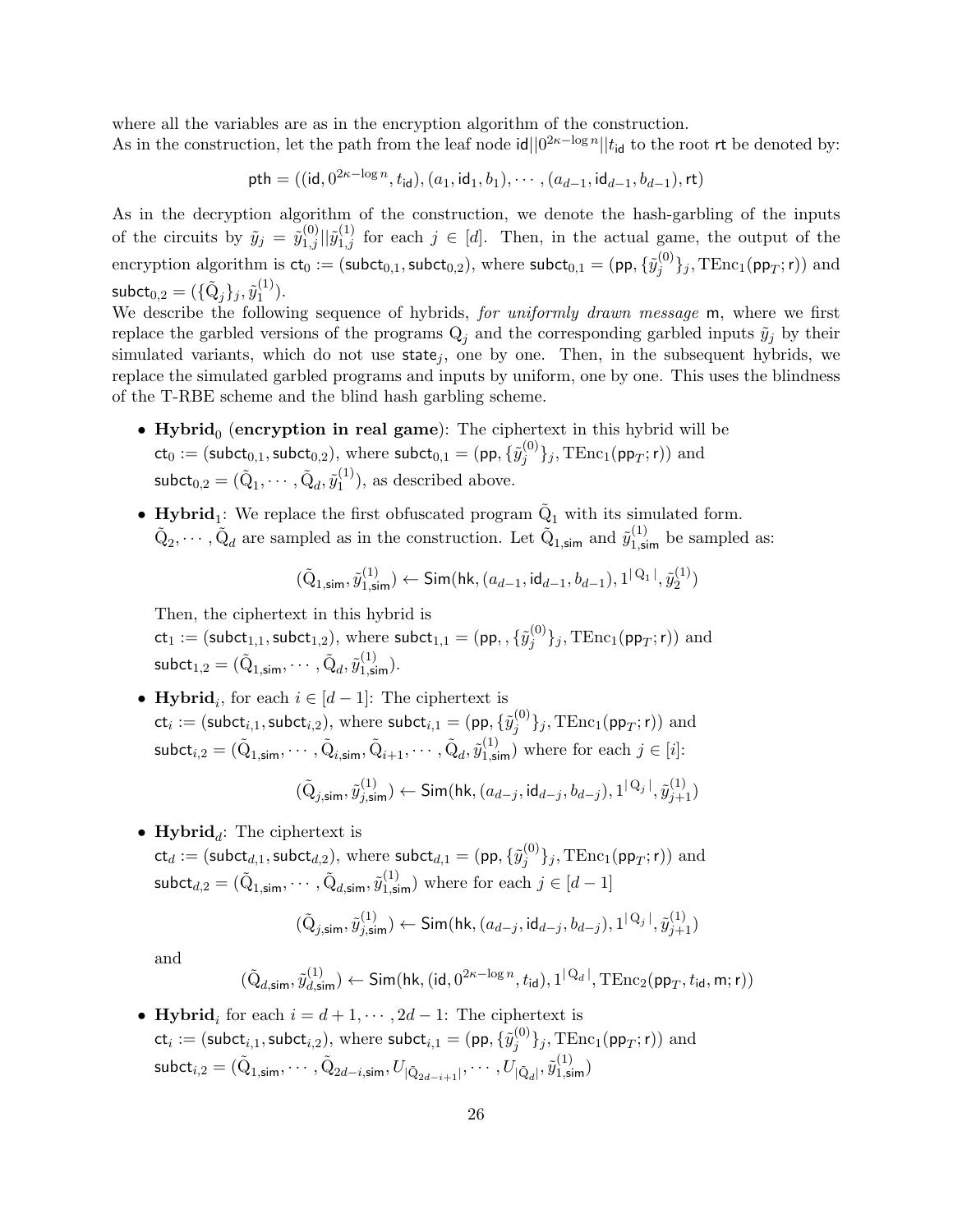where all the variables are as in the encryption algorithm of the construction.
As in the construction, let the path from the leaf node $\mathsf{id}||0^{2\kappa - \log n}||t_{\mathsf{id}}$ to the root $\mathsf{rt}$ be denoted by:

$$\mathsf{pth} = ((\mathsf{id}, 0^{2\kappa - \log n}, t_{\mathsf{id}}), (a_1, \mathsf{id}_1, b_1), \cdots, (a_{d-1}, \mathsf{id}_{d-1}, b_{d-1}), \mathsf{rt})$$

As in the decryption algorithm of the construction, we denote the hash-garbling of the inputs of the circuits by $\tilde{y}_j = \tilde{y}^{(0)}_{1,j}||\tilde{y}^{(1)}_{1,j}$ for each $j \in [d]$. Then, in the actual game, the output of the encryption algorithm is $\mathsf{ct}_0 := (\mathsf{subct}_{0,1}, \mathsf{subct}_{0,2})$, where $\mathsf{subct}_{0,1} = (\mathsf{pp}, \{\tilde{y}^{(0)}_j\}_j, \mathrm{TEnc}_1(\mathsf{pp}_T; \mathsf{r}))$ and $\mathsf{subct}_{0,2} = (\{\tilde{\mathrm{Q}}_j\}_j, \tilde{y}^{(1)}_1)$.
We describe the following sequence of hybrids, *for uniformly drawn message* $\mathsf{m}$, where we first replace the garbled versions of the programs $\mathrm{Q}_j$ and the corresponding garbled inputs $\tilde{y}_j$ by their simulated variants, which do not use $\mathsf{state}_j$, one by one. Then, in the subsequent hybrids, we replace the simulated garbled programs and inputs by uniform, one by one. This uses the blindness of the T-RBE scheme and the blind hash garbling scheme.

- **Hybrid**$_0$ (**encryption in real game**): The ciphertext in this hybrid will be $\mathsf{ct}_0 := (\mathsf{subct}_{0,1}, \mathsf{subct}_{0,2})$, where $\mathsf{subct}_{0,1} = (\mathsf{pp}, \{\tilde{y}^{(0)}_j\}_j, \mathrm{TEnc}_1(\mathsf{pp}_T; \mathsf{r}))$ and $\mathsf{subct}_{0,2} = (\tilde{\mathrm{Q}}_1, \cdots, \tilde{\mathrm{Q}}_d, \tilde{y}^{(1)}_1)$, as described above.

- **Hybrid**$_1$: We replace the first obfuscated program $\tilde{\mathrm{Q}}_1$ with its simulated form. $\tilde{\mathrm{Q}}_2, \cdots, \tilde{\mathrm{Q}}_d$ are sampled as in the construction. Let $\tilde{\mathrm{Q}}_{1,\mathsf{sim}}$ and $\tilde{y}^{(1)}_{1,\mathsf{sim}}$ be sampled as:

$$(\tilde{\mathrm{Q}}_{1,\mathsf{sim}}, \tilde{y}^{(1)}_{1,\mathsf{sim}}) \leftarrow \mathsf{Sim}(\mathsf{hk}, (a_{d-1}, \mathsf{id}_{d-1}, b_{d-1}), 1^{|\mathrm{Q}_1|}, \tilde{y}^{(1)}_2)$$

  Then, the ciphertext in this hybrid is $\mathsf{ct}_1 := (\mathsf{subct}_{1,1}, \mathsf{subct}_{1,2})$, where $\mathsf{subct}_{1,1} = (\mathsf{pp}, , \{\tilde{y}^{(0)}_j\}_j, \mathrm{TEnc}_1(\mathsf{pp}_T; \mathsf{r}))$ and $\mathsf{subct}_{1,2} = (\tilde{\mathrm{Q}}_{1,\mathsf{sim}}, \cdots, \tilde{\mathrm{Q}}_d, \tilde{y}^{(1)}_{1,\mathsf{sim}})$.

- **Hybrid**$_i$, for each $i \in [d-1]$: The ciphertext is $\mathsf{ct}_i := (\mathsf{subct}_{i,1}, \mathsf{subct}_{i,2})$, where $\mathsf{subct}_{i,1} = (\mathsf{pp}, \{\tilde{y}^{(0)}_j\}_j, \mathrm{TEnc}_1(\mathsf{pp}_T; \mathsf{r}))$ and $\mathsf{subct}_{i,2} = (\tilde{\mathrm{Q}}_{1,\mathsf{sim}}, \cdots, \tilde{\mathrm{Q}}_{i,\mathsf{sim}}, \tilde{\mathrm{Q}}_{i+1}, \cdots, \tilde{\mathrm{Q}}_d, \tilde{y}^{(1)}_{1,\mathsf{sim}})$ where for each $j \in [i]$:

$$(\tilde{\mathrm{Q}}_{j,\mathsf{sim}}, \tilde{y}^{(1)}_{j,\mathsf{sim}}) \leftarrow \mathsf{Sim}(\mathsf{hk}, (a_{d-j}, \mathsf{id}_{d-j}, b_{d-j}), 1^{|\mathrm{Q}_j|}, \tilde{y}^{(1)}_{j+1})$$

- **Hybrid**$_d$: The ciphertext is $\mathsf{ct}_d := (\mathsf{subct}_{d,1}, \mathsf{subct}_{d,2})$, where $\mathsf{subct}_{d,1} = (\mathsf{pp}, \{\tilde{y}^{(0)}_j\}_j, \mathrm{TEnc}_1(\mathsf{pp}_T; \mathsf{r}))$ and $\mathsf{subct}_{d,2} = (\tilde{\mathrm{Q}}_{1,\mathsf{sim}}, \cdots, \tilde{\mathrm{Q}}_{d,\mathsf{sim}}, \tilde{y}^{(1)}_{1,\mathsf{sim}})$ where for each $j \in [d-1]$

$$(\tilde{\mathrm{Q}}_{j,\mathsf{sim}}, \tilde{y}^{(1)}_{j,\mathsf{sim}}) \leftarrow \mathsf{Sim}(\mathsf{hk}, (a_{d-j}, \mathsf{id}_{d-j}, b_{d-j}), 1^{|\mathrm{Q}_j|}, \tilde{y}^{(1)}_{j+1})$$

  and

$$(\tilde{\mathrm{Q}}_{d,\mathsf{sim}}, \tilde{y}^{(1)}_{d,\mathsf{sim}}) \leftarrow \mathsf{Sim}(\mathsf{hk}, (\mathsf{id}, 0^{2\kappa - \log n}, t_{\mathsf{id}}), 1^{|\mathrm{Q}_d|}, \mathrm{TEnc}_2(\mathsf{pp}_T, t_{\mathsf{id}}, \mathsf{m}; \mathsf{r}))$$

- **Hybrid**$_i$ for each $i = d+1, \cdots, 2d-1$: The ciphertext is $\mathsf{ct}_i := (\mathsf{subct}_{i,1}, \mathsf{subct}_{i,2})$, where $\mathsf{subct}_{i,1} = (\mathsf{pp}, \{\tilde{y}^{(0)}_j\}_j, \mathrm{TEnc}_1(\mathsf{pp}_T; \mathsf{r}))$ and $\mathsf{subct}_{i,2} = (\tilde{\mathrm{Q}}_{1,\mathsf{sim}}, \cdots, \tilde{\mathrm{Q}}_{2d-i,\mathsf{sim}}, U_{|\tilde{\mathrm{Q}}_{2d-i+1}|}, \cdots, U_{|\tilde{\mathrm{Q}}_d|}, \tilde{y}^{(1)}_{1,\mathsf{sim}})$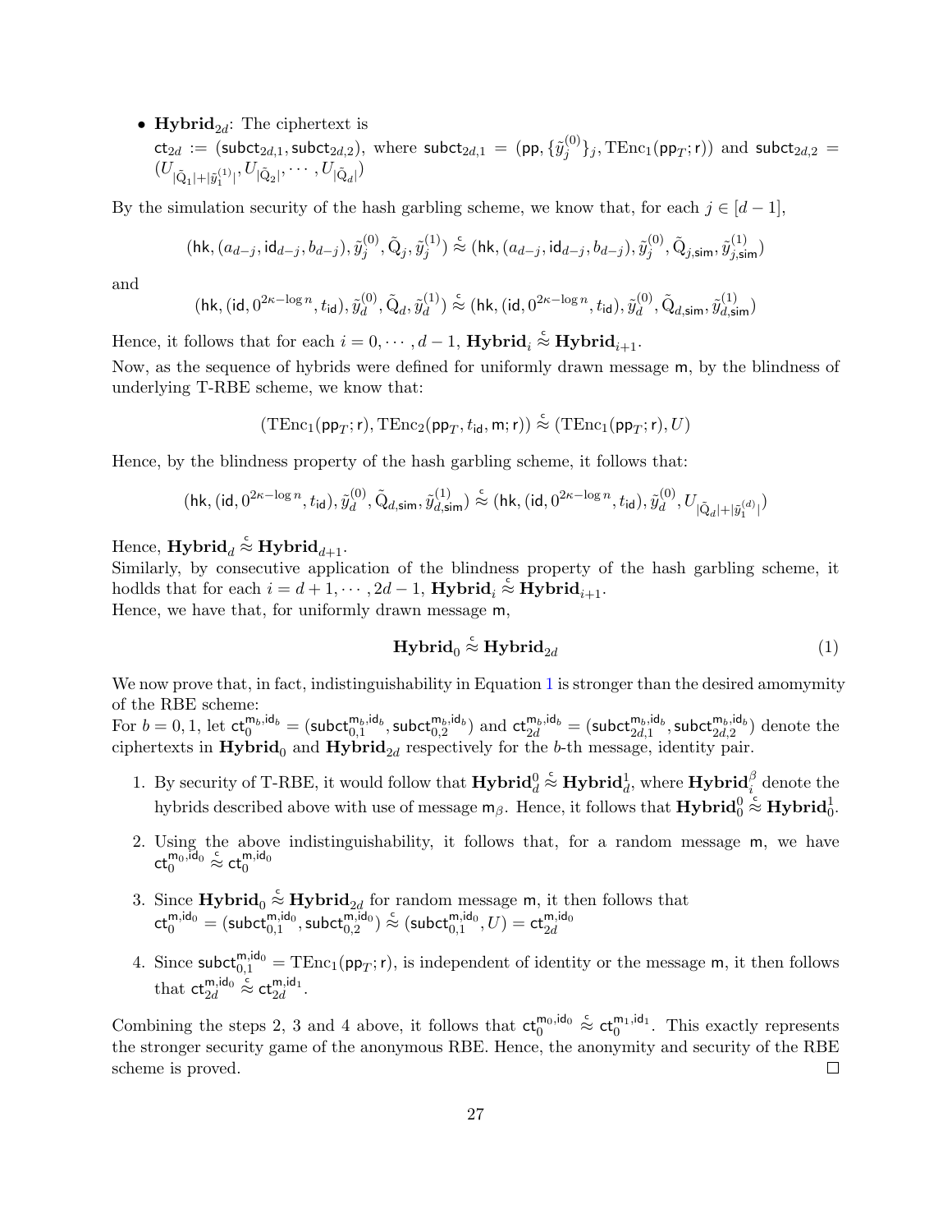- **Hybrid$_{2d}$**: The ciphertext is $\mathsf{ct}_{2d} := (\mathsf{subct}_{2d,1}, \mathsf{subct}_{2d,2})$, where $\mathsf{subct}_{2d,1} = (\mathsf{pp}, \{\tilde{y}_j^{(0)}\}_j, \mathrm{TEnc}_1(\mathsf{pp}_T; \mathsf{r}))$ and $\mathsf{subct}_{2d,2} = (U_{|\tilde{\mathrm{Q}}_1|+|\tilde{y}_1^{(1)}|}, U_{|\tilde{\mathrm{Q}}_2|}, \cdots, U_{|\tilde{\mathrm{Q}}_d|})$

By the simulation security of the hash garbling scheme, we know that, for each $j \in [d-1]$,

$$(\mathsf{hk}, (a_{d-j}, \mathsf{id}_{d-j}, b_{d-j}), \tilde{y}_j^{(0)}, \tilde{\mathrm{Q}}_j, \tilde{y}_j^{(1)}) \overset{c}{\approx} (\mathsf{hk}, (a_{d-j}, \mathsf{id}_{d-j}, b_{d-j}), \tilde{y}_j^{(0)}, \tilde{\mathrm{Q}}_{j,\mathsf{sim}}, \tilde{y}_{j,\mathsf{sim}}^{(1)})$$

and

$$(\mathsf{hk}, (\mathsf{id}, 0^{2\kappa - \log n}, t_{\mathsf{id}}), \tilde{y}_d^{(0)}, \tilde{\mathrm{Q}}_d, \tilde{y}_d^{(1)}) \overset{c}{\approx} (\mathsf{hk}, (\mathsf{id}, 0^{2\kappa - \log n}, t_{\mathsf{id}}), \tilde{y}_d^{(0)}, \tilde{\mathrm{Q}}_{d,\mathsf{sim}}, \tilde{y}_{d,\mathsf{sim}}^{(1)})$$

Hence, it follows that for each $i = 0, \cdots, d-1$, $\mathbf{Hybrid}_i \overset{c}{\approx} \mathbf{Hybrid}_{i+1}$.

Now, as the sequence of hybrids were defined for uniformly drawn message $\mathsf{m}$, by the blindness of underlying T-RBE scheme, we know that:

$$(\mathrm{TEnc}_1(\mathsf{pp}_T; \mathsf{r}), \mathrm{TEnc}_2(\mathsf{pp}_T, t_{\mathsf{id}}, \mathsf{m}; \mathsf{r})) \overset{c}{\approx} (\mathrm{TEnc}_1(\mathsf{pp}_T; \mathsf{r}), U)$$

Hence, by the blindness property of the hash garbling scheme, it follows that:

$$(\mathsf{hk}, (\mathsf{id}, 0^{2\kappa - \log n}, t_{\mathsf{id}}), \tilde{y}_d^{(0)}, \tilde{\mathrm{Q}}_{d,\mathsf{sim}}, \tilde{y}_{d,\mathsf{sim}}^{(1)}) \overset{c}{\approx} (\mathsf{hk}, (\mathsf{id}, 0^{2\kappa - \log n}, t_{\mathsf{id}}), \tilde{y}_d^{(0)}, U_{|\tilde{\mathrm{Q}}_d|+|\tilde{y}_1^{(d)}|})$$

Hence, $\mathbf{Hybrid}_d \overset{c}{\approx} \mathbf{Hybrid}_{d+1}$.

Similarly, by consecutive application of the blindness property of the hash garbling scheme, it hodlds that for each $i = d+1, \cdots, 2d-1$, $\mathbf{Hybrid}_i \overset{c}{\approx} \mathbf{Hybrid}_{i+1}$.

Hence, we have that, for uniformly drawn message $\mathsf{m}$,

$$\mathbf{Hybrid}_0 \overset{c}{\approx} \mathbf{Hybrid}_{2d} \tag{1}$$

We now prove that, in fact, indistinguishability in Equation 1 is stronger than the desired amomymity of the RBE scheme:

For $b = 0, 1$, let $\mathsf{ct}_0^{\mathsf{m}_b, \mathsf{id}_b} = (\mathsf{subct}_{0,1}^{\mathsf{m}_b, \mathsf{id}_b}, \mathsf{subct}_{0,2}^{\mathsf{m}_b, \mathsf{id}_b})$ and $\mathsf{ct}_{2d}^{\mathsf{m}_b, \mathsf{id}_b} = (\mathsf{subct}_{2d,1}^{\mathsf{m}_b, \mathsf{id}_b}, \mathsf{subct}_{2d,2}^{\mathsf{m}_b, \mathsf{id}_b})$ denote the ciphertexts in $\mathbf{Hybrid}_0$ and $\mathbf{Hybrid}_{2d}$ respectively for the $b$-th message, identity pair.

1. By security of T-RBE, it would follow that $\mathbf{Hybrid}_d^0 \overset{c}{\approx} \mathbf{Hybrid}_d^1$, where $\mathbf{Hybrid}_i^\beta$ denote the hybrids described above with use of message $\mathsf{m}_\beta$. Hence, it follows that $\mathbf{Hybrid}_0^0 \overset{c}{\approx} \mathbf{Hybrid}_0^1$.
2. Using the above indistinguishability, it follows that, for a random message $\mathsf{m}$, we have $\mathsf{ct}_0^{\mathsf{m}_0, \mathsf{id}_0} \overset{c}{\approx} \mathsf{ct}_0^{\mathsf{m}, \mathsf{id}_0}$
3. Since $\mathbf{Hybrid}_0 \overset{c}{\approx} \mathbf{Hybrid}_{2d}$ for random message $\mathsf{m}$, it then follows that $\mathsf{ct}_0^{\mathsf{m}, \mathsf{id}_0} = (\mathsf{subct}_{0,1}^{\mathsf{m}, \mathsf{id}_0}, \mathsf{subct}_{0,2}^{\mathsf{m}, \mathsf{id}_0}) \overset{c}{\approx} (\mathsf{subct}_{0,1}^{\mathsf{m}, \mathsf{id}_0}, U) = \mathsf{ct}_{2d}^{\mathsf{m}, \mathsf{id}_0}$
4. Since $\mathsf{subct}_{0,1}^{\mathsf{m}, \mathsf{id}_0} = \mathrm{TEnc}_1(\mathsf{pp}_T; \mathsf{r})$, is independent of identity or the message $\mathsf{m}$, it then follows that $\mathsf{ct}_{2d}^{\mathsf{m}, \mathsf{id}_0} \overset{c}{\approx} \mathsf{ct}_{2d}^{\mathsf{m}, \mathsf{id}_1}$.

Combining the steps 2, 3 and 4 above, it follows that $\mathsf{ct}_0^{\mathsf{m}_0, \mathsf{id}_0} \overset{c}{\approx} \mathsf{ct}_0^{\mathsf{m}_1, \mathsf{id}_1}$. This exactly represents the stronger security game of the anonymous RBE. Hence, the anonymity and security of the RBE scheme is proved. □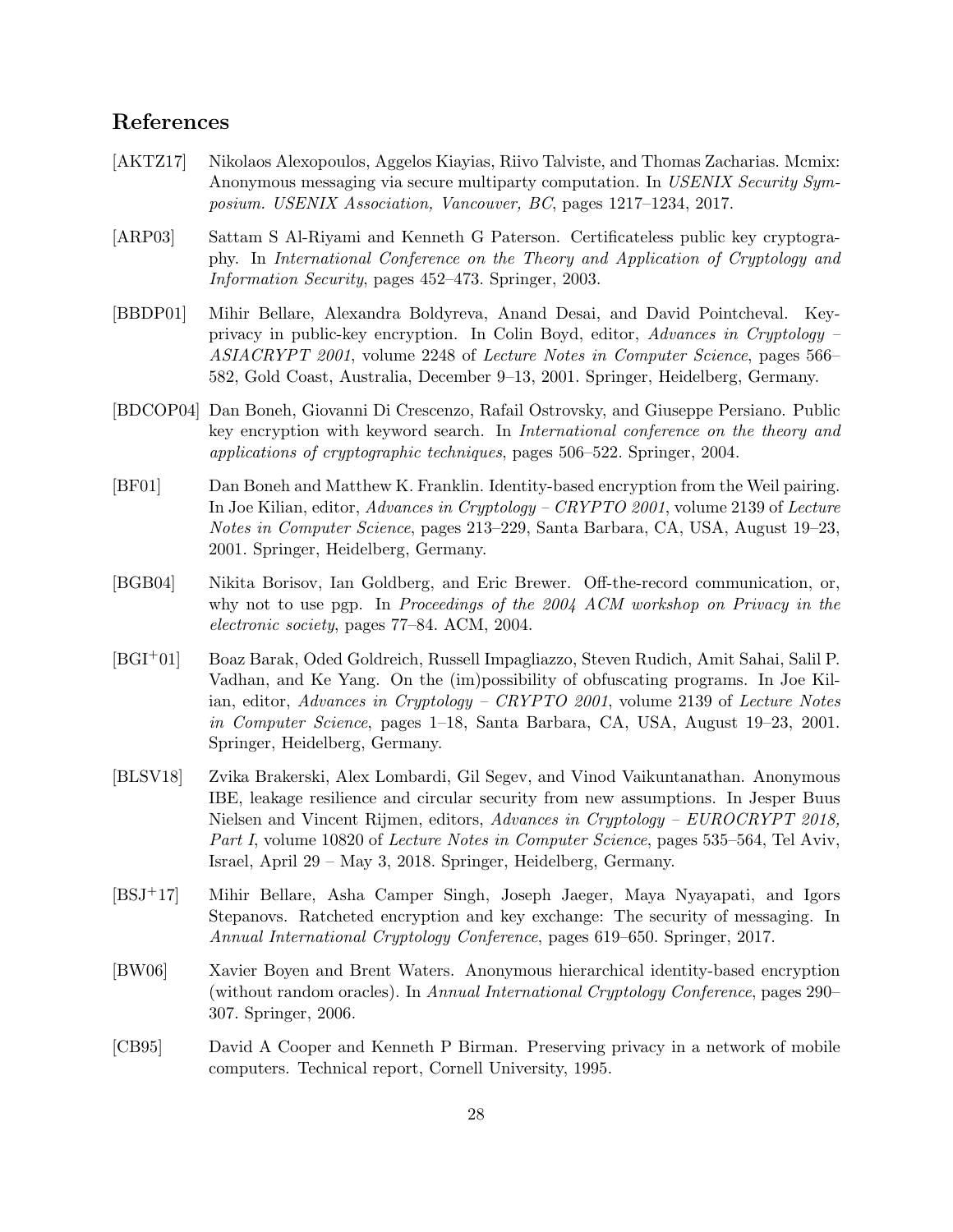## References

[AKTZ17] Nikolaos Alexopoulos, Aggelos Kiayias, Riivo Talviste, and Thomas Zacharias. Mcmix: Anonymous messaging via secure multiparty computation. In *USENIX Security Symposium. USENIX Association, Vancouver, BC*, pages 1217–1234, 2017.

[ARP03] Sattam S Al-Riyami and Kenneth G Paterson. Certificateless public key cryptography. In *International Conference on the Theory and Application of Cryptology and Information Security*, pages 452–473. Springer, 2003.

[BBDP01] Mihir Bellare, Alexandra Boldyreva, Anand Desai, and David Pointcheval. Key-privacy in public-key encryption. In Colin Boyd, editor, *Advances in Cryptology – ASIACRYPT 2001*, volume 2248 of *Lecture Notes in Computer Science*, pages 566–582, Gold Coast, Australia, December 9–13, 2001. Springer, Heidelberg, Germany.

[BDCOP04] Dan Boneh, Giovanni Di Crescenzo, Rafail Ostrovsky, and Giuseppe Persiano. Public key encryption with keyword search. In *International conference on the theory and applications of cryptographic techniques*, pages 506–522. Springer, 2004.

[BF01] Dan Boneh and Matthew K. Franklin. Identity-based encryption from the Weil pairing. In Joe Kilian, editor, *Advances in Cryptology – CRYPTO 2001*, volume 2139 of *Lecture Notes in Computer Science*, pages 213–229, Santa Barbara, CA, USA, August 19–23, 2001. Springer, Heidelberg, Germany.

[BGB04] Nikita Borisov, Ian Goldberg, and Eric Brewer. Off-the-record communication, or, why not to use pgp. In *Proceedings of the 2004 ACM workshop on Privacy in the electronic society*, pages 77–84. ACM, 2004.

[BGI+01] Boaz Barak, Oded Goldreich, Russell Impagliazzo, Steven Rudich, Amit Sahai, Salil P. Vadhan, and Ke Yang. On the (im)possibility of obfuscating programs. In Joe Kilian, editor, *Advances in Cryptology – CRYPTO 2001*, volume 2139 of *Lecture Notes in Computer Science*, pages 1–18, Santa Barbara, CA, USA, August 19–23, 2001. Springer, Heidelberg, Germany.

[BLSV18] Zvika Brakerski, Alex Lombardi, Gil Segev, and Vinod Vaikuntanathan. Anonymous IBE, leakage resilience and circular security from new assumptions. In Jesper Buus Nielsen and Vincent Rijmen, editors, *Advances in Cryptology – EUROCRYPT 2018, Part I*, volume 10820 of *Lecture Notes in Computer Science*, pages 535–564, Tel Aviv, Israel, April 29 – May 3, 2018. Springer, Heidelberg, Germany.

[BSJ+17] Mihir Bellare, Asha Camper Singh, Joseph Jaeger, Maya Nyayapati, and Igors Stepanovs. Ratcheted encryption and key exchange: The security of messaging. In *Annual International Cryptology Conference*, pages 619–650. Springer, 2017.

[BW06] Xavier Boyen and Brent Waters. Anonymous hierarchical identity-based encryption (without random oracles). In *Annual International Cryptology Conference*, pages 290–307. Springer, 2006.

[CB95] David A Cooper and Kenneth P Birman. Preserving privacy in a network of mobile computers. Technical report, Cornell University, 1995.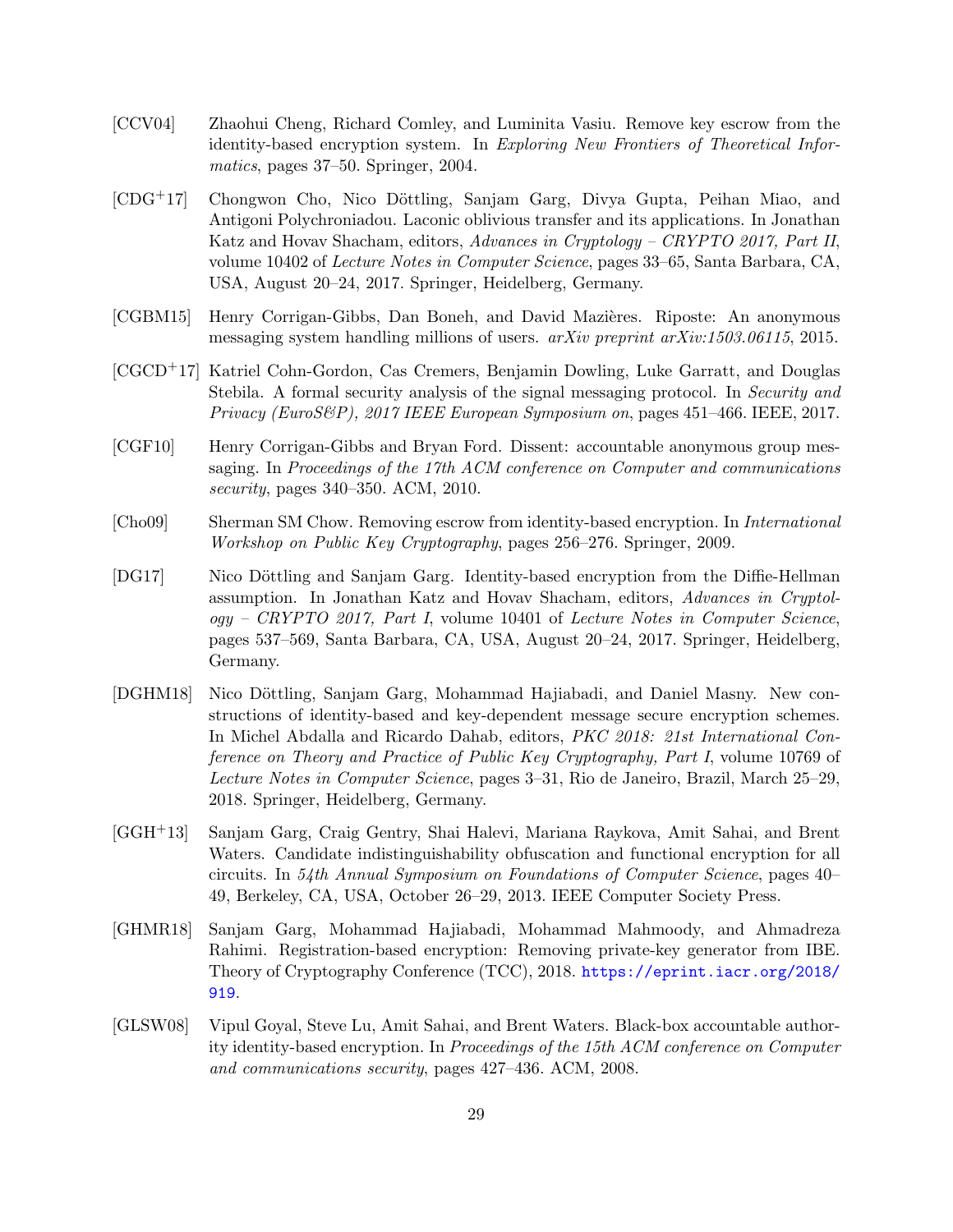[CCV04] Zhaohui Cheng, Richard Comley, and Luminita Vasiu. Remove key escrow from the identity-based encryption system. In *Exploring New Frontiers of Theoretical Informatics*, pages 37–50. Springer, 2004.

[CDG+17] Chongwon Cho, Nico Döttling, Sanjam Garg, Divya Gupta, Peihan Miao, and Antigoni Polychroniadou. Laconic oblivious transfer and its applications. In Jonathan Katz and Hovav Shacham, editors, *Advances in Cryptology – CRYPTO 2017, Part II*, volume 10402 of *Lecture Notes in Computer Science*, pages 33–65, Santa Barbara, CA, USA, August 20–24, 2017. Springer, Heidelberg, Germany.

[CGBM15] Henry Corrigan-Gibbs, Dan Boneh, and David Mazières. Riposte: An anonymous messaging system handling millions of users. *arXiv preprint arXiv:1503.06115*, 2015.

[CGCD+17] Katriel Cohn-Gordon, Cas Cremers, Benjamin Dowling, Luke Garratt, and Douglas Stebila. A formal security analysis of the signal messaging protocol. In *Security and Privacy (EuroS&P), 2017 IEEE European Symposium on*, pages 451–466. IEEE, 2017.

[CGF10] Henry Corrigan-Gibbs and Bryan Ford. Dissent: accountable anonymous group messaging. In *Proceedings of the 17th ACM conference on Computer and communications security*, pages 340–350. ACM, 2010.

[Cho09] Sherman SM Chow. Removing escrow from identity-based encryption. In *International Workshop on Public Key Cryptography*, pages 256–276. Springer, 2009.

[DG17] Nico Döttling and Sanjam Garg. Identity-based encryption from the Diffie-Hellman assumption. In Jonathan Katz and Hovav Shacham, editors, *Advances in Cryptology – CRYPTO 2017, Part I*, volume 10401 of *Lecture Notes in Computer Science*, pages 537–569, Santa Barbara, CA, USA, August 20–24, 2017. Springer, Heidelberg, Germany.

[DGHM18] Nico Döttling, Sanjam Garg, Mohammad Hajiabadi, and Daniel Masny. New constructions of identity-based and key-dependent message secure encryption schemes. In Michel Abdalla and Ricardo Dahab, editors, *PKC 2018: 21st International Conference on Theory and Practice of Public Key Cryptography, Part I*, volume 10769 of *Lecture Notes in Computer Science*, pages 3–31, Rio de Janeiro, Brazil, March 25–29, 2018. Springer, Heidelberg, Germany.

[GGH+13] Sanjam Garg, Craig Gentry, Shai Halevi, Mariana Raykova, Amit Sahai, and Brent Waters. Candidate indistinguishability obfuscation and functional encryption for all circuits. In *54th Annual Symposium on Foundations of Computer Science*, pages 40–49, Berkeley, CA, USA, October 26–29, 2013. IEEE Computer Society Press.

[GHMR18] Sanjam Garg, Mohammad Hajiabadi, Mohammad Mahmoody, and Ahmadreza Rahimi. Registration-based encryption: Removing private-key generator from IBE. Theory of Cryptography Conference (TCC), 2018. https://eprint.iacr.org/2018/919.

[GLSW08] Vipul Goyal, Steve Lu, Amit Sahai, and Brent Waters. Black-box accountable authority identity-based encryption. In *Proceedings of the 15th ACM conference on Computer and communications security*, pages 427–436. ACM, 2008.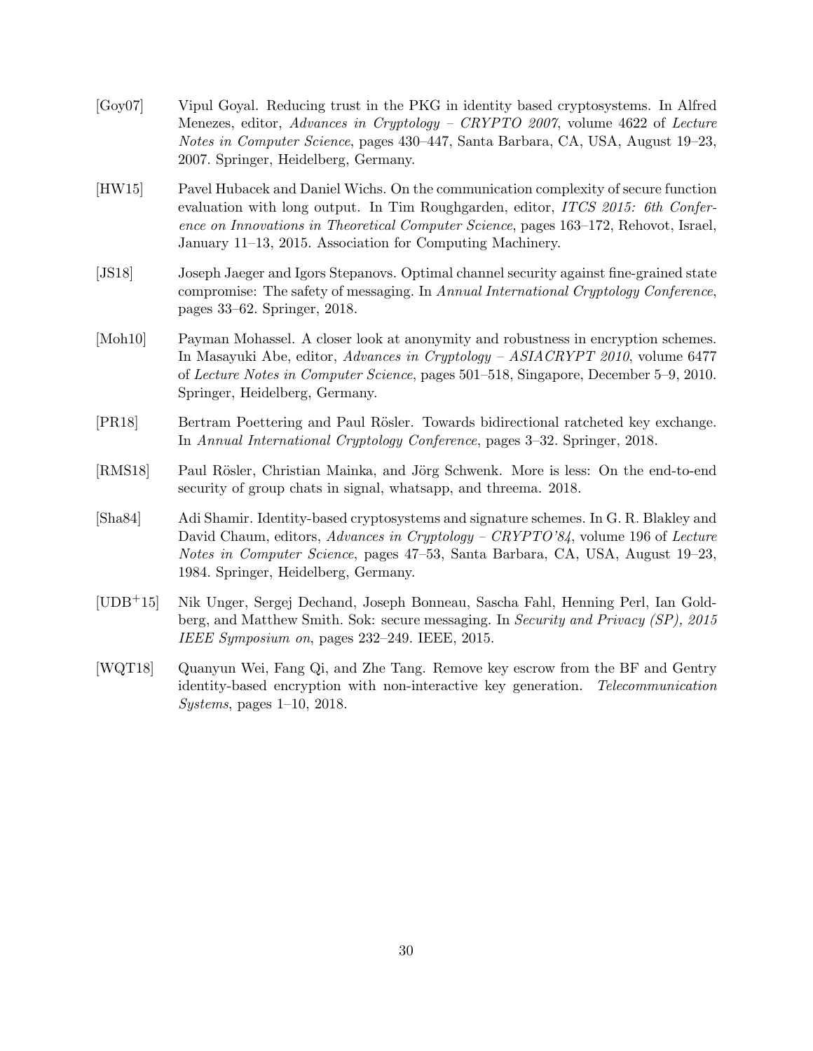[Goy07] Vipul Goyal. Reducing trust in the PKG in identity based cryptosystems. In Alfred Menezes, editor, *Advances in Cryptology – CRYPTO 2007*, volume 4622 of *Lecture Notes in Computer Science*, pages 430–447, Santa Barbara, CA, USA, August 19–23, 2007. Springer, Heidelberg, Germany.

[HW15] Pavel Hubacek and Daniel Wichs. On the communication complexity of secure function evaluation with long output. In Tim Roughgarden, editor, *ITCS 2015: 6th Conference on Innovations in Theoretical Computer Science*, pages 163–172, Rehovot, Israel, January 11–13, 2015. Association for Computing Machinery.

[JS18] Joseph Jaeger and Igors Stepanovs. Optimal channel security against fine-grained state compromise: The safety of messaging. In *Annual International Cryptology Conference*, pages 33–62. Springer, 2018.

[Moh10] Payman Mohassel. A closer look at anonymity and robustness in encryption schemes. In Masayuki Abe, editor, *Advances in Cryptology – ASIACRYPT 2010*, volume 6477 of *Lecture Notes in Computer Science*, pages 501–518, Singapore, December 5–9, 2010. Springer, Heidelberg, Germany.

[PR18] Bertram Poettering and Paul Rösler. Towards bidirectional ratcheted key exchange. In *Annual International Cryptology Conference*, pages 3–32. Springer, 2018.

[RMS18] Paul Rösler, Christian Mainka, and Jörg Schwenk. More is less: On the end-to-end security of group chats in signal, whatsapp, and threema. 2018.

[Sha84] Adi Shamir. Identity-based cryptosystems and signature schemes. In G. R. Blakley and David Chaum, editors, *Advances in Cryptology – CRYPTO'84*, volume 196 of *Lecture Notes in Computer Science*, pages 47–53, Santa Barbara, CA, USA, August 19–23, 1984. Springer, Heidelberg, Germany.

[UDB+15] Nik Unger, Sergej Dechand, Joseph Bonneau, Sascha Fahl, Henning Perl, Ian Goldberg, and Matthew Smith. Sok: secure messaging. In *Security and Privacy (SP), 2015 IEEE Symposium on*, pages 232–249. IEEE, 2015.

[WQT18] Quanyun Wei, Fang Qi, and Zhe Tang. Remove key escrow from the BF and Gentry identity-based encryption with non-interactive key generation. *Telecommunication Systems*, pages 1–10, 2018.